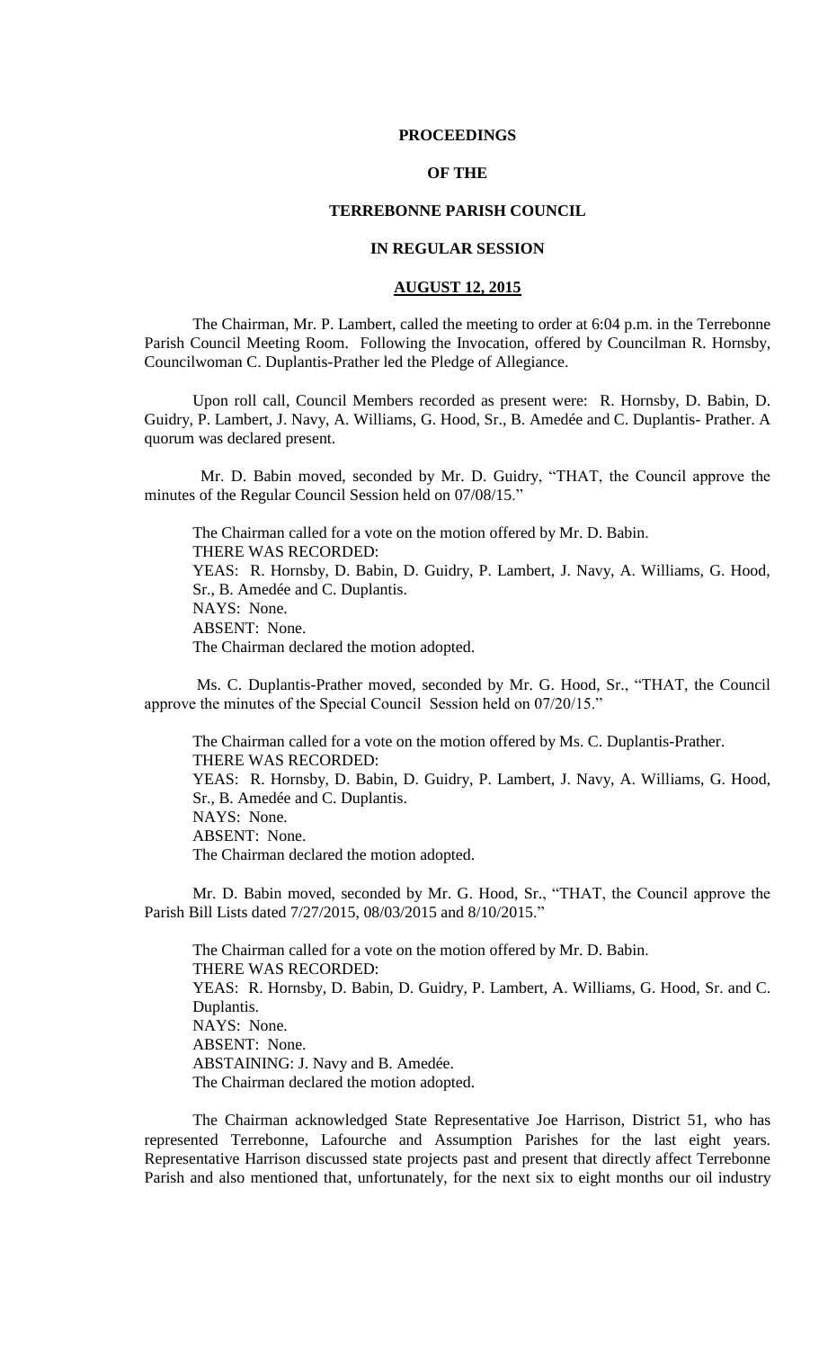**PROCEEDINGS**

**OF THE**

**TERREBONNE PARISH COUNCIL**

**IN REGULAR SESSION**

**AUGUST 12, 2015**

The Chairman, Mr. P. Lambert, called the meeting to order at 6:04 p.m. in the Terrebonne Parish Council Meeting Room. Following the Invocation, offered by Councilman R. Hornsby, Councilwoman C. Duplantis-Prather led the Pledge of Allegiance.

Upon roll call, Council Members recorded as present were: R. Hornsby, D. Babin, D. Guidry, P. Lambert, J. Navy, A. Williams, G. Hood, Sr., B. Amedée and C. Duplantis- Prather. A quorum was declared present.

Mr. D. Babin moved, seconded by Mr. D. Guidry, "THAT, the Council approve the minutes of the Regular Council Session held on 07/08/15."

The Chairman called for a vote on the motion offered by Mr. D. Babin.
THERE WAS RECORDED:
YEAS: R. Hornsby, D. Babin, D. Guidry, P. Lambert, J. Navy, A. Williams, G. Hood, Sr., B. Amedée and C. Duplantis.
NAYS: None.
ABSENT: None.
The Chairman declared the motion adopted.

Ms. C. Duplantis-Prather moved, seconded by Mr. G. Hood, Sr., "THAT, the Council approve the minutes of the Special Council Session held on 07/20/15."

The Chairman called for a vote on the motion offered by Ms. C. Duplantis-Prather.
THERE WAS RECORDED:
YEAS: R. Hornsby, D. Babin, D. Guidry, P. Lambert, J. Navy, A. Williams, G. Hood, Sr., B. Amedée and C. Duplantis.
NAYS: None.
ABSENT: None.
The Chairman declared the motion adopted.

Mr. D. Babin moved, seconded by Mr. G. Hood, Sr., "THAT, the Council approve the Parish Bill Lists dated 7/27/2015, 08/03/2015 and 8/10/2015."

The Chairman called for a vote on the motion offered by Mr. D. Babin.
THERE WAS RECORDED:
YEAS: R. Hornsby, D. Babin, D. Guidry, P. Lambert, A. Williams, G. Hood, Sr. and C. Duplantis.
NAYS: None.
ABSENT: None.
ABSTAINING: J. Navy and B. Amedée.
The Chairman declared the motion adopted.

The Chairman acknowledged State Representative Joe Harrison, District 51, who has represented Terrebonne, Lafourche and Assumption Parishes for the last eight years. Representative Harrison discussed state projects past and present that directly affect Terrebonne Parish and also mentioned that, unfortunately, for the next six to eight months our oil industry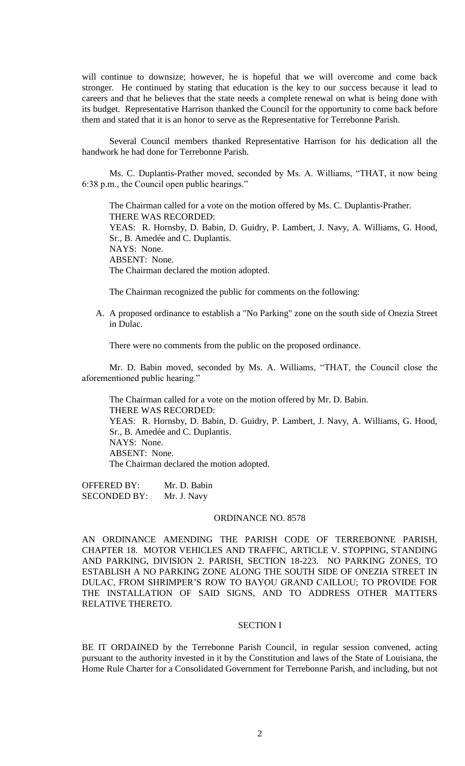will continue to downsize; however, he is hopeful that we will overcome and come back stronger. He continued by stating that education is the key to our success because it lead to careers and that he believes that the state needs a complete renewal on what is being done with its budget. Representative Harrison thanked the Council for the opportunity to come back before them and stated that it is an honor to serve as the Representative for Terrebonne Parish.

Several Council members thanked Representative Harrison for his dedication all the handwork he had done for Terrebonne Parish.

Ms. C. Duplantis-Prather moved, seconded by Ms. A. Williams, "THAT, it now being 6:38 p.m., the Council open public hearings."

The Chairman called for a vote on the motion offered by Ms. C. Duplantis-Prather.
THERE WAS RECORDED:
YEAS: R. Hornsby, D. Babin, D. Guidry, P. Lambert, J. Navy, A. Williams, G. Hood, Sr., B. Amedée and C. Duplantis.
NAYS: None.
ABSENT: None.
The Chairman declared the motion adopted.

The Chairman recognized the public for comments on the following:

A. A proposed ordinance to establish a "No Parking" zone on the south side of Onezia Street in Dulac.

There were no comments from the public on the proposed ordinance.

Mr. D. Babin moved, seconded by Ms. A. Williams, "THAT, the Council close the aforementioned public hearing."

The Chairman called for a vote on the motion offered by Mr. D. Babin.
THERE WAS RECORDED:
YEAS: R. Hornsby, D. Babin, D. Guidry, P. Lambert, J. Navy, A. Williams, G. Hood, Sr., B. Amedée and C. Duplantis.
NAYS: None.
ABSENT: None.
The Chairman declared the motion adopted.

OFFERED BY: Mr. D. Babin
SECONDED BY: Mr. J. Navy

## ORDINANCE NO. 8578

AN ORDINANCE AMENDING THE PARISH CODE OF TERREBONNE PARISH, CHAPTER 18. MOTOR VEHICLES AND TRAFFIC, ARTICLE V. STOPPING, STANDING AND PARKING, DIVISION 2. PARISH, SECTION 18-223. NO PARKING ZONES, TO ESTABLISH A NO PARKING ZONE ALONG THE SOUTH SIDE OF ONEZIA STREET IN DULAC, FROM SHRIMPER'S ROW TO BAYOU GRAND CAILLOU; TO PROVIDE FOR THE INSTALLATION OF SAID SIGNS, AND TO ADDRESS OTHER MATTERS RELATIVE THERETO.

### SECTION I

BE IT ORDAINED by the Terrebonne Parish Council, in regular session convened, acting pursuant to the authority invested in it by the Constitution and laws of the State of Louisiana, the Home Rule Charter for a Consolidated Government for Terrebonne Parish, and including, but not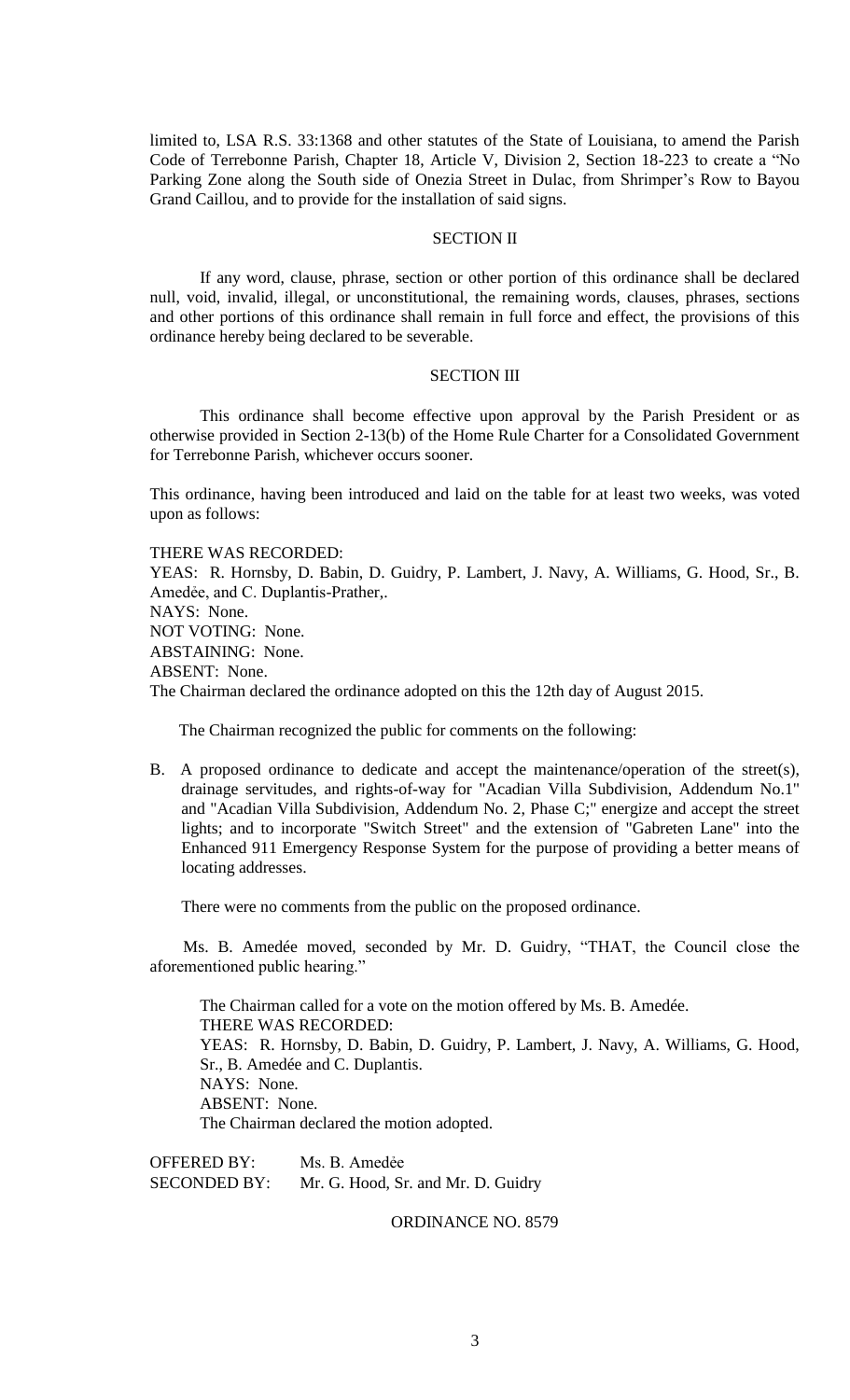limited to, LSA R.S. 33:1368 and other statutes of the State of Louisiana, to amend the Parish Code of Terrebonne Parish, Chapter 18, Article V, Division 2, Section 18-223 to create a "No Parking Zone along the South side of Onezia Street in Dulac, from Shrimper's Row to Bayou Grand Caillou, and to provide for the installation of said signs.

SECTION II

If any word, clause, phrase, section or other portion of this ordinance shall be declared null, void, invalid, illegal, or unconstitutional, the remaining words, clauses, phrases, sections and other portions of this ordinance shall remain in full force and effect, the provisions of this ordinance hereby being declared to be severable.

SECTION III

This ordinance shall become effective upon approval by the Parish President or as otherwise provided in Section 2-13(b) of the Home Rule Charter for a Consolidated Government for Terrebonne Parish, whichever occurs sooner.

This ordinance, having been introduced and laid on the table for at least two weeks, was voted upon as follows:

THERE WAS RECORDED:
YEAS: R. Hornsby, D. Babin, D. Guidry, P. Lambert, J. Navy, A. Williams, G. Hood, Sr., B. Amedèe, and C. Duplantis-Prather,.
NAYS: None.
NOT VOTING: None.
ABSTAINING: None.
ABSENT: None.
The Chairman declared the ordinance adopted on this the 12th day of August 2015.

The Chairman recognized the public for comments on the following:

B. A proposed ordinance to dedicate and accept the maintenance/operation of the street(s), drainage servitudes, and rights-of-way for "Acadian Villa Subdivision, Addendum No.1" and "Acadian Villa Subdivision, Addendum No. 2, Phase C;" energize and accept the street lights; and to incorporate "Switch Street" and the extension of "Gabreten Lane" into the Enhanced 911 Emergency Response System for the purpose of providing a better means of locating addresses.

There were no comments from the public on the proposed ordinance.

Ms. B. Amedée moved, seconded by Mr. D. Guidry, "THAT, the Council close the aforementioned public hearing."

The Chairman called for a vote on the motion offered by Ms. B. Amedée.
THERE WAS RECORDED:
YEAS: R. Hornsby, D. Babin, D. Guidry, P. Lambert, J. Navy, A. Williams, G. Hood, Sr., B. Amedée and C. Duplantis.
NAYS: None.
ABSENT: None.
The Chairman declared the motion adopted.

OFFERED BY: Ms. B. Amedѐe
SECONDED BY: Mr. G. Hood, Sr. and Mr. D. Guidry

ORDINANCE NO. 8579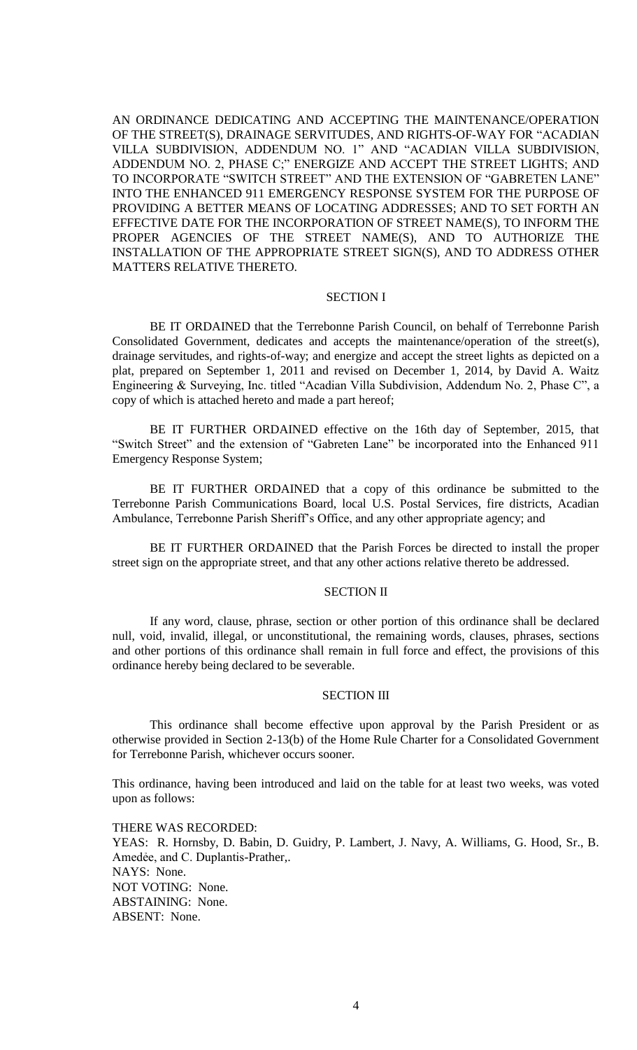AN ORDINANCE DEDICATING AND ACCEPTING THE MAINTENANCE/OPERATION OF THE STREET(S), DRAINAGE SERVITUDES, AND RIGHTS-OF-WAY FOR "ACADIAN VILLA SUBDIVISION, ADDENDUM NO. 1" AND "ACADIAN VILLA SUBDIVISION, ADDENDUM NO. 2, PHASE C;" ENERGIZE AND ACCEPT THE STREET LIGHTS; AND TO INCORPORATE "SWITCH STREET" AND THE EXTENSION OF "GABRETEN LANE" INTO THE ENHANCED 911 EMERGENCY RESPONSE SYSTEM FOR THE PURPOSE OF PROVIDING A BETTER MEANS OF LOCATING ADDRESSES; AND TO SET FORTH AN EFFECTIVE DATE FOR THE INCORPORATION OF STREET NAME(S), TO INFORM THE PROPER AGENCIES OF THE STREET NAME(S), AND TO AUTHORIZE THE INSTALLATION OF THE APPROPRIATE STREET SIGN(S), AND TO ADDRESS OTHER MATTERS RELATIVE THERETO.

## SECTION I

BE IT ORDAINED that the Terrebonne Parish Council, on behalf of Terrebonne Parish Consolidated Government, dedicates and accepts the maintenance/operation of the street(s), drainage servitudes, and rights-of-way; and energize and accept the street lights as depicted on a plat, prepared on September 1, 2011 and revised on December 1, 2014, by David A. Waitz Engineering & Surveying, Inc. titled "Acadian Villa Subdivision, Addendum No. 2, Phase C", a copy of which is attached hereto and made a part hereof;

BE IT FURTHER ORDAINED effective on the 16th day of September, 2015, that "Switch Street" and the extension of "Gabreten Lane" be incorporated into the Enhanced 911 Emergency Response System;

BE IT FURTHER ORDAINED that a copy of this ordinance be submitted to the Terrebonne Parish Communications Board, local U.S. Postal Services, fire districts, Acadian Ambulance, Terrebonne Parish Sheriff's Office, and any other appropriate agency; and

BE IT FURTHER ORDAINED that the Parish Forces be directed to install the proper street sign on the appropriate street, and that any other actions relative thereto be addressed.

## SECTION II

If any word, clause, phrase, section or other portion of this ordinance shall be declared null, void, invalid, illegal, or unconstitutional, the remaining words, clauses, phrases, sections and other portions of this ordinance shall remain in full force and effect, the provisions of this ordinance hereby being declared to be severable.

## SECTION III

This ordinance shall become effective upon approval by the Parish President or as otherwise provided in Section 2-13(b) of the Home Rule Charter for a Consolidated Government for Terrebonne Parish, whichever occurs sooner.

This ordinance, having been introduced and laid on the table for at least two weeks, was voted upon as follows:

THERE WAS RECORDED:
YEAS: R. Hornsby, D. Babin, D. Guidry, P. Lambert, J. Navy, A. Williams, G. Hood, Sr., B. Amedée, and C. Duplantis-Prather,.
NAYS: None.
NOT VOTING: None.
ABSTAINING: None.
ABSENT: None.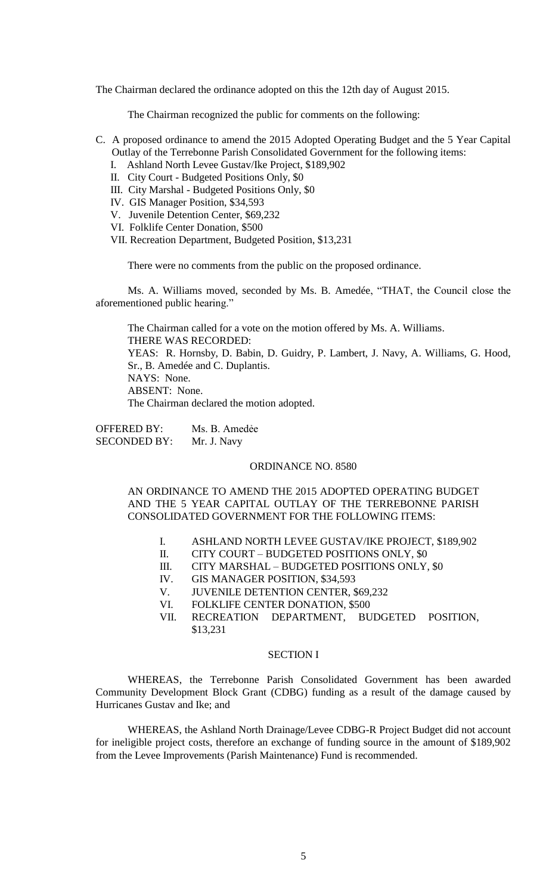The Chairman declared the ordinance adopted on this the 12th day of August 2015.

The Chairman recognized the public for comments on the following:

C. A proposed ordinance to amend the 2015 Adopted Operating Budget and the 5 Year Capital Outlay of the Terrebonne Parish Consolidated Government for the following items:
   I. Ashland North Levee Gustav/Ike Project, $189,902
   II. City Court - Budgeted Positions Only, $0
   III. City Marshal - Budgeted Positions Only, $0
   IV. GIS Manager Position, $34,593
   V. Juvenile Detention Center, $69,232
   VI. Folklife Center Donation, $500
   VII. Recreation Department, Budgeted Position, $13,231

There were no comments from the public on the proposed ordinance.

Ms. A. Williams moved, seconded by Ms. B. Amedée, "THAT, the Council close the aforementioned public hearing."

The Chairman called for a vote on the motion offered by Ms. A. Williams.
THERE WAS RECORDED:
YEAS: R. Hornsby, D. Babin, D. Guidry, P. Lambert, J. Navy, A. Williams, G. Hood, Sr., B. Amedée and C. Duplantis.
NAYS: None.
ABSENT: None.
The Chairman declared the motion adopted.

OFFERED BY: Ms. B. Amedée
SECONDED BY: Mr. J. Navy

ORDINANCE NO. 8580

AN ORDINANCE TO AMEND THE 2015 ADOPTED OPERATING BUDGET AND THE 5 YEAR CAPITAL OUTLAY OF THE TERREBONNE PARISH CONSOLIDATED GOVERNMENT FOR THE FOLLOWING ITEMS:

I. ASHLAND NORTH LEVEE GUSTAV/IKE PROJECT, $189,902
II. CITY COURT – BUDGETED POSITIONS ONLY, $0
III. CITY MARSHAL – BUDGETED POSITIONS ONLY, $0
IV. GIS MANAGER POSITION, $34,593
V. JUVENILE DETENTION CENTER, $69,232
VI. FOLKLIFE CENTER DONATION, $500
VII. RECREATION DEPARTMENT, BUDGETED POSITION, $13,231

SECTION I

WHEREAS, the Terrebonne Parish Consolidated Government has been awarded Community Development Block Grant (CDBG) funding as a result of the damage caused by Hurricanes Gustav and Ike; and

WHEREAS, the Ashland North Drainage/Levee CDBG-R Project Budget did not account for ineligible project costs, therefore an exchange of funding source in the amount of $189,902 from the Levee Improvements (Parish Maintenance) Fund is recommended.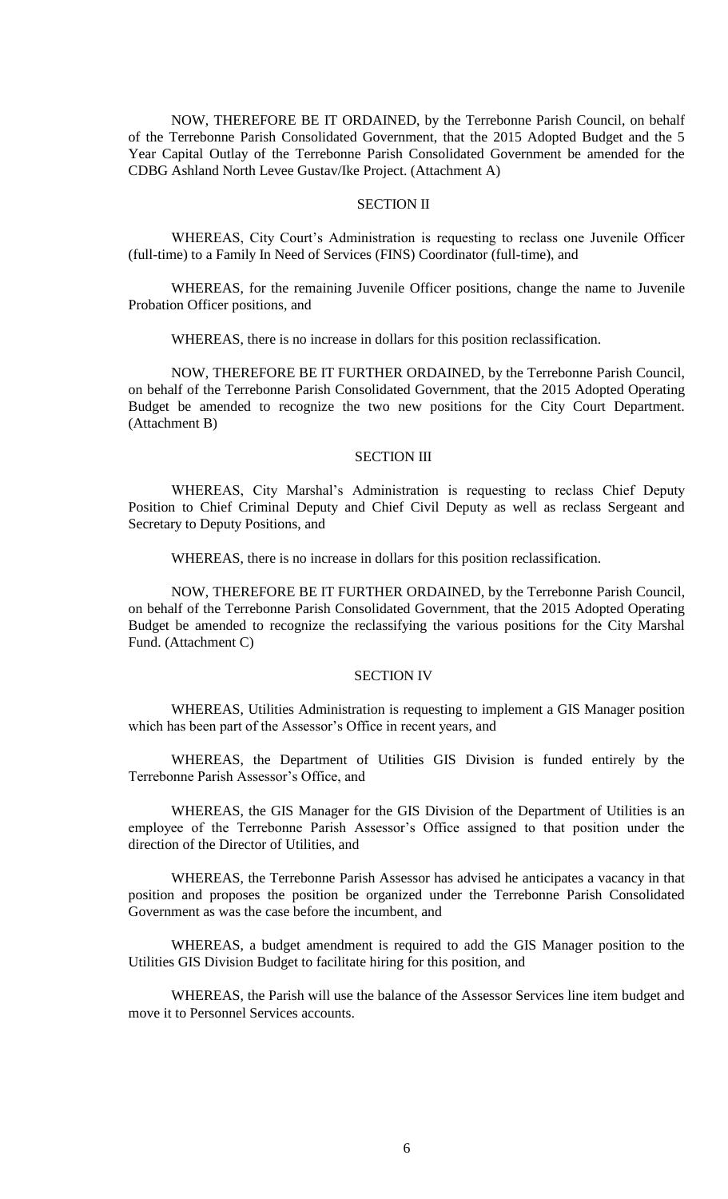NOW, THEREFORE BE IT ORDAINED, by the Terrebonne Parish Council, on behalf of the Terrebonne Parish Consolidated Government, that the 2015 Adopted Budget and the 5 Year Capital Outlay of the Terrebonne Parish Consolidated Government be amended for the CDBG Ashland North Levee Gustav/Ike Project. (Attachment A)

## SECTION II

WHEREAS, City Court's Administration is requesting to reclass one Juvenile Officer (full-time) to a Family In Need of Services (FINS) Coordinator (full-time), and

WHEREAS, for the remaining Juvenile Officer positions, change the name to Juvenile Probation Officer positions, and

WHEREAS, there is no increase in dollars for this position reclassification.

NOW, THEREFORE BE IT FURTHER ORDAINED, by the Terrebonne Parish Council, on behalf of the Terrebonne Parish Consolidated Government, that the 2015 Adopted Operating Budget be amended to recognize the two new positions for the City Court Department. (Attachment B)

## SECTION III

WHEREAS, City Marshal's Administration is requesting to reclass Chief Deputy Position to Chief Criminal Deputy and Chief Civil Deputy as well as reclass Sergeant and Secretary to Deputy Positions, and

WHEREAS, there is no increase in dollars for this position reclassification.

NOW, THEREFORE BE IT FURTHER ORDAINED, by the Terrebonne Parish Council, on behalf of the Terrebonne Parish Consolidated Government, that the 2015 Adopted Operating Budget be amended to recognize the reclassifying the various positions for the City Marshal Fund. (Attachment C)

## SECTION IV

WHEREAS, Utilities Administration is requesting to implement a GIS Manager position which has been part of the Assessor's Office in recent years, and

WHEREAS, the Department of Utilities GIS Division is funded entirely by the Terrebonne Parish Assessor's Office, and

WHEREAS, the GIS Manager for the GIS Division of the Department of Utilities is an employee of the Terrebonne Parish Assessor's Office assigned to that position under the direction of the Director of Utilities, and

WHEREAS, the Terrebonne Parish Assessor has advised he anticipates a vacancy in that position and proposes the position be organized under the Terrebonne Parish Consolidated Government as was the case before the incumbent, and

WHEREAS, a budget amendment is required to add the GIS Manager position to the Utilities GIS Division Budget to facilitate hiring for this position, and

WHEREAS, the Parish will use the balance of the Assessor Services line item budget and move it to Personnel Services accounts.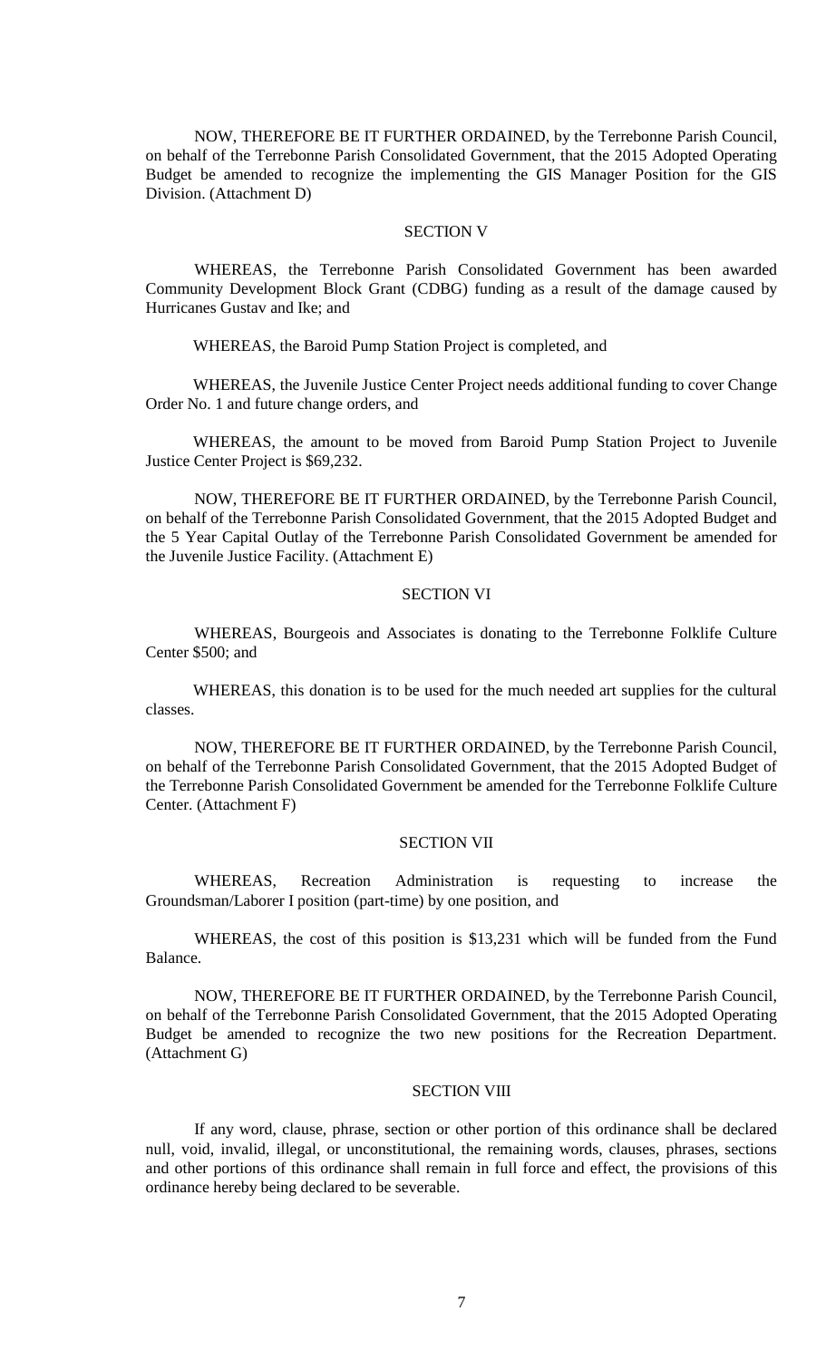NOW, THEREFORE BE IT FURTHER ORDAINED, by the Terrebonne Parish Council, on behalf of the Terrebonne Parish Consolidated Government, that the 2015 Adopted Operating Budget be amended to recognize the implementing the GIS Manager Position for the GIS Division. (Attachment D)

SECTION V

WHEREAS, the Terrebonne Parish Consolidated Government has been awarded Community Development Block Grant (CDBG) funding as a result of the damage caused by Hurricanes Gustav and Ike; and

WHEREAS, the Baroid Pump Station Project is completed, and

WHEREAS, the Juvenile Justice Center Project needs additional funding to cover Change Order No. 1 and future change orders, and

WHEREAS, the amount to be moved from Baroid Pump Station Project to Juvenile Justice Center Project is $69,232.

NOW, THEREFORE BE IT FURTHER ORDAINED, by the Terrebonne Parish Council, on behalf of the Terrebonne Parish Consolidated Government, that the 2015 Adopted Budget and the 5 Year Capital Outlay of the Terrebonne Parish Consolidated Government be amended for the Juvenile Justice Facility. (Attachment E)

SECTION VI

WHEREAS, Bourgeois and Associates is donating to the Terrebonne Folklife Culture Center $500; and

WHEREAS, this donation is to be used for the much needed art supplies for the cultural classes.

NOW, THEREFORE BE IT FURTHER ORDAINED, by the Terrebonne Parish Council, on behalf of the Terrebonne Parish Consolidated Government, that the 2015 Adopted Budget of the Terrebonne Parish Consolidated Government be amended for the Terrebonne Folklife Culture Center. (Attachment F)

SECTION VII

WHEREAS, Recreation Administration is requesting to increase the Groundsman/Laborer I position (part-time) by one position, and

WHEREAS, the cost of this position is $13,231 which will be funded from the Fund Balance.

NOW, THEREFORE BE IT FURTHER ORDAINED, by the Terrebonne Parish Council, on behalf of the Terrebonne Parish Consolidated Government, that the 2015 Adopted Operating Budget be amended to recognize the two new positions for the Recreation Department. (Attachment G)

SECTION VIII

If any word, clause, phrase, section or other portion of this ordinance shall be declared null, void, invalid, illegal, or unconstitutional, the remaining words, clauses, phrases, sections and other portions of this ordinance shall remain in full force and effect, the provisions of this ordinance hereby being declared to be severable.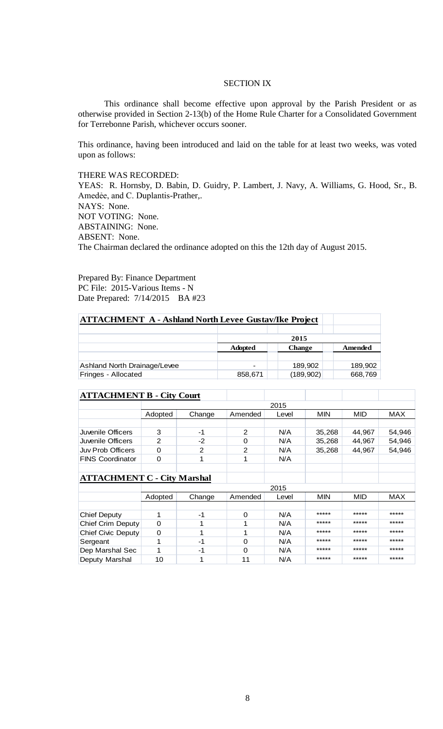SECTION IX

This ordinance shall become effective upon approval by the Parish President or as otherwise provided in Section 2-13(b) of the Home Rule Charter for a Consolidated Government for Terrebonne Parish, whichever occurs sooner.

This ordinance, having been introduced and laid on the table for at least two weeks, was voted upon as follows:

THERE WAS RECORDED:
YEAS: R. Hornsby, D. Babin, D. Guidry, P. Lambert, J. Navy, A. Williams, G. Hood, Sr., B. Amedée, and C. Duplantis-Prather,.
NAYS: None.
NOT VOTING: None.
ABSTAINING: None.
ABSENT: None.
The Chairman declared the ordinance adopted on this the 12th day of August 2015.

Prepared By: Finance Department
PC File: 2015-Various Items - N
Date Prepared: 7/14/2015 BA #23

**ATTACHMENT A - Ashland North Levee Gustav/Ike Project**

| | 2015 | | |
|---|---|---|---|
| | **Adopted** | **Change** | **Amended** |
| Ashland North Drainage/Levee | - | 189,902 | 189,902 |
| Fringes - Allocated | 858,671 | (189,902) | 668,769 |

**ATTACHMENT B - City Court**

| | 2015 | | | | | | |
|---|---|---|---|---|---|---|---|
| | Adopted | Change | Amended | Level | MIN | MID | MAX |
| Juvenile Officers | 3 | -1 | 2 | N/A | 35,268 | 44,967 | 54,946 |
| Juvenile Officers | 2 | -2 | 0 | N/A | 35,268 | 44,967 | 54,946 |
| Juv Prob Officers | 0 | 2 | 2 | N/A | 35,268 | 44,967 | 54,946 |
| FINS Coordinator | 0 | 1 | 1 | N/A | | | |

**ATTACHMENT C - City Marshal**

| | 2015 | | | | | | |
|---|---|---|---|---|---|---|---|
| | Adopted | Change | Amended | Level | MIN | MID | MAX |
| Chief Deputy | 1 | -1 | 0 | N/A | ***** | ***** | ***** |
| Chief Crim Deputy | 0 | 1 | 1 | N/A | ***** | ***** | ***** |
| Chief Civic Deputy | 0 | 1 | 1 | N/A | ***** | ***** | ***** |
| Sergeant | 1 | -1 | 0 | N/A | ***** | ***** | ***** |
| Dep Marshal Sec | 1 | -1 | 0 | N/A | ***** | ***** | ***** |
| Deputy Marshal | 10 | 1 | 11 | N/A | ***** | ***** | ***** |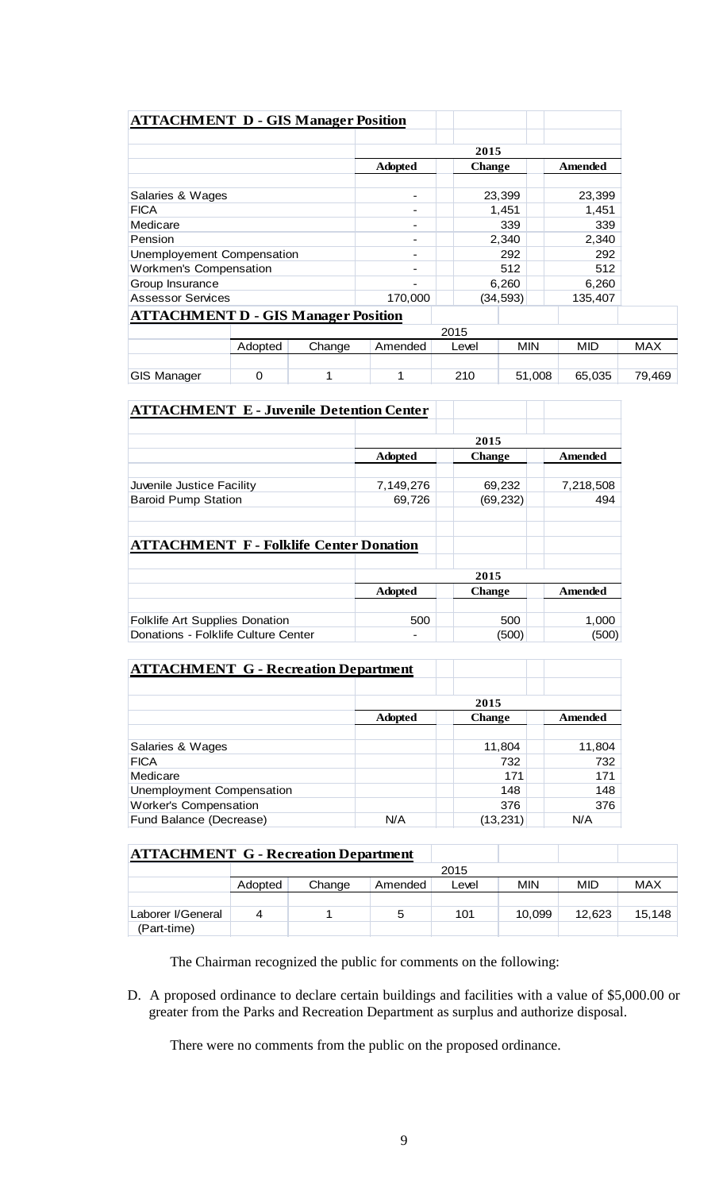**ATTACHMENT D - GIS Manager Position**

| | 2015 | | |
|---|---|---|---|
| | Adopted | Change | Amended |
| Salaries & Wages | - | 23,399 | 23,399 |
| FICA | - | 1,451 | 1,451 |
| Medicare | - | 339 | 339 |
| Pension | - | 2,340 | 2,340 |
| Unemployement Compensation | - | 292 | 292 |
| Workmen's Compensation | - | 512 | 512 |
| Group Insurance | - | 6,260 | 6,260 |
| Assessor Services | 170,000 | (34,593) | 135,407 |

**ATTACHMENT D - GIS Manager Position**

| | 2015 | | | | | | |
|---|---|---|---|---|---|---|---|
| | Adopted | Change | Amended | Level | MIN | MID | MAX |
| GIS Manager | 0 | 1 | 1 | 210 | 51,008 | 65,035 | 79,469 |

**ATTACHMENT E - Juvenile Detention Center**

| | 2015 | | |
|---|---|---|---|
| | Adopted | Change | Amended |
| Juvenile Justice Facility | 7,149,276 | 69,232 | 7,218,508 |
| Baroid Pump Station | 69,726 | (69,232) | 494 |

**ATTACHMENT F - Folklife Center Donation**

| | 2015 | | |
|---|---|---|---|
| | Adopted | Change | Amended |
| Folklife Art Supplies Donation | 500 | 500 | 1,000 |
| Donations - Folklife Culture Center | - | (500) | (500) |

**ATTACHMENT G - Recreation Department**

| | 2015 | | |
|---|---|---|---|
| | Adopted | Change | Amended |
| Salaries & Wages | | 11,804 | 11,804 |
| FICA | | 732 | 732 |
| Medicare | | 171 | 171 |
| Unemployment Compensation | | 148 | 148 |
| Worker's Compensation | | 376 | 376 |
| Fund Balance (Decrease) | N/A | (13,231) | N/A |

**ATTACHMENT G - Recreation Department**

| | 2015 | | | | | | |
|---|---|---|---|---|---|---|---|
| | Adopted | Change | Amended | Level | MIN | MID | MAX |
| Laborer I/General (Part-time) | 4 | 1 | 5 | 101 | 10,099 | 12,623 | 15,148 |

The Chairman recognized the public for comments on the following:

D. A proposed ordinance to declare certain buildings and facilities with a value of $5,000.00 or greater from the Parks and Recreation Department as surplus and authorize disposal.

There were no comments from the public on the proposed ordinance.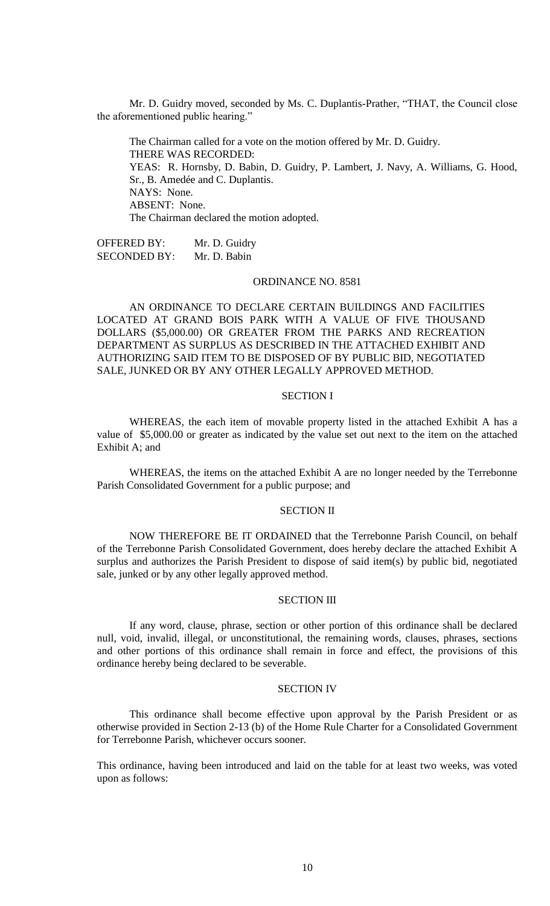Mr. D. Guidry moved, seconded by Ms. C. Duplantis-Prather, "THAT, the Council close the aforementioned public hearing."

The Chairman called for a vote on the motion offered by Mr. D. Guidry.
THERE WAS RECORDED:
YEAS: R. Hornsby, D. Babin, D. Guidry, P. Lambert, J. Navy, A. Williams, G. Hood, Sr., B. Amedée and C. Duplantis.
NAYS: None.
ABSENT: None.
The Chairman declared the motion adopted.

OFFERED BY: Mr. D. Guidry
SECONDED BY: Mr. D. Babin

ORDINANCE NO. 8581

AN ORDINANCE TO DECLARE CERTAIN BUILDINGS AND FACILITIES LOCATED AT GRAND BOIS PARK WITH A VALUE OF FIVE THOUSAND DOLLARS ($5,000.00) OR GREATER FROM THE PARKS AND RECREATION DEPARTMENT AS SURPLUS AS DESCRIBED IN THE ATTACHED EXHIBIT AND AUTHORIZING SAID ITEM TO BE DISPOSED OF BY PUBLIC BID, NEGOTIATED SALE, JUNKED OR BY ANY OTHER LEGALLY APPROVED METHOD.

SECTION I

WHEREAS, the each item of movable property listed in the attached Exhibit A has a value of $5,000.00 or greater as indicated by the value set out next to the item on the attached Exhibit A; and

WHEREAS, the items on the attached Exhibit A are no longer needed by the Terrebonne Parish Consolidated Government for a public purpose; and

SECTION II

NOW THEREFORE BE IT ORDAINED that the Terrebonne Parish Council, on behalf of the Terrebonne Parish Consolidated Government, does hereby declare the attached Exhibit A surplus and authorizes the Parish President to dispose of said item(s) by public bid, negotiated sale, junked or by any other legally approved method.

SECTION III

If any word, clause, phrase, section or other portion of this ordinance shall be declared null, void, invalid, illegal, or unconstitutional, the remaining words, clauses, phrases, sections and other portions of this ordinance shall remain in force and effect, the provisions of this ordinance hereby being declared to be severable.

SECTION IV

This ordinance shall become effective upon approval by the Parish President or as otherwise provided in Section 2-13 (b) of the Home Rule Charter for a Consolidated Government for Terrebonne Parish, whichever occurs sooner.

This ordinance, having been introduced and laid on the table for at least two weeks, was voted upon as follows: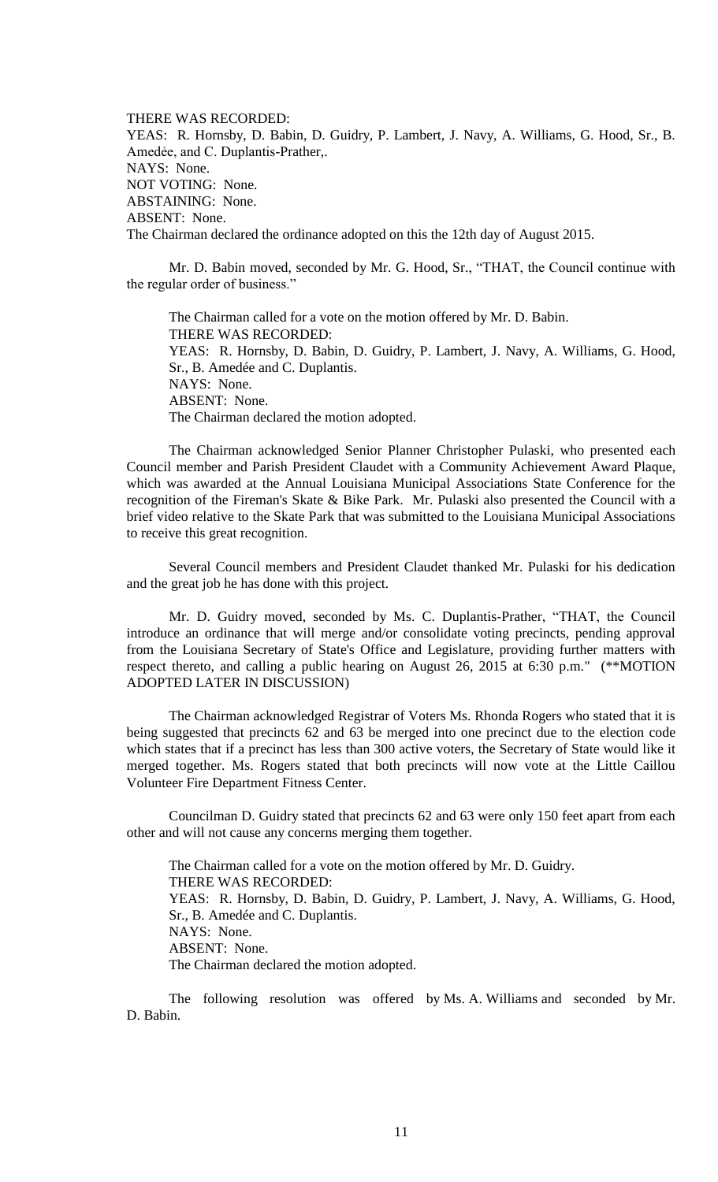THERE WAS RECORDED:
YEAS: R. Hornsby, D. Babin, D. Guidry, P. Lambert, J. Navy, A. Williams, G. Hood, Sr., B. Amedèe, and C. Duplantis-Prather,.
NAYS: None.
NOT VOTING: None.
ABSTAINING: None.
ABSENT: None.
The Chairman declared the ordinance adopted on this the 12th day of August 2015.

Mr. D. Babin moved, seconded by Mr. G. Hood, Sr., "THAT, the Council continue with the regular order of business."

The Chairman called for a vote on the motion offered by Mr. D. Babin.
THERE WAS RECORDED:
YEAS: R. Hornsby, D. Babin, D. Guidry, P. Lambert, J. Navy, A. Williams, G. Hood, Sr., B. Amedée and C. Duplantis.
NAYS: None.
ABSENT: None.
The Chairman declared the motion adopted.

The Chairman acknowledged Senior Planner Christopher Pulaski, who presented each Council member and Parish President Claudet with a Community Achievement Award Plaque, which was awarded at the Annual Louisiana Municipal Associations State Conference for the recognition of the Fireman's Skate & Bike Park. Mr. Pulaski also presented the Council with a brief video relative to the Skate Park that was submitted to the Louisiana Municipal Associations to receive this great recognition.

Several Council members and President Claudet thanked Mr. Pulaski for his dedication and the great job he has done with this project.

Mr. D. Guidry moved, seconded by Ms. C. Duplantis-Prather, "THAT, the Council introduce an ordinance that will merge and/or consolidate voting precincts, pending approval from the Louisiana Secretary of State's Office and Legislature, providing further matters with respect thereto, and calling a public hearing on August 26, 2015 at 6:30 p.m." (**MOTION ADOPTED LATER IN DISCUSSION)

The Chairman acknowledged Registrar of Voters Ms. Rhonda Rogers who stated that it is being suggested that precincts 62 and 63 be merged into one precinct due to the election code which states that if a precinct has less than 300 active voters, the Secretary of State would like it merged together. Ms. Rogers stated that both precincts will now vote at the Little Caillou Volunteer Fire Department Fitness Center.

Councilman D. Guidry stated that precincts 62 and 63 were only 150 feet apart from each other and will not cause any concerns merging them together.

The Chairman called for a vote on the motion offered by Mr. D. Guidry.
THERE WAS RECORDED:
YEAS: R. Hornsby, D. Babin, D. Guidry, P. Lambert, J. Navy, A. Williams, G. Hood, Sr., B. Amedée and C. Duplantis.
NAYS: None.
ABSENT: None.
The Chairman declared the motion adopted.

The following resolution was offered by Ms. A. Williams and seconded by Mr. D. Babin.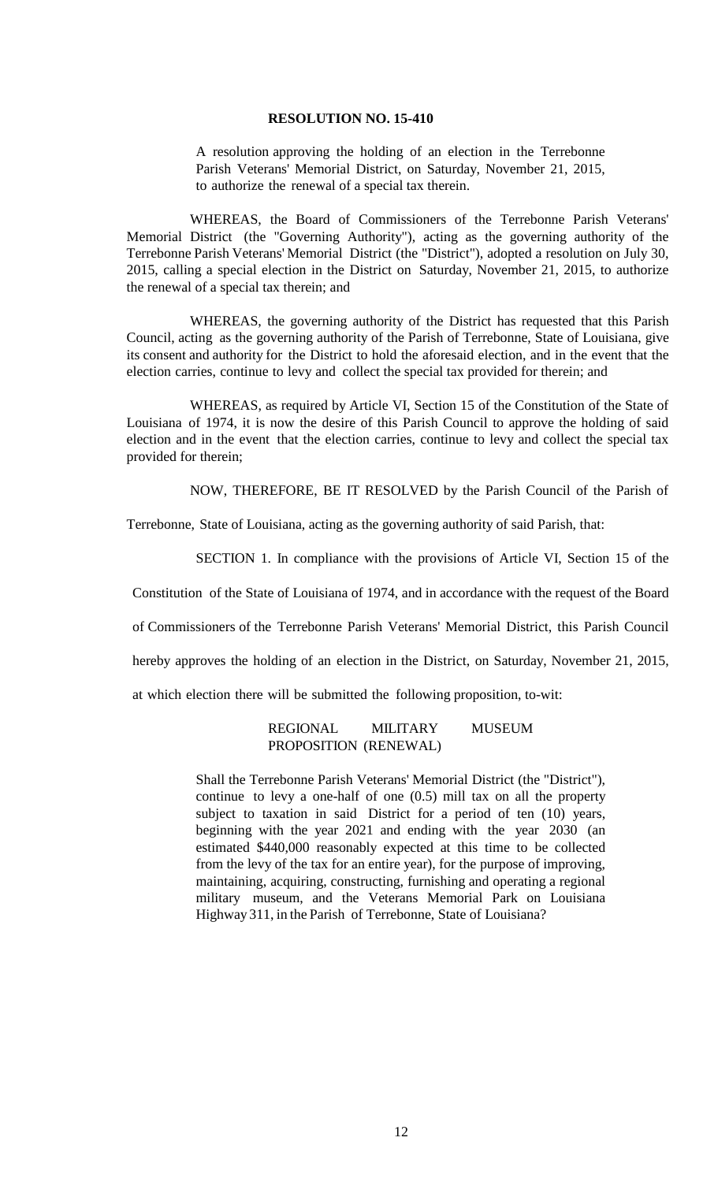**RESOLUTION NO. 15-410**

A resolution approving the holding of an election in the Terrebonne Parish Veterans' Memorial District, on Saturday, November 21, 2015, to authorize the renewal of a special tax therein.

WHEREAS, the Board of Commissioners of the Terrebonne Parish Veterans' Memorial District (the "Governing Authority"), acting as the governing authority of the Terrebonne Parish Veterans' Memorial District (the "District"), adopted a resolution on July 30, 2015, calling a special election in the District on Saturday, November 21, 2015, to authorize the renewal of a special tax therein; and

WHEREAS, the governing authority of the District has requested that this Parish Council, acting as the governing authority of the Parish of Terrebonne, State of Louisiana, give its consent and authority for the District to hold the aforesaid election, and in the event that the election carries, continue to levy and collect the special tax provided for therein; and

WHEREAS, as required by Article VI, Section 15 of the Constitution of the State of Louisiana of 1974, it is now the desire of this Parish Council to approve the holding of said election and in the event that the election carries, continue to levy and collect the special tax provided for therein;

NOW, THEREFORE, BE IT RESOLVED by the Parish Council of the Parish of Terrebonne, State of Louisiana, acting as the governing authority of said Parish, that:

SECTION 1. In compliance with the provisions of Article VI, Section 15 of the Constitution of the State of Louisiana of 1974, and in accordance with the request of the Board of Commissioners of the Terrebonne Parish Veterans' Memorial District, this Parish Council hereby approves the holding of an election in the District, on Saturday, November 21, 2015, at which election there will be submitted the following proposition, to-wit:

REGIONAL MILITARY MUSEUM PROPOSITION (RENEWAL)

Shall the Terrebonne Parish Veterans' Memorial District (the "District"), continue to levy a one-half of one (0.5) mill tax on all the property subject to taxation in said District for a period of ten (10) years, beginning with the year 2021 and ending with the year 2030 (an estimated $440,000 reasonably expected at this time to be collected from the levy of the tax for an entire year), for the purpose of improving, maintaining, acquiring, constructing, furnishing and operating a regional military museum, and the Veterans Memorial Park on Louisiana Highway 311, in the Parish of Terrebonne, State of Louisiana?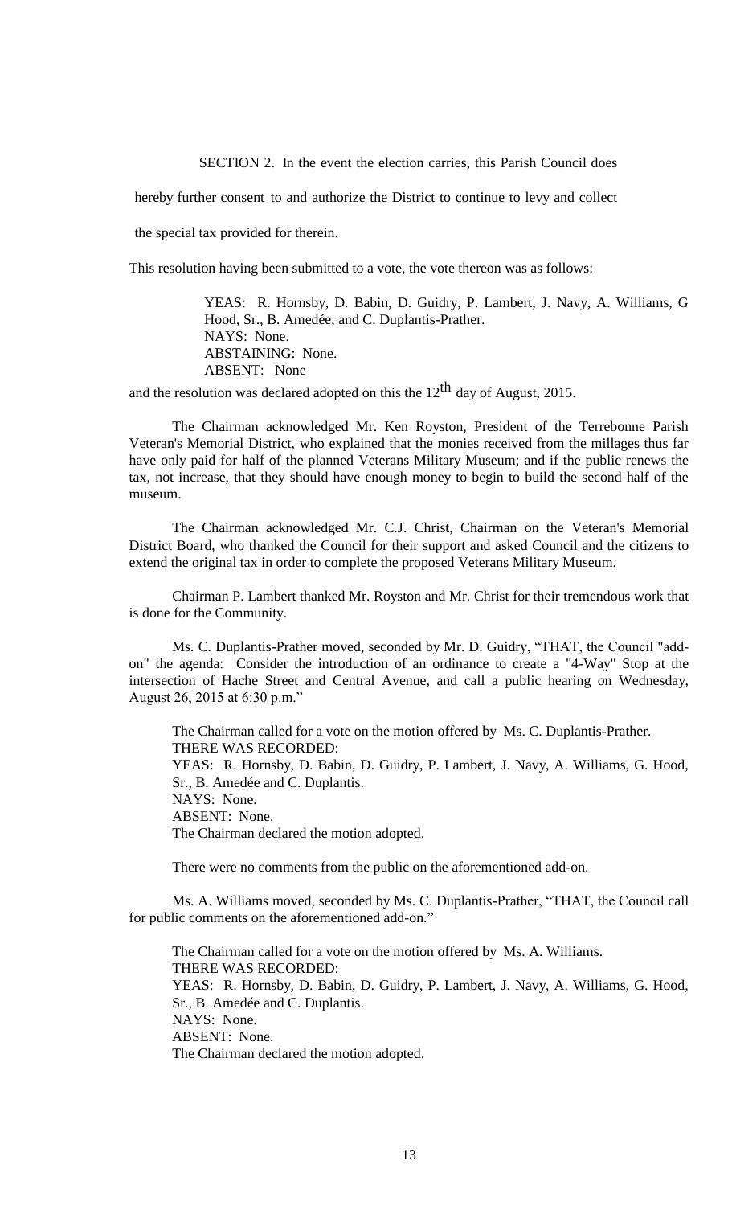SECTION 2. In the event the election carries, this Parish Council does hereby further consent to and authorize the District to continue to levy and collect the special tax provided for therein.

This resolution having been submitted to a vote, the vote thereon was as follows:

> YEAS: R. Hornsby, D. Babin, D. Guidry, P. Lambert, J. Navy, A. Williams, G Hood, Sr., B. Amedée, and C. Duplantis-Prather.
> NAYS: None.
> ABSTAINING: None.
> ABSENT: None

and the resolution was declared adopted on this the 12th day of August, 2015.

The Chairman acknowledged Mr. Ken Royston, President of the Terrebonne Parish Veteran's Memorial District, who explained that the monies received from the millages thus far have only paid for half of the planned Veterans Military Museum; and if the public renews the tax, not increase, that they should have enough money to begin to build the second half of the museum.

The Chairman acknowledged Mr. C.J. Christ, Chairman on the Veteran's Memorial District Board, who thanked the Council for their support and asked Council and the citizens to extend the original tax in order to complete the proposed Veterans Military Museum.

Chairman P. Lambert thanked Mr. Royston and Mr. Christ for their tremendous work that is done for the Community.

Ms. C. Duplantis-Prather moved, seconded by Mr. D. Guidry, "THAT, the Council "add-on" the agenda: Consider the introduction of an ordinance to create a "4-Way" Stop at the intersection of Hache Street and Central Avenue, and call a public hearing on Wednesday, August 26, 2015 at 6:30 p.m."

The Chairman called for a vote on the motion offered by Ms. C. Duplantis-Prather.
THERE WAS RECORDED:
YEAS: R. Hornsby, D. Babin, D. Guidry, P. Lambert, J. Navy, A. Williams, G. Hood, Sr., B. Amedée and C. Duplantis.
NAYS: None.
ABSENT: None.
The Chairman declared the motion adopted.

There were no comments from the public on the aforementioned add-on.

Ms. A. Williams moved, seconded by Ms. C. Duplantis-Prather, "THAT, the Council call for public comments on the aforementioned add-on."

The Chairman called for a vote on the motion offered by Ms. A. Williams.
THERE WAS RECORDED:
YEAS: R. Hornsby, D. Babin, D. Guidry, P. Lambert, J. Navy, A. Williams, G. Hood, Sr., B. Amedée and C. Duplantis.
NAYS: None.
ABSENT: None.
The Chairman declared the motion adopted.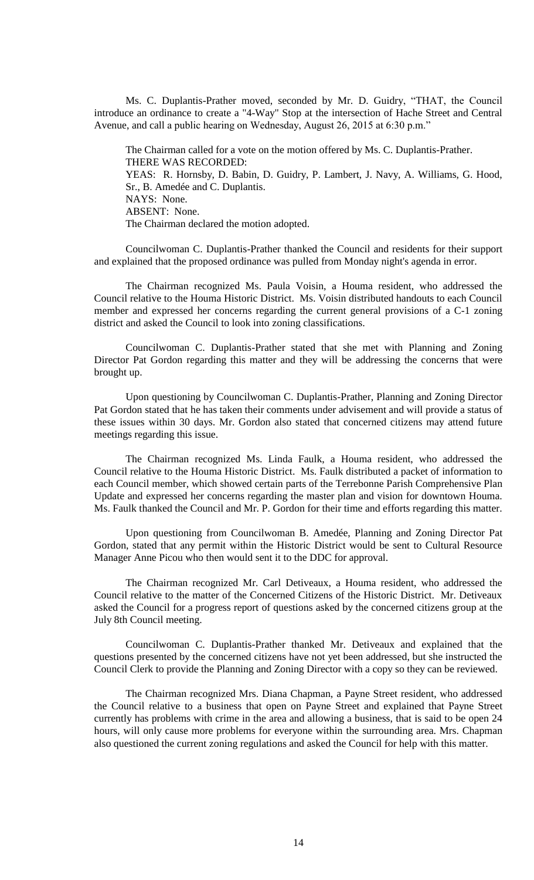Ms. C. Duplantis-Prather moved, seconded by Mr. D. Guidry, "THAT, the Council introduce an ordinance to create a "4-Way" Stop at the intersection of Hache Street and Central Avenue, and call a public hearing on Wednesday, August 26, 2015 at 6:30 p.m."

The Chairman called for a vote on the motion offered by Ms. C. Duplantis-Prather.
THERE WAS RECORDED:
YEAS: R. Hornsby, D. Babin, D. Guidry, P. Lambert, J. Navy, A. Williams, G. Hood, Sr., B. Amedée and C. Duplantis.
NAYS: None.
ABSENT: None.
The Chairman declared the motion adopted.

Councilwoman C. Duplantis-Prather thanked the Council and residents for their support and explained that the proposed ordinance was pulled from Monday night's agenda in error.

The Chairman recognized Ms. Paula Voisin, a Houma resident, who addressed the Council relative to the Houma Historic District. Ms. Voisin distributed handouts to each Council member and expressed her concerns regarding the current general provisions of a C-1 zoning district and asked the Council to look into zoning classifications.

Councilwoman C. Duplantis-Prather stated that she met with Planning and Zoning Director Pat Gordon regarding this matter and they will be addressing the concerns that were brought up.

Upon questioning by Councilwoman C. Duplantis-Prather, Planning and Zoning Director Pat Gordon stated that he has taken their comments under advisement and will provide a status of these issues within 30 days. Mr. Gordon also stated that concerned citizens may attend future meetings regarding this issue.

The Chairman recognized Ms. Linda Faulk, a Houma resident, who addressed the Council relative to the Houma Historic District. Ms. Faulk distributed a packet of information to each Council member, which showed certain parts of the Terrebonne Parish Comprehensive Plan Update and expressed her concerns regarding the master plan and vision for downtown Houma. Ms. Faulk thanked the Council and Mr. P. Gordon for their time and efforts regarding this matter.

Upon questioning from Councilwoman B. Amedée, Planning and Zoning Director Pat Gordon, stated that any permit within the Historic District would be sent to Cultural Resource Manager Anne Picou who then would sent it to the DDC for approval.

The Chairman recognized Mr. Carl Detiveaux, a Houma resident, who addressed the Council relative to the matter of the Concerned Citizens of the Historic District. Mr. Detiveaux asked the Council for a progress report of questions asked by the concerned citizens group at the July 8th Council meeting.

Councilwoman C. Duplantis-Prather thanked Mr. Detiveaux and explained that the questions presented by the concerned citizens have not yet been addressed, but she instructed the Council Clerk to provide the Planning and Zoning Director with a copy so they can be reviewed.

The Chairman recognized Mrs. Diana Chapman, a Payne Street resident, who addressed the Council relative to a business that open on Payne Street and explained that Payne Street currently has problems with crime in the area and allowing a business, that is said to be open 24 hours, will only cause more problems for everyone within the surrounding area. Mrs. Chapman also questioned the current zoning regulations and asked the Council for help with this matter.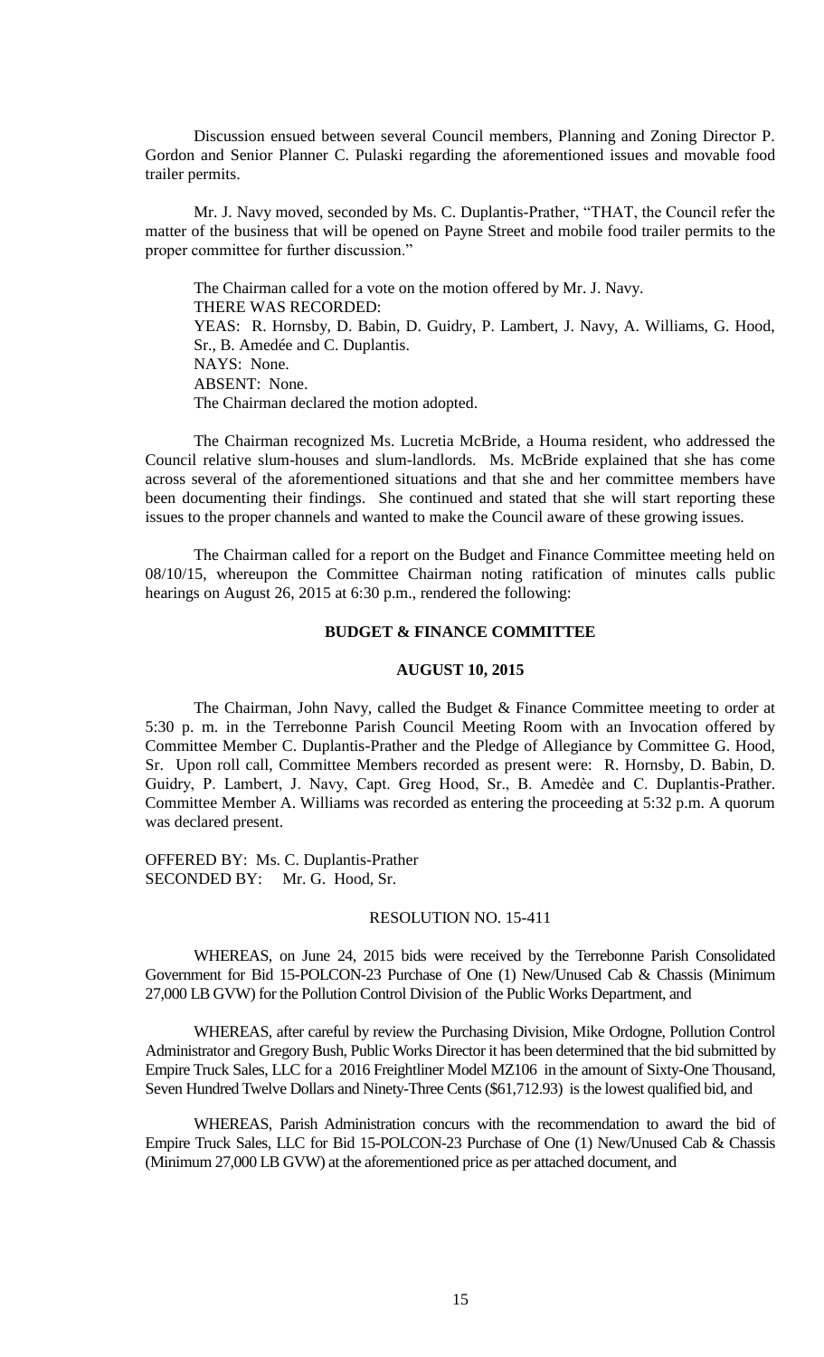Discussion ensued between several Council members, Planning and Zoning Director P. Gordon and Senior Planner C. Pulaski regarding the aforementioned issues and movable food trailer permits.

Mr. J. Navy moved, seconded by Ms. C. Duplantis-Prather, "THAT, the Council refer the matter of the business that will be opened on Payne Street and mobile food trailer permits to the proper committee for further discussion."

The Chairman called for a vote on the motion offered by Mr. J. Navy.
THERE WAS RECORDED:
YEAS: R. Hornsby, D. Babin, D. Guidry, P. Lambert, J. Navy, A. Williams, G. Hood, Sr., B. Amedée and C. Duplantis.
NAYS: None.
ABSENT: None.
The Chairman declared the motion adopted.

The Chairman recognized Ms. Lucretia McBride, a Houma resident, who addressed the Council relative slum-houses and slum-landlords. Ms. McBride explained that she has come across several of the aforementioned situations and that she and her committee members have been documenting their findings. She continued and stated that she will start reporting these issues to the proper channels and wanted to make the Council aware of these growing issues.

The Chairman called for a report on the Budget and Finance Committee meeting held on 08/10/15, whereupon the Committee Chairman noting ratification of minutes calls public hearings on August 26, 2015 at 6:30 p.m., rendered the following:

**BUDGET & FINANCE COMMITTEE**

**AUGUST 10, 2015**

The Chairman, John Navy, called the Budget & Finance Committee meeting to order at 5:30 p. m. in the Terrebonne Parish Council Meeting Room with an Invocation offered by Committee Member C. Duplantis-Prather and the Pledge of Allegiance by Committee G. Hood, Sr. Upon roll call, Committee Members recorded as present were: R. Hornsby, D. Babin, D. Guidry, P. Lambert, J. Navy, Capt. Greg Hood, Sr., B. Amedèe and C. Duplantis-Prather. Committee Member A. Williams was recorded as entering the proceeding at 5:32 p.m. A quorum was declared present.

OFFERED BY: Ms. C. Duplantis-Prather
SECONDED BY: Mr. G. Hood, Sr.

RESOLUTION NO. 15-411

WHEREAS, on June 24, 2015 bids were received by the Terrebonne Parish Consolidated Government for Bid 15-POLCON-23 Purchase of One (1) New/Unused Cab & Chassis (Minimum 27,000 LB GVW) for the Pollution Control Division of the Public Works Department, and

WHEREAS, after careful by review the Purchasing Division, Mike Ordogne, Pollution Control Administrator and Gregory Bush, Public Works Director it has been determined that the bid submitted by Empire Truck Sales, LLC for a 2016 Freightliner Model MZ106 in the amount of Sixty-One Thousand, Seven Hundred Twelve Dollars and Ninety-Three Cents ($61,712.93) is the lowest qualified bid, and

WHEREAS, Parish Administration concurs with the recommendation to award the bid of Empire Truck Sales, LLC for Bid 15-POLCON-23 Purchase of One (1) New/Unused Cab & Chassis (Minimum 27,000 LB GVW) at the aforementioned price as per attached document, and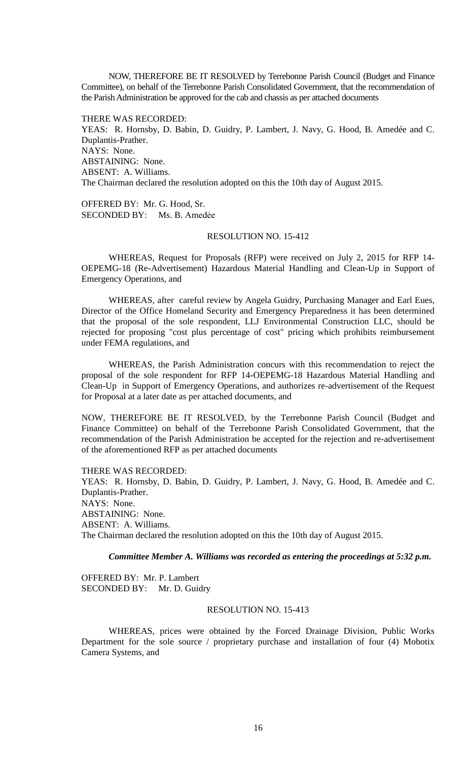NOW, THEREFORE BE IT RESOLVED by Terrebonne Parish Council (Budget and Finance Committee), on behalf of the Terrebonne Parish Consolidated Government, that the recommendation of the Parish Administration be approved for the cab and chassis as per attached documents

THERE WAS RECORDED:
YEAS: R. Hornsby, D. Babin, D. Guidry, P. Lambert, J. Navy, G. Hood, B. Amedée and C. Duplantis-Prather.
NAYS: None.
ABSTAINING: None.
ABSENT: A. Williams.
The Chairman declared the resolution adopted on this the 10th day of August 2015.

OFFERED BY: Mr. G. Hood, Sr.
SECONDED BY: Ms. B. Amedẻe

RESOLUTION NO. 15-412

WHEREAS, Request for Proposals (RFP) were received on July 2, 2015 for RFP 14-OEPEMG-18 (Re-Advertisement) Hazardous Material Handling and Clean-Up in Support of Emergency Operations, and

WHEREAS, after careful review by Angela Guidry, Purchasing Manager and Earl Eues, Director of the Office Homeland Security and Emergency Preparedness it has been determined that the proposal of the sole respondent, LLJ Environmental Construction LLC, should be rejected for proposing "cost plus percentage of cost" pricing which prohibits reimbursement under FEMA regulations, and

WHEREAS, the Parish Administration concurs with this recommendation to reject the proposal of the sole respondent for RFP 14-OEPEMG-18 Hazardous Material Handling and Clean-Up in Support of Emergency Operations, and authorizes re-advertisement of the Request for Proposal at a later date as per attached documents, and

NOW, THEREFORE BE IT RESOLVED, by the Terrebonne Parish Council (Budget and Finance Committee) on behalf of the Terrebonne Parish Consolidated Government, that the recommendation of the Parish Administration be accepted for the rejection and re-advertisement of the aforementioned RFP as per attached documents

THERE WAS RECORDED:
YEAS: R. Hornsby, D. Babin, D. Guidry, P. Lambert, J. Navy, G. Hood, B. Amedée and C. Duplantis-Prather.
NAYS: None.
ABSTAINING: None.
ABSENT: A. Williams.
The Chairman declared the resolution adopted on this the 10th day of August 2015.

***Committee Member A. Williams was recorded as entering the proceedings at 5:32 p.m.***

OFFERED BY: Mr. P. Lambert
SECONDED BY: Mr. D. Guidry

RESOLUTION NO. 15-413

WHEREAS, prices were obtained by the Forced Drainage Division, Public Works Department for the sole source / proprietary purchase and installation of four (4) Mobotix Camera Systems, and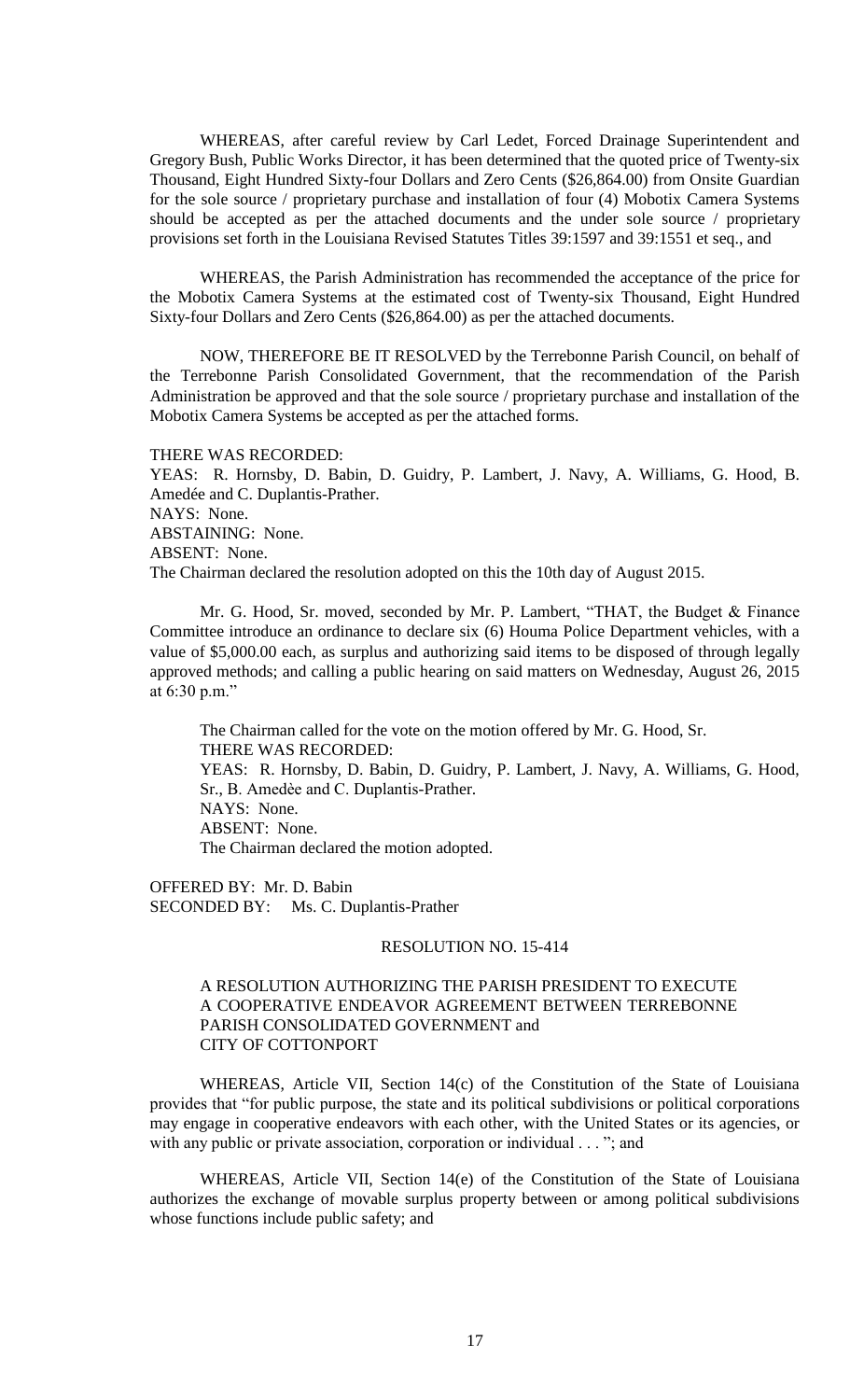WHEREAS, after careful review by Carl Ledet, Forced Drainage Superintendent and Gregory Bush, Public Works Director, it has been determined that the quoted price of Twenty-six Thousand, Eight Hundred Sixty-four Dollars and Zero Cents ($26,864.00) from Onsite Guardian for the sole source / proprietary purchase and installation of four (4) Mobotix Camera Systems should be accepted as per the attached documents and the under sole source / proprietary provisions set forth in the Louisiana Revised Statutes Titles 39:1597 and 39:1551 et seq., and

WHEREAS, the Parish Administration has recommended the acceptance of the price for the Mobotix Camera Systems at the estimated cost of Twenty-six Thousand, Eight Hundred Sixty-four Dollars and Zero Cents ($26,864.00) as per the attached documents.

NOW, THEREFORE BE IT RESOLVED by the Terrebonne Parish Council, on behalf of the Terrebonne Parish Consolidated Government, that the recommendation of the Parish Administration be approved and that the sole source / proprietary purchase and installation of the Mobotix Camera Systems be accepted as per the attached forms.

THERE WAS RECORDED:
YEAS: R. Hornsby, D. Babin, D. Guidry, P. Lambert, J. Navy, A. Williams, G. Hood, B. Amedée and C. Duplantis-Prather.
NAYS: None.
ABSTAINING: None.
ABSENT: None.
The Chairman declared the resolution adopted on this the 10th day of August 2015.

Mr. G. Hood, Sr. moved, seconded by Mr. P. Lambert, "THAT, the Budget & Finance Committee introduce an ordinance to declare six (6) Houma Police Department vehicles, with a value of $5,000.00 each, as surplus and authorizing said items to be disposed of through legally approved methods; and calling a public hearing on said matters on Wednesday, August 26, 2015 at 6:30 p.m."

The Chairman called for the vote on the motion offered by Mr. G. Hood, Sr.
THERE WAS RECORDED:
YEAS: R. Hornsby, D. Babin, D. Guidry, P. Lambert, J. Navy, A. Williams, G. Hood, Sr., B. Amedèe and C. Duplantis-Prather.
NAYS: None.
ABSENT: None.
The Chairman declared the motion adopted.

OFFERED BY: Mr. D. Babin
SECONDED BY: Ms. C. Duplantis-Prather

## RESOLUTION NO. 15-414

A RESOLUTION AUTHORIZING THE PARISH PRESIDENT TO EXECUTE A COOPERATIVE ENDEAVOR AGREEMENT BETWEEN TERREBONNE PARISH CONSOLIDATED GOVERNMENT and CITY OF COTTONPORT

WHEREAS, Article VII, Section 14(c) of the Constitution of the State of Louisiana provides that "for public purpose, the state and its political subdivisions or political corporations may engage in cooperative endeavors with each other, with the United States or its agencies, or with any public or private association, corporation or individual . . . "; and

WHEREAS, Article VII, Section 14(e) of the Constitution of the State of Louisiana authorizes the exchange of movable surplus property between or among political subdivisions whose functions include public safety; and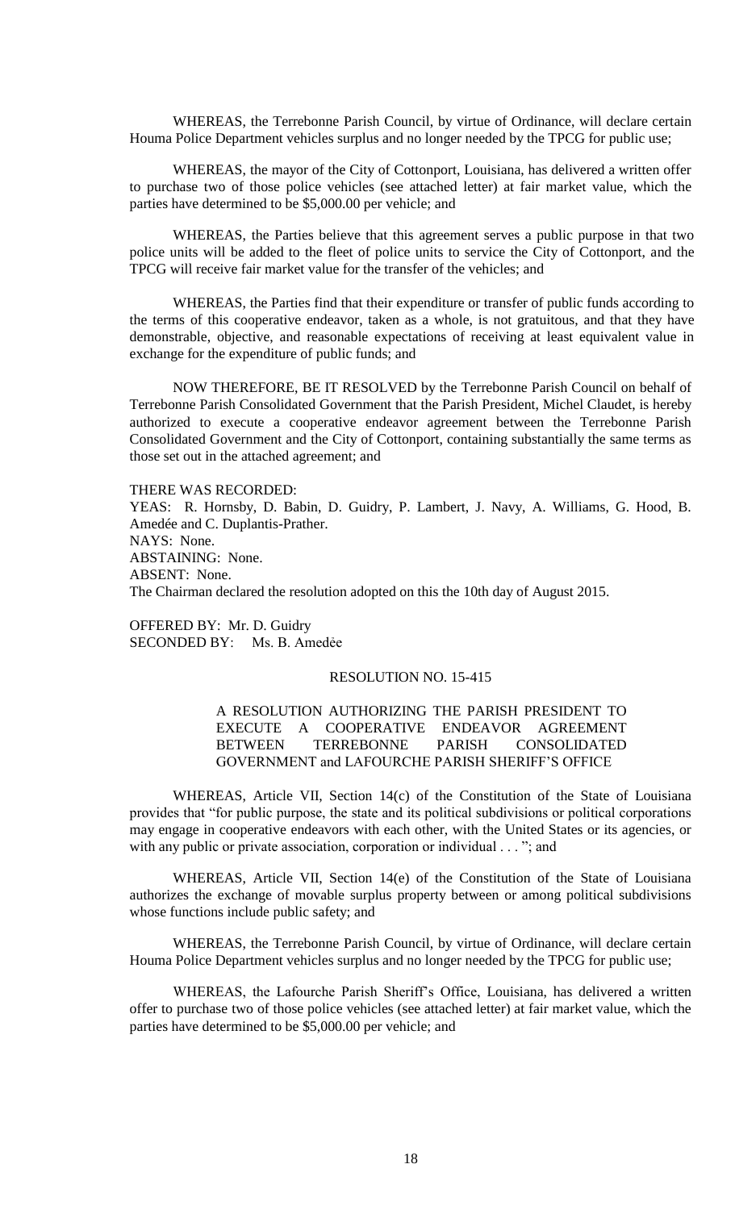WHEREAS, the Terrebonne Parish Council, by virtue of Ordinance, will declare certain Houma Police Department vehicles surplus and no longer needed by the TPCG for public use;

WHEREAS, the mayor of the City of Cottonport, Louisiana, has delivered a written offer to purchase two of those police vehicles (see attached letter) at fair market value, which the parties have determined to be $5,000.00 per vehicle; and

WHEREAS, the Parties believe that this agreement serves a public purpose in that two police units will be added to the fleet of police units to service the City of Cottonport, and the TPCG will receive fair market value for the transfer of the vehicles; and

WHEREAS, the Parties find that their expenditure or transfer of public funds according to the terms of this cooperative endeavor, taken as a whole, is not gratuitous, and that they have demonstrable, objective, and reasonable expectations of receiving at least equivalent value in exchange for the expenditure of public funds; and

NOW THEREFORE, BE IT RESOLVED by the Terrebonne Parish Council on behalf of Terrebonne Parish Consolidated Government that the Parish President, Michel Claudet, is hereby authorized to execute a cooperative endeavor agreement between the Terrebonne Parish Consolidated Government and the City of Cottonport, containing substantially the same terms as those set out in the attached agreement; and

THERE WAS RECORDED:
YEAS: R. Hornsby, D. Babin, D. Guidry, P. Lambert, J. Navy, A. Williams, G. Hood, B. Amedée and C. Duplantis-Prather.
NAYS: None.
ABSTAINING: None.
ABSENT: None.
The Chairman declared the resolution adopted on this the 10th day of August 2015.

OFFERED BY: Mr. D. Guidry
SECONDED BY: Ms. B. Amedée

RESOLUTION NO. 15-415

A RESOLUTION AUTHORIZING THE PARISH PRESIDENT TO EXECUTE A COOPERATIVE ENDEAVOR AGREEMENT BETWEEN TERREBONNE PARISH CONSOLIDATED GOVERNMENT and LAFOURCHE PARISH SHERIFF'S OFFICE

WHEREAS, Article VII, Section 14(c) of the Constitution of the State of Louisiana provides that "for public purpose, the state and its political subdivisions or political corporations may engage in cooperative endeavors with each other, with the United States or its agencies, or with any public or private association, corporation or individual . . . "; and

WHEREAS, Article VII, Section 14(e) of the Constitution of the State of Louisiana authorizes the exchange of movable surplus property between or among political subdivisions whose functions include public safety; and

WHEREAS, the Terrebonne Parish Council, by virtue of Ordinance, will declare certain Houma Police Department vehicles surplus and no longer needed by the TPCG for public use;

WHEREAS, the Lafourche Parish Sheriff's Office, Louisiana, has delivered a written offer to purchase two of those police vehicles (see attached letter) at fair market value, which the parties have determined to be $5,000.00 per vehicle; and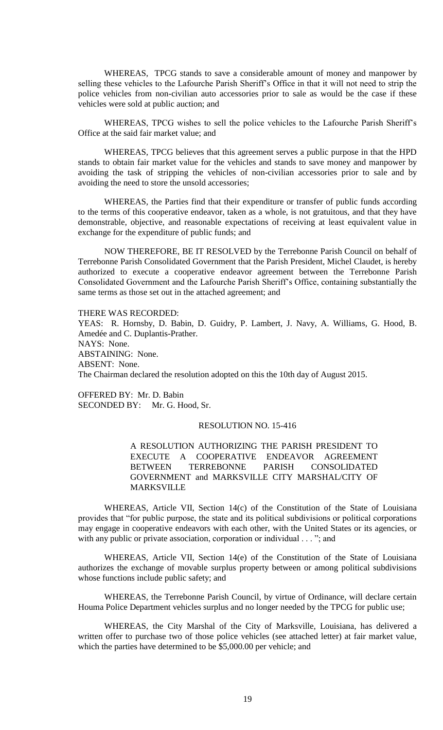WHEREAS, TPCG stands to save a considerable amount of money and manpower by selling these vehicles to the Lafourche Parish Sheriff's Office in that it will not need to strip the police vehicles from non-civilian auto accessories prior to sale as would be the case if these vehicles were sold at public auction; and

WHEREAS, TPCG wishes to sell the police vehicles to the Lafourche Parish Sheriff's Office at the said fair market value; and

WHEREAS, TPCG believes that this agreement serves a public purpose in that the HPD stands to obtain fair market value for the vehicles and stands to save money and manpower by avoiding the task of stripping the vehicles of non-civilian accessories prior to sale and by avoiding the need to store the unsold accessories;

WHEREAS, the Parties find that their expenditure or transfer of public funds according to the terms of this cooperative endeavor, taken as a whole, is not gratuitous, and that they have demonstrable, objective, and reasonable expectations of receiving at least equivalent value in exchange for the expenditure of public funds; and

NOW THEREFORE, BE IT RESOLVED by the Terrebonne Parish Council on behalf of Terrebonne Parish Consolidated Government that the Parish President, Michel Claudet, is hereby authorized to execute a cooperative endeavor agreement between the Terrebonne Parish Consolidated Government and the Lafourche Parish Sheriff's Office, containing substantially the same terms as those set out in the attached agreement; and

THERE WAS RECORDED:
YEAS: R. Hornsby, D. Babin, D. Guidry, P. Lambert, J. Navy, A. Williams, G. Hood, B. Amedée and C. Duplantis-Prather.
NAYS: None.
ABSTAINING: None.
ABSENT: None.
The Chairman declared the resolution adopted on this the 10th day of August 2015.

OFFERED BY: Mr. D. Babin
SECONDED BY: Mr. G. Hood, Sr.

RESOLUTION NO. 15-416

A RESOLUTION AUTHORIZING THE PARISH PRESIDENT TO EXECUTE A COOPERATIVE ENDEAVOR AGREEMENT BETWEEN TERREBONNE PARISH CONSOLIDATED GOVERNMENT and MARKSVILLE CITY MARSHAL/CITY OF MARKSVILLE

WHEREAS, Article VII, Section 14(c) of the Constitution of the State of Louisiana provides that "for public purpose, the state and its political subdivisions or political corporations may engage in cooperative endeavors with each other, with the United States or its agencies, or with any public or private association, corporation or individual . . . "; and

WHEREAS, Article VII, Section 14(e) of the Constitution of the State of Louisiana authorizes the exchange of movable surplus property between or among political subdivisions whose functions include public safety; and

WHEREAS, the Terrebonne Parish Council, by virtue of Ordinance, will declare certain Houma Police Department vehicles surplus and no longer needed by the TPCG for public use;

WHEREAS, the City Marshal of the City of Marksville, Louisiana, has delivered a written offer to purchase two of those police vehicles (see attached letter) at fair market value, which the parties have determined to be $5,000.00 per vehicle; and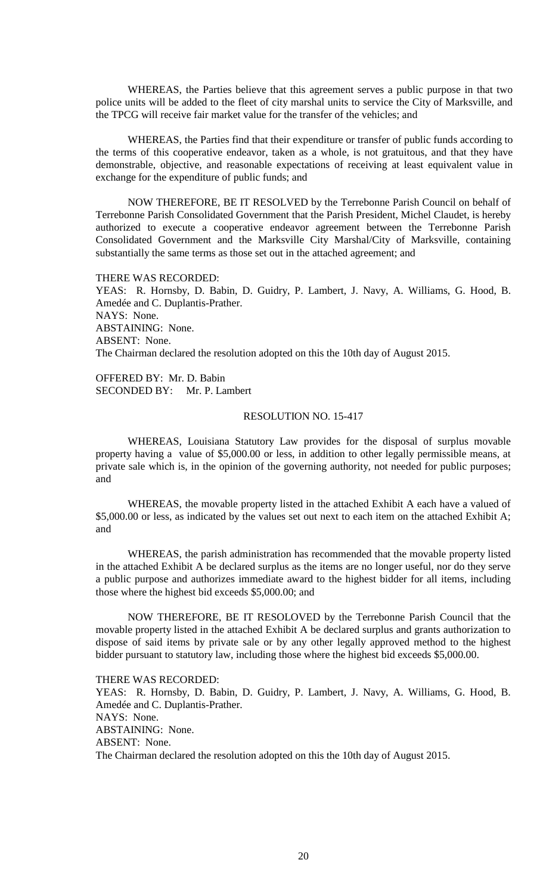WHEREAS, the Parties believe that this agreement serves a public purpose in that two police units will be added to the fleet of city marshal units to service the City of Marksville, and the TPCG will receive fair market value for the transfer of the vehicles; and

WHEREAS, the Parties find that their expenditure or transfer of public funds according to the terms of this cooperative endeavor, taken as a whole, is not gratuitous, and that they have demonstrable, objective, and reasonable expectations of receiving at least equivalent value in exchange for the expenditure of public funds; and

NOW THEREFORE, BE IT RESOLVED by the Terrebonne Parish Council on behalf of Terrebonne Parish Consolidated Government that the Parish President, Michel Claudet, is hereby authorized to execute a cooperative endeavor agreement between the Terrebonne Parish Consolidated Government and the Marksville City Marshal/City of Marksville, containing substantially the same terms as those set out in the attached agreement; and

THERE WAS RECORDED:
YEAS: R. Hornsby, D. Babin, D. Guidry, P. Lambert, J. Navy, A. Williams, G. Hood, B. Amedée and C. Duplantis-Prather.
NAYS: None.
ABSTAINING: None.
ABSENT: None.
The Chairman declared the resolution adopted on this the 10th day of August 2015.

OFFERED BY: Mr. D. Babin
SECONDED BY: Mr. P. Lambert

RESOLUTION NO. 15-417

WHEREAS, Louisiana Statutory Law provides for the disposal of surplus movable property having a value of $5,000.00 or less, in addition to other legally permissible means, at private sale which is, in the opinion of the governing authority, not needed for public purposes; and

WHEREAS, the movable property listed in the attached Exhibit A each have a valued of $5,000.00 or less, as indicated by the values set out next to each item on the attached Exhibit A; and

WHEREAS, the parish administration has recommended that the movable property listed in the attached Exhibit A be declared surplus as the items are no longer useful, nor do they serve a public purpose and authorizes immediate award to the highest bidder for all items, including those where the highest bid exceeds $5,000.00; and

NOW THEREFORE, BE IT RESOLOVED by the Terrebonne Parish Council that the movable property listed in the attached Exhibit A be declared surplus and grants authorization to dispose of said items by private sale or by any other legally approved method to the highest bidder pursuant to statutory law, including those where the highest bid exceeds $5,000.00.

THERE WAS RECORDED:
YEAS: R. Hornsby, D. Babin, D. Guidry, P. Lambert, J. Navy, A. Williams, G. Hood, B. Amedée and C. Duplantis-Prather.
NAYS: None.
ABSTAINING: None.
ABSENT: None.
The Chairman declared the resolution adopted on this the 10th day of August 2015.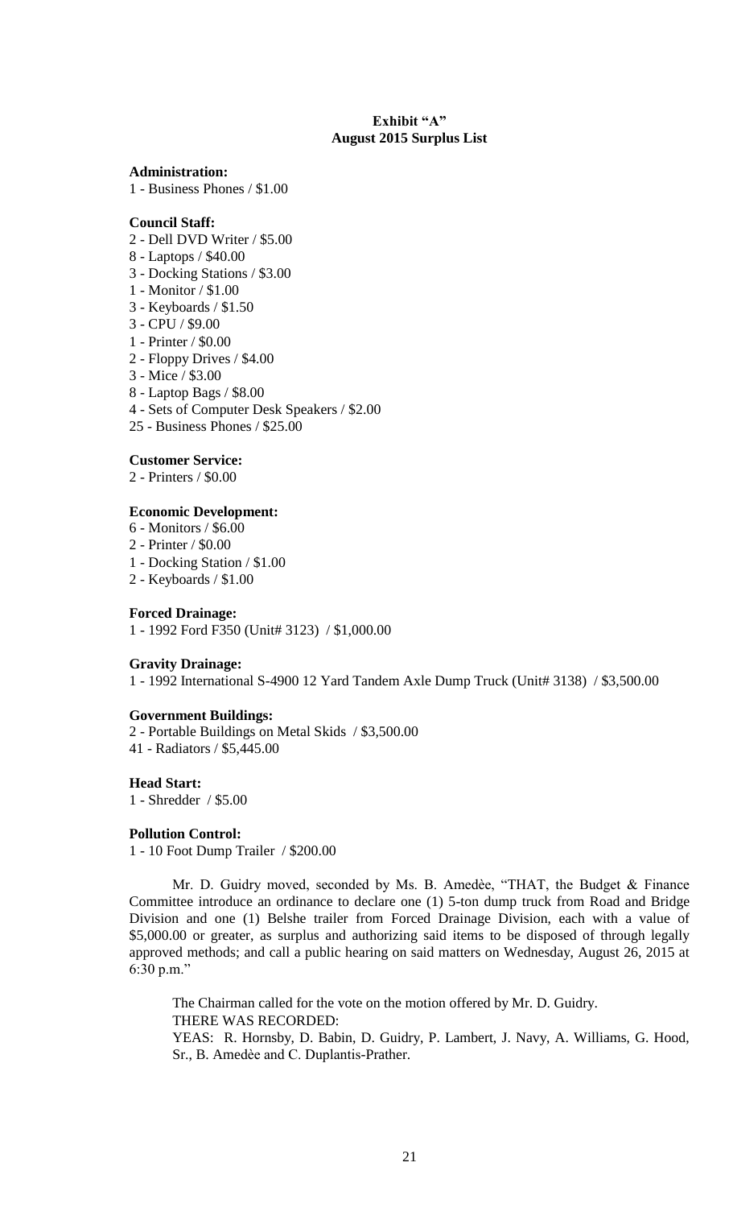**Exhibit "A"**
**August 2015 Surplus List**

**Administration:**
1 - Business Phones / $1.00

**Council Staff:**
2 - Dell DVD Writer / $5.00
8 - Laptops / $40.00
3 - Docking Stations / $3.00
1 - Monitor / $1.00
3 - Keyboards / $1.50
3 - CPU / $9.00
1 - Printer / $0.00
2 - Floppy Drives / $4.00
3 - Mice / $3.00
8 - Laptop Bags / $8.00
4 - Sets of Computer Desk Speakers / $2.00
25 - Business Phones / $25.00

**Customer Service:**
2 - Printers / $0.00

**Economic Development:**
6 - Monitors / $6.00
2 - Printer / $0.00
1 - Docking Station / $1.00
2 - Keyboards / $1.00

**Forced Drainage:**
1 - 1992 Ford F350 (Unit# 3123) / $1,000.00

**Gravity Drainage:**
1 - 1992 International S-4900 12 Yard Tandem Axle Dump Truck (Unit# 3138) / $3,500.00

**Government Buildings:**
2 - Portable Buildings on Metal Skids / $3,500.00
41 - Radiators / $5,445.00

**Head Start:**
1 - Shredder / $5.00

**Pollution Control:**
1 - 10 Foot Dump Trailer / $200.00

Mr. D. Guidry moved, seconded by Ms. B. Amedèe, "THAT, the Budget & Finance Committee introduce an ordinance to declare one (1) 5-ton dump truck from Road and Bridge Division and one (1) Belshe trailer from Forced Drainage Division, each with a value of $5,000.00 or greater, as surplus and authorizing said items to be disposed of through legally approved methods; and call a public hearing on said matters on Wednesday, August 26, 2015 at 6:30 p.m."

The Chairman called for the vote on the motion offered by Mr. D. Guidry.

THERE WAS RECORDED:

YEAS: R. Hornsby, D. Babin, D. Guidry, P. Lambert, J. Navy, A. Williams, G. Hood, Sr., B. Amedèe and C. Duplantis-Prather.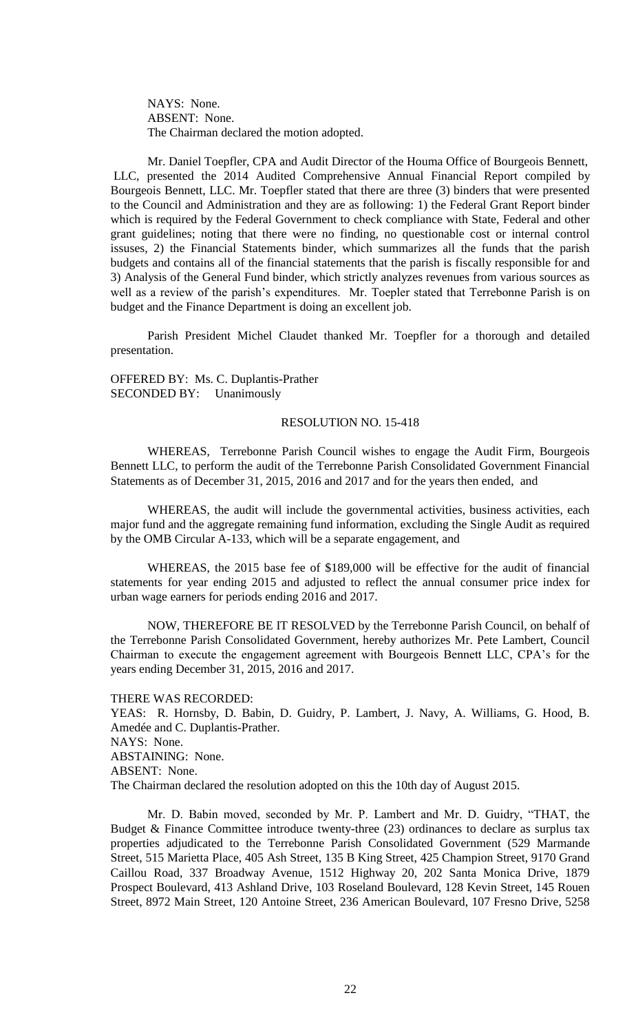NAYS: None.
ABSENT: None.
The Chairman declared the motion adopted.

Mr. Daniel Toepfler, CPA and Audit Director of the Houma Office of Bourgeois Bennett, LLC, presented the 2014 Audited Comprehensive Annual Financial Report compiled by Bourgeois Bennett, LLC. Mr. Toepfler stated that there are three (3) binders that were presented to the Council and Administration and they are as following: 1) the Federal Grant Report binder which is required by the Federal Government to check compliance with State, Federal and other grant guidelines; noting that there were no finding, no questionable cost or internal control issuses, 2) the Financial Statements binder, which summarizes all the funds that the parish budgets and contains all of the financial statements that the parish is fiscally responsible for and 3) Analysis of the General Fund binder, which strictly analyzes revenues from various sources as well as a review of the parish's expenditures. Mr. Toepler stated that Terrebonne Parish is on budget and the Finance Department is doing an excellent job.

Parish President Michel Claudet thanked Mr. Toepfler for a thorough and detailed presentation.

OFFERED BY: Ms. C. Duplantis-Prather
SECONDED BY: Unanimously

RESOLUTION NO. 15-418

WHEREAS, Terrebonne Parish Council wishes to engage the Audit Firm, Bourgeois Bennett LLC, to perform the audit of the Terrebonne Parish Consolidated Government Financial Statements as of December 31, 2015, 2016 and 2017 and for the years then ended, and

WHEREAS, the audit will include the governmental activities, business activities, each major fund and the aggregate remaining fund information, excluding the Single Audit as required by the OMB Circular A-133, which will be a separate engagement, and

WHEREAS, the 2015 base fee of $189,000 will be effective for the audit of financial statements for year ending 2015 and adjusted to reflect the annual consumer price index for urban wage earners for periods ending 2016 and 2017.

NOW, THEREFORE BE IT RESOLVED by the Terrebonne Parish Council, on behalf of the Terrebonne Parish Consolidated Government, hereby authorizes Mr. Pete Lambert, Council Chairman to execute the engagement agreement with Bourgeois Bennett LLC, CPA's for the years ending December 31, 2015, 2016 and 2017.

THERE WAS RECORDED:
YEAS: R. Hornsby, D. Babin, D. Guidry, P. Lambert, J. Navy, A. Williams, G. Hood, B. Amedée and C. Duplantis-Prather.
NAYS: None.
ABSTAINING: None.
ABSENT: None.
The Chairman declared the resolution adopted on this the 10th day of August 2015.

Mr. D. Babin moved, seconded by Mr. P. Lambert and Mr. D. Guidry, "THAT, the Budget & Finance Committee introduce twenty-three (23) ordinances to declare as surplus tax properties adjudicated to the Terrebonne Parish Consolidated Government (529 Marmande Street, 515 Marietta Place, 405 Ash Street, 135 B King Street, 425 Champion Street, 9170 Grand Caillou Road, 337 Broadway Avenue, 1512 Highway 20, 202 Santa Monica Drive, 1879 Prospect Boulevard, 413 Ashland Drive, 103 Roseland Boulevard, 128 Kevin Street, 145 Rouen Street, 8972 Main Street, 120 Antoine Street, 236 American Boulevard, 107 Fresno Drive, 5258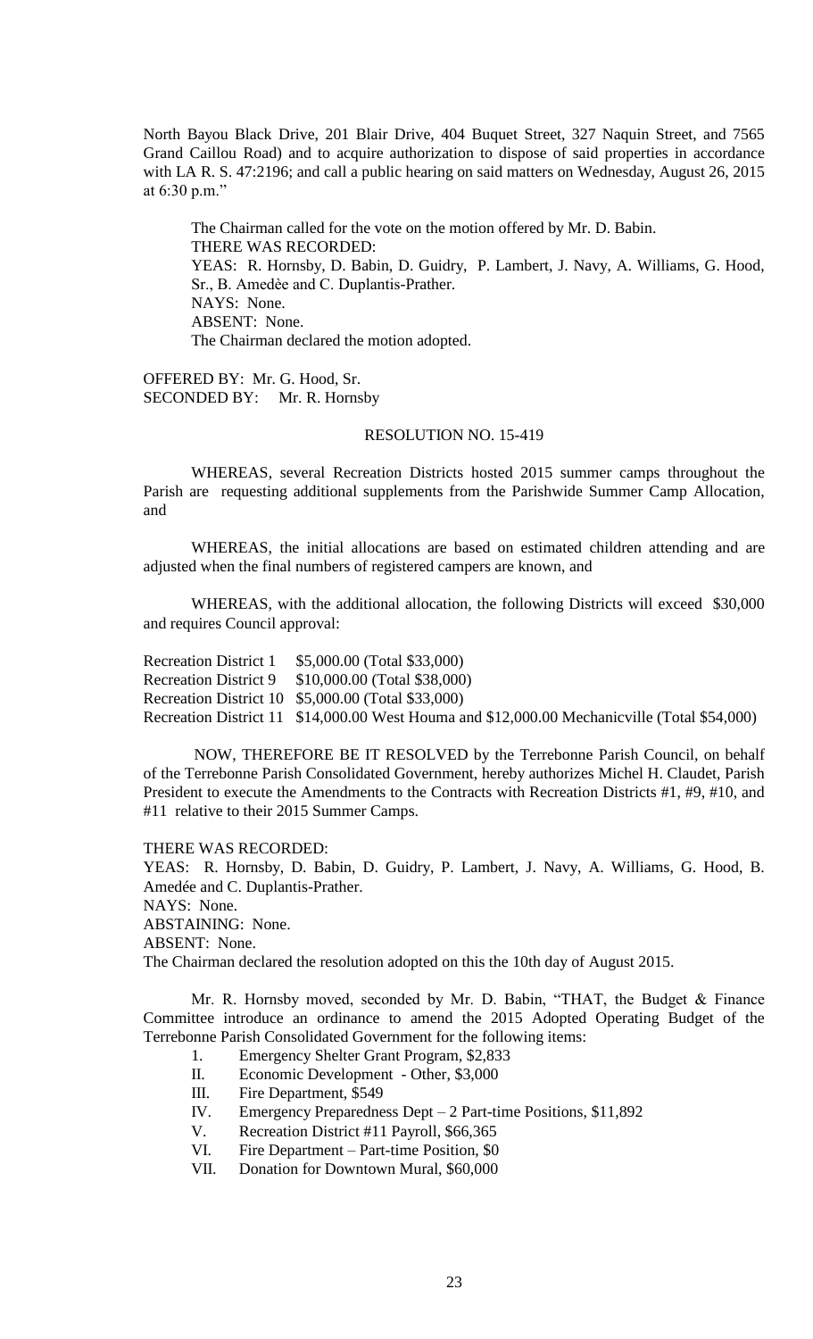North Bayou Black Drive, 201 Blair Drive, 404 Buquet Street, 327 Naquin Street, and 7565 Grand Caillou Road) and to acquire authorization to dispose of said properties in accordance with LA R. S. 47:2196; and call a public hearing on said matters on Wednesday, August 26, 2015 at 6:30 p.m."

The Chairman called for the vote on the motion offered by Mr. D. Babin.
THERE WAS RECORDED:
YEAS: R. Hornsby, D. Babin, D. Guidry, P. Lambert, J. Navy, A. Williams, G. Hood, Sr., B. Amedèe and C. Duplantis-Prather.
NAYS: None.
ABSENT: None.
The Chairman declared the motion adopted.

OFFERED BY: Mr. G. Hood, Sr.
SECONDED BY: Mr. R. Hornsby

RESOLUTION NO. 15-419

WHEREAS, several Recreation Districts hosted 2015 summer camps throughout the Parish are requesting additional supplements from the Parishwide Summer Camp Allocation, and

WHEREAS, the initial allocations are based on estimated children attending and are adjusted when the final numbers of registered campers are known, and

WHEREAS, with the additional allocation, the following Districts will exceed $30,000 and requires Council approval:

Recreation District 1 $5,000.00 (Total $33,000)
Recreation District 9 $10,000.00 (Total $38,000)
Recreation District 10 $5,000.00 (Total $33,000)
Recreation District 11 $14,000.00 West Houma and $12,000.00 Mechanicville (Total $54,000)

NOW, THEREFORE BE IT RESOLVED by the Terrebonne Parish Council, on behalf of the Terrebonne Parish Consolidated Government, hereby authorizes Michel H. Claudet, Parish President to execute the Amendments to the Contracts with Recreation Districts #1, #9, #10, and #11 relative to their 2015 Summer Camps.

THERE WAS RECORDED:
YEAS: R. Hornsby, D. Babin, D. Guidry, P. Lambert, J. Navy, A. Williams, G. Hood, B. Amedée and C. Duplantis-Prather.
NAYS: None.
ABSTAINING: None.
ABSENT: None.
The Chairman declared the resolution adopted on this the 10th day of August 2015.

Mr. R. Hornsby moved, seconded by Mr. D. Babin, "THAT, the Budget & Finance Committee introduce an ordinance to amend the 2015 Adopted Operating Budget of the Terrebonne Parish Consolidated Government for the following items:

1. Emergency Shelter Grant Program, $2,833
II. Economic Development - Other, $3,000
III. Fire Department, $549
IV. Emergency Preparedness Dept – 2 Part-time Positions, $11,892
V. Recreation District #11 Payroll, $66,365
VI. Fire Department – Part-time Position, $0
VII. Donation for Downtown Mural, $60,000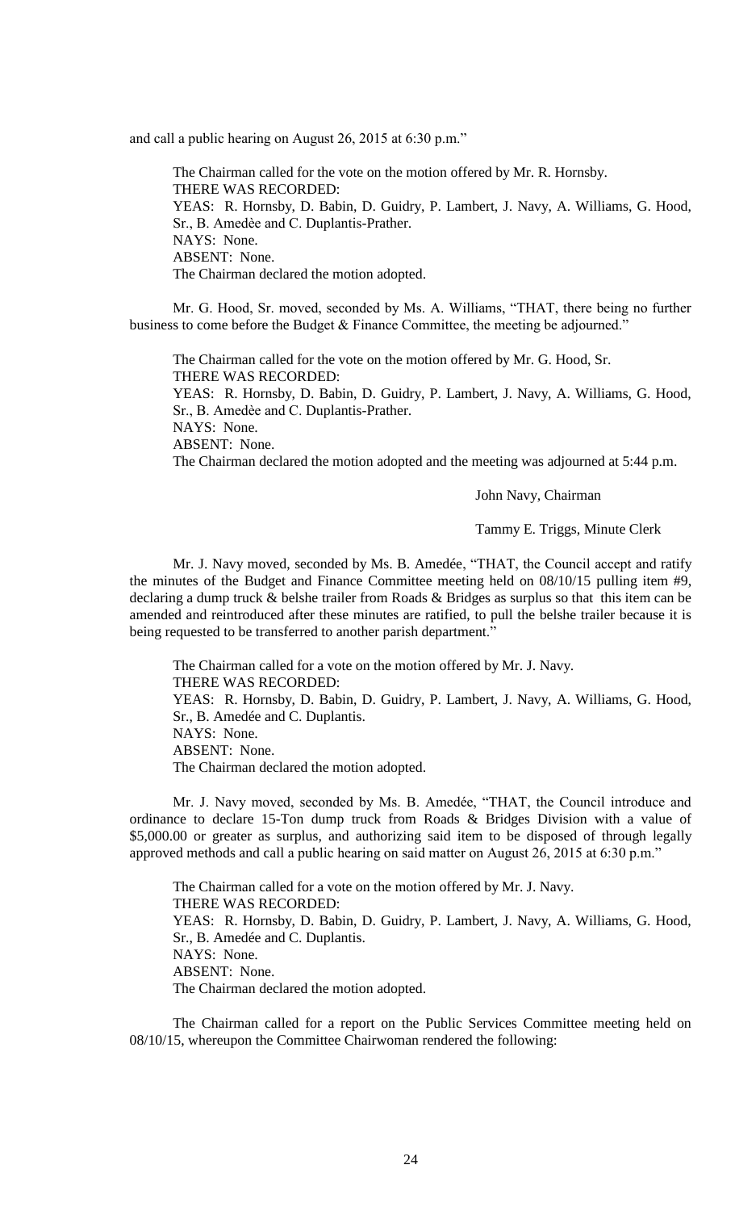and call a public hearing on August 26, 2015 at 6:30 p.m."

The Chairman called for the vote on the motion offered by Mr. R. Hornsby.
THERE WAS RECORDED:
YEAS: R. Hornsby, D. Babin, D. Guidry, P. Lambert, J. Navy, A. Williams, G. Hood, Sr., B. Amedèe and C. Duplantis-Prather.
NAYS: None.
ABSENT: None.
The Chairman declared the motion adopted.

Mr. G. Hood, Sr. moved, seconded by Ms. A. Williams, "THAT, there being no further business to come before the Budget & Finance Committee, the meeting be adjourned."

The Chairman called for the vote on the motion offered by Mr. G. Hood, Sr.
THERE WAS RECORDED:
YEAS: R. Hornsby, D. Babin, D. Guidry, P. Lambert, J. Navy, A. Williams, G. Hood, Sr., B. Amedèe and C. Duplantis-Prather.
NAYS: None.
ABSENT: None.
The Chairman declared the motion adopted and the meeting was adjourned at 5:44 p.m.

John Navy, Chairman

Tammy E. Triggs, Minute Clerk

Mr. J. Navy moved, seconded by Ms. B. Amedée, "THAT, the Council accept and ratify the minutes of the Budget and Finance Committee meeting held on 08/10/15 pulling item #9, declaring a dump truck & belshe trailer from Roads & Bridges as surplus so that this item can be amended and reintroduced after these minutes are ratified, to pull the belshe trailer because it is being requested to be transferred to another parish department."

The Chairman called for a vote on the motion offered by Mr. J. Navy.
THERE WAS RECORDED:
YEAS: R. Hornsby, D. Babin, D. Guidry, P. Lambert, J. Navy, A. Williams, G. Hood, Sr., B. Amedée and C. Duplantis.
NAYS: None.
ABSENT: None.
The Chairman declared the motion adopted.

Mr. J. Navy moved, seconded by Ms. B. Amedée, "THAT, the Council introduce and ordinance to declare 15-Ton dump truck from Roads & Bridges Division with a value of $5,000.00 or greater as surplus, and authorizing said item to be disposed of through legally approved methods and call a public hearing on said matter on August 26, 2015 at 6:30 p.m."

The Chairman called for a vote on the motion offered by Mr. J. Navy.
THERE WAS RECORDED:
YEAS: R. Hornsby, D. Babin, D. Guidry, P. Lambert, J. Navy, A. Williams, G. Hood, Sr., B. Amedée and C. Duplantis.
NAYS: None.
ABSENT: None.
The Chairman declared the motion adopted.

The Chairman called for a report on the Public Services Committee meeting held on 08/10/15, whereupon the Committee Chairwoman rendered the following: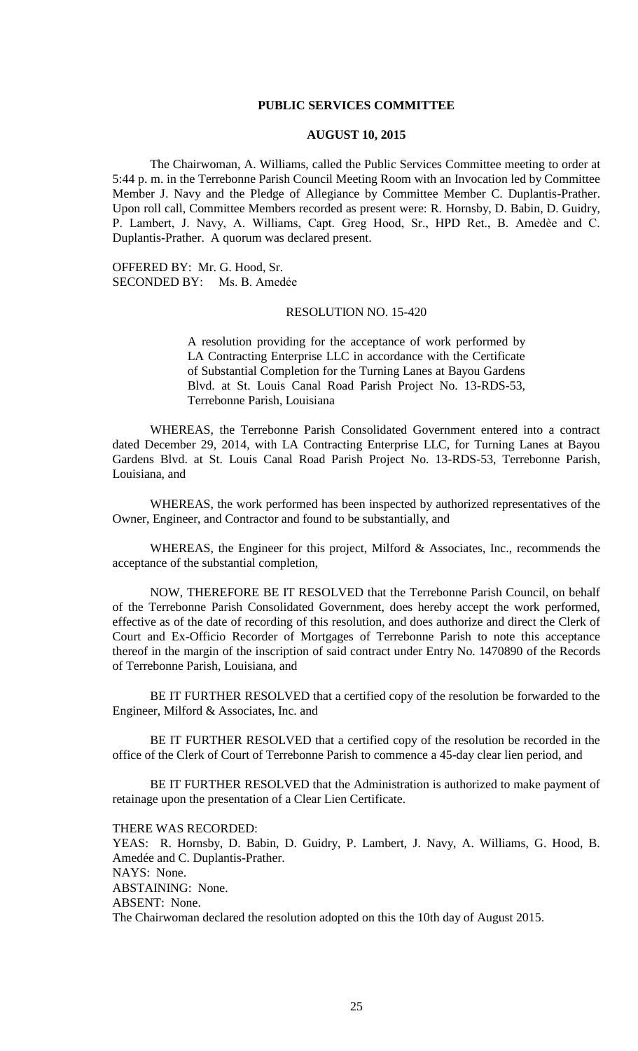**PUBLIC SERVICES COMMITTEE**

**AUGUST 10, 2015**

The Chairwoman, A. Williams, called the Public Services Committee meeting to order at 5:44 p. m. in the Terrebonne Parish Council Meeting Room with an Invocation led by Committee Member J. Navy and the Pledge of Allegiance by Committee Member C. Duplantis-Prather. Upon roll call, Committee Members recorded as present were: R. Hornsby, D. Babin, D. Guidry, P. Lambert, J. Navy, A. Williams, Capt. Greg Hood, Sr., HPD Ret., B. Amedèe and C. Duplantis-Prather. A quorum was declared present.

OFFERED BY: Mr. G. Hood, Sr.
SECONDED BY: Ms. B. Amedée

RESOLUTION NO. 15-420

A resolution providing for the acceptance of work performed by LA Contracting Enterprise LLC in accordance with the Certificate of Substantial Completion for the Turning Lanes at Bayou Gardens Blvd. at St. Louis Canal Road Parish Project No. 13-RDS-53, Terrebonne Parish, Louisiana

WHEREAS, the Terrebonne Parish Consolidated Government entered into a contract dated December 29, 2014, with LA Contracting Enterprise LLC, for Turning Lanes at Bayou Gardens Blvd. at St. Louis Canal Road Parish Project No. 13-RDS-53, Terrebonne Parish, Louisiana, and

WHEREAS, the work performed has been inspected by authorized representatives of the Owner, Engineer, and Contractor and found to be substantially, and

WHEREAS, the Engineer for this project, Milford & Associates, Inc., recommends the acceptance of the substantial completion,

NOW, THEREFORE BE IT RESOLVED that the Terrebonne Parish Council, on behalf of the Terrebonne Parish Consolidated Government, does hereby accept the work performed, effective as of the date of recording of this resolution, and does authorize and direct the Clerk of Court and Ex-Officio Recorder of Mortgages of Terrebonne Parish to note this acceptance thereof in the margin of the inscription of said contract under Entry No. 1470890 of the Records of Terrebonne Parish, Louisiana, and

BE IT FURTHER RESOLVED that a certified copy of the resolution be forwarded to the Engineer, Milford & Associates, Inc. and

BE IT FURTHER RESOLVED that a certified copy of the resolution be recorded in the office of the Clerk of Court of Terrebonne Parish to commence a 45-day clear lien period, and

BE IT FURTHER RESOLVED that the Administration is authorized to make payment of retainage upon the presentation of a Clear Lien Certificate.

THERE WAS RECORDED:
YEAS: R. Hornsby, D. Babin, D. Guidry, P. Lambert, J. Navy, A. Williams, G. Hood, B. Amedée and C. Duplantis-Prather.
NAYS: None.
ABSTAINING: None.
ABSENT: None.
The Chairwoman declared the resolution adopted on this the 10th day of August 2015.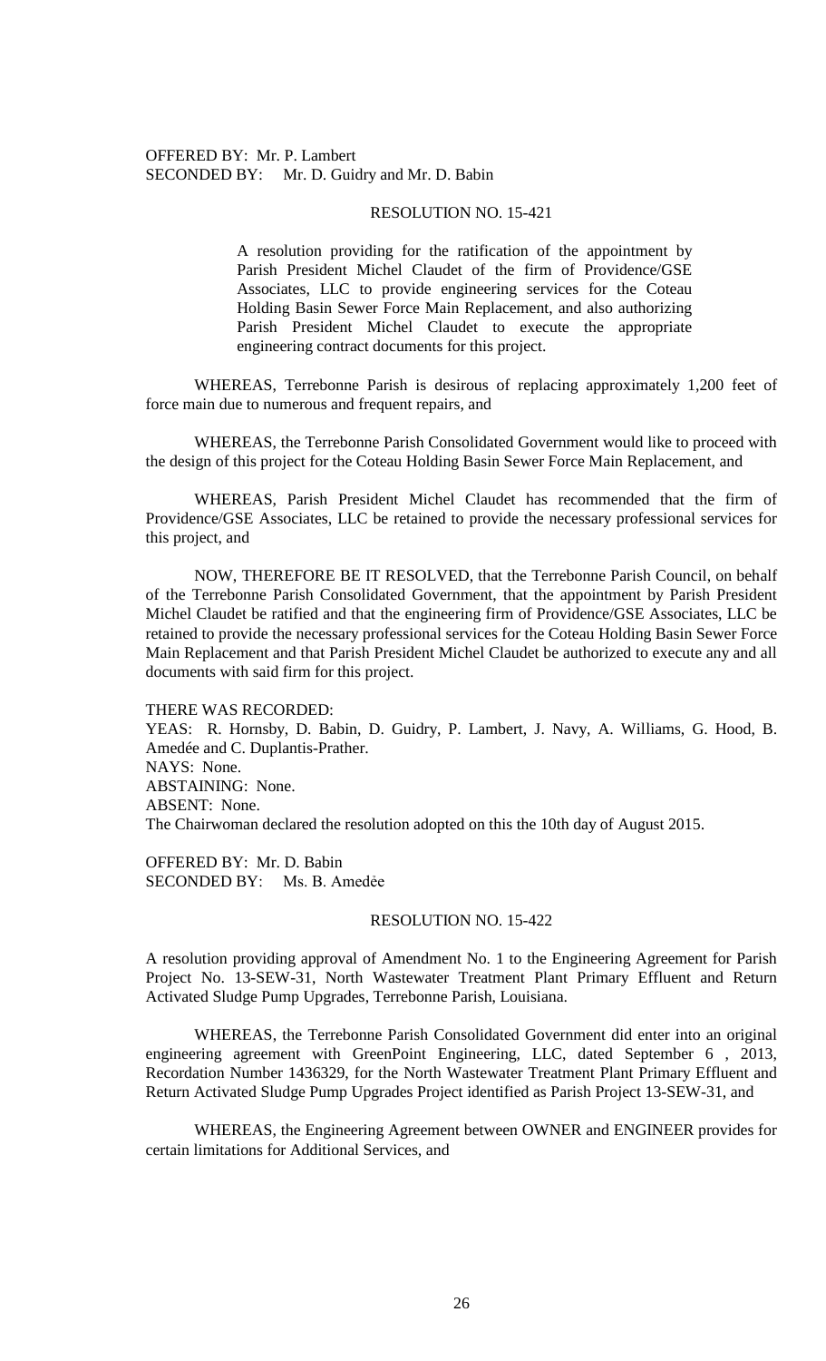OFFERED BY: Mr. P. Lambert
SECONDED BY: Mr. D. Guidry and Mr. D. Babin

RESOLUTION NO. 15-421

A resolution providing for the ratification of the appointment by Parish President Michel Claudet of the firm of Providence/GSE Associates, LLC to provide engineering services for the Coteau Holding Basin Sewer Force Main Replacement, and also authorizing Parish President Michel Claudet to execute the appropriate engineering contract documents for this project.

WHEREAS, Terrebonne Parish is desirous of replacing approximately 1,200 feet of force main due to numerous and frequent repairs, and

WHEREAS, the Terrebonne Parish Consolidated Government would like to proceed with the design of this project for the Coteau Holding Basin Sewer Force Main Replacement, and

WHEREAS, Parish President Michel Claudet has recommended that the firm of Providence/GSE Associates, LLC be retained to provide the necessary professional services for this project, and

NOW, THEREFORE BE IT RESOLVED, that the Terrebonne Parish Council, on behalf of the Terrebonne Parish Consolidated Government, that the appointment by Parish President Michel Claudet be ratified and that the engineering firm of Providence/GSE Associates, LLC be retained to provide the necessary professional services for the Coteau Holding Basin Sewer Force Main Replacement and that Parish President Michel Claudet be authorized to execute any and all documents with said firm for this project.

THERE WAS RECORDED:
YEAS: R. Hornsby, D. Babin, D. Guidry, P. Lambert, J. Navy, A. Williams, G. Hood, B. Amedée and C. Duplantis-Prather.
NAYS: None.
ABSTAINING: None.
ABSENT: None.
The Chairwoman declared the resolution adopted on this the 10th day of August 2015.

OFFERED BY: Mr. D. Babin
SECONDED BY: Ms. B. Amedée

RESOLUTION NO. 15-422

A resolution providing approval of Amendment No. 1 to the Engineering Agreement for Parish Project No. 13-SEW-31, North Wastewater Treatment Plant Primary Effluent and Return Activated Sludge Pump Upgrades, Terrebonne Parish, Louisiana.

WHEREAS, the Terrebonne Parish Consolidated Government did enter into an original engineering agreement with GreenPoint Engineering, LLC, dated September 6 , 2013, Recordation Number 1436329, for the North Wastewater Treatment Plant Primary Effluent and Return Activated Sludge Pump Upgrades Project identified as Parish Project 13-SEW-31, and

WHEREAS, the Engineering Agreement between OWNER and ENGINEER provides for certain limitations for Additional Services, and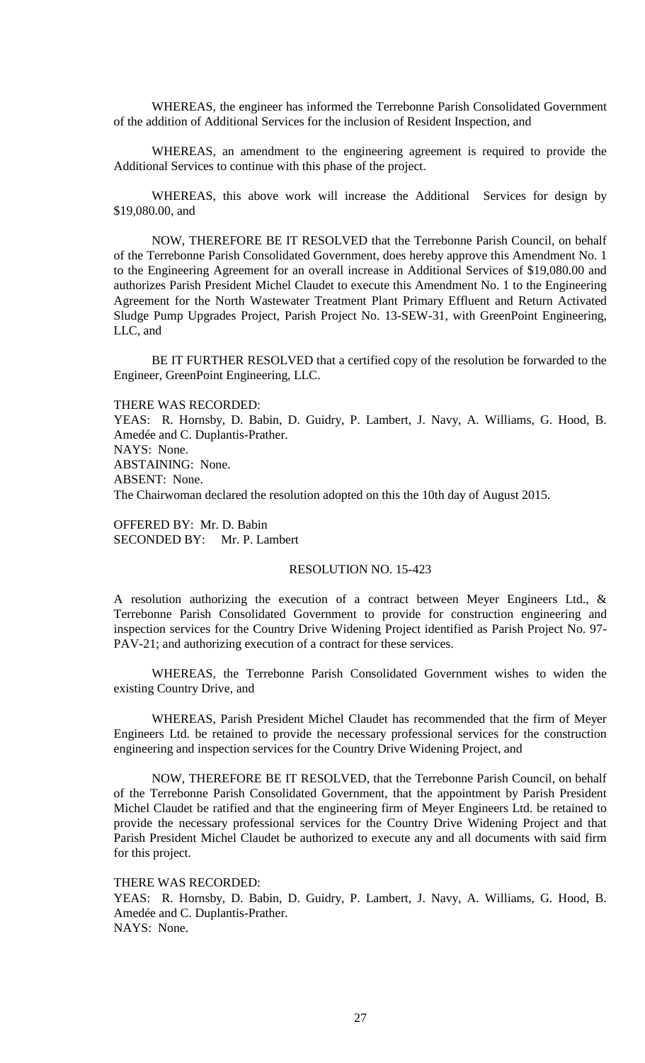WHEREAS, the engineer has informed the Terrebonne Parish Consolidated Government of the addition of Additional Services for the inclusion of Resident Inspection, and

WHEREAS, an amendment to the engineering agreement is required to provide the Additional Services to continue with this phase of the project.

WHEREAS, this above work will increase the Additional Services for design by $19,080.00, and

NOW, THEREFORE BE IT RESOLVED that the Terrebonne Parish Council, on behalf of the Terrebonne Parish Consolidated Government, does hereby approve this Amendment No. 1 to the Engineering Agreement for an overall increase in Additional Services of $19,080.00 and authorizes Parish President Michel Claudet to execute this Amendment No. 1 to the Engineering Agreement for the North Wastewater Treatment Plant Primary Effluent and Return Activated Sludge Pump Upgrades Project, Parish Project No. 13-SEW-31, with GreenPoint Engineering, LLC, and

BE IT FURTHER RESOLVED that a certified copy of the resolution be forwarded to the Engineer, GreenPoint Engineering, LLC.

THERE WAS RECORDED:
YEAS: R. Hornsby, D. Babin, D. Guidry, P. Lambert, J. Navy, A. Williams, G. Hood, B. Amedée and C. Duplantis-Prather.
NAYS: None.
ABSTAINING: None.
ABSENT: None.
The Chairwoman declared the resolution adopted on this the 10th day of August 2015.

OFFERED BY: Mr. D. Babin
SECONDED BY: Mr. P. Lambert

RESOLUTION NO. 15-423

A resolution authorizing the execution of a contract between Meyer Engineers Ltd., & Terrebonne Parish Consolidated Government to provide for construction engineering and inspection services for the Country Drive Widening Project identified as Parish Project No. 97-PAV-21; and authorizing execution of a contract for these services.

WHEREAS, the Terrebonne Parish Consolidated Government wishes to widen the existing Country Drive, and

WHEREAS, Parish President Michel Claudet has recommended that the firm of Meyer Engineers Ltd. be retained to provide the necessary professional services for the construction engineering and inspection services for the Country Drive Widening Project, and

NOW, THEREFORE BE IT RESOLVED, that the Terrebonne Parish Council, on behalf of the Terrebonne Parish Consolidated Government, that the appointment by Parish President Michel Claudet be ratified and that the engineering firm of Meyer Engineers Ltd. be retained to provide the necessary professional services for the Country Drive Widening Project and that Parish President Michel Claudet be authorized to execute any and all documents with said firm for this project.

THERE WAS RECORDED:
YEAS: R. Hornsby, D. Babin, D. Guidry, P. Lambert, J. Navy, A. Williams, G. Hood, B. Amedée and C. Duplantis-Prather.
NAYS: None.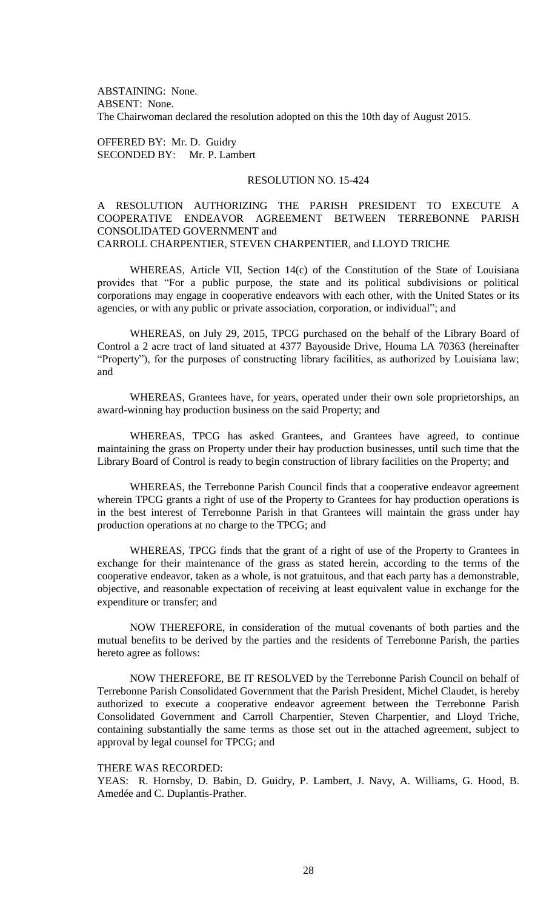ABSTAINING: None.
ABSENT: None.
The Chairwoman declared the resolution adopted on this the 10th day of August 2015.

OFFERED BY: Mr. D. Guidry
SECONDED BY: Mr. P. Lambert

RESOLUTION NO. 15-424

A RESOLUTION AUTHORIZING THE PARISH PRESIDENT TO EXECUTE A COOPERATIVE ENDEAVOR AGREEMENT BETWEEN TERREBONNE PARISH CONSOLIDATED GOVERNMENT and
CARROLL CHARPENTIER, STEVEN CHARPENTIER, and LLOYD TRICHE

WHEREAS, Article VII, Section 14(c) of the Constitution of the State of Louisiana provides that "For a public purpose, the state and its political subdivisions or political corporations may engage in cooperative endeavors with each other, with the United States or its agencies, or with any public or private association, corporation, or individual"; and

WHEREAS, on July 29, 2015, TPCG purchased on the behalf of the Library Board of Control a 2 acre tract of land situated at 4377 Bayouside Drive, Houma LA 70363 (hereinafter "Property"), for the purposes of constructing library facilities, as authorized by Louisiana law; and

WHEREAS, Grantees have, for years, operated under their own sole proprietorships, an award-winning hay production business on the said Property; and

WHEREAS, TPCG has asked Grantees, and Grantees have agreed, to continue maintaining the grass on Property under their hay production businesses, until such time that the Library Board of Control is ready to begin construction of library facilities on the Property; and

WHEREAS, the Terrebonne Parish Council finds that a cooperative endeavor agreement wherein TPCG grants a right of use of the Property to Grantees for hay production operations is in the best interest of Terrebonne Parish in that Grantees will maintain the grass under hay production operations at no charge to the TPCG; and

WHEREAS, TPCG finds that the grant of a right of use of the Property to Grantees in exchange for their maintenance of the grass as stated herein, according to the terms of the cooperative endeavor, taken as a whole, is not gratuitous, and that each party has a demonstrable, objective, and reasonable expectation of receiving at least equivalent value in exchange for the expenditure or transfer; and

NOW THEREFORE, in consideration of the mutual covenants of both parties and the mutual benefits to be derived by the parties and the residents of Terrebonne Parish, the parties hereto agree as follows:

NOW THEREFORE, BE IT RESOLVED by the Terrebonne Parish Council on behalf of Terrebonne Parish Consolidated Government that the Parish President, Michel Claudet, is hereby authorized to execute a cooperative endeavor agreement between the Terrebonne Parish Consolidated Government and Carroll Charpentier, Steven Charpentier, and Lloyd Triche, containing substantially the same terms as those set out in the attached agreement, subject to approval by legal counsel for TPCG; and

THERE WAS RECORDED:
YEAS: R. Hornsby, D. Babin, D. Guidry, P. Lambert, J. Navy, A. Williams, G. Hood, B. Amedée and C. Duplantis-Prather.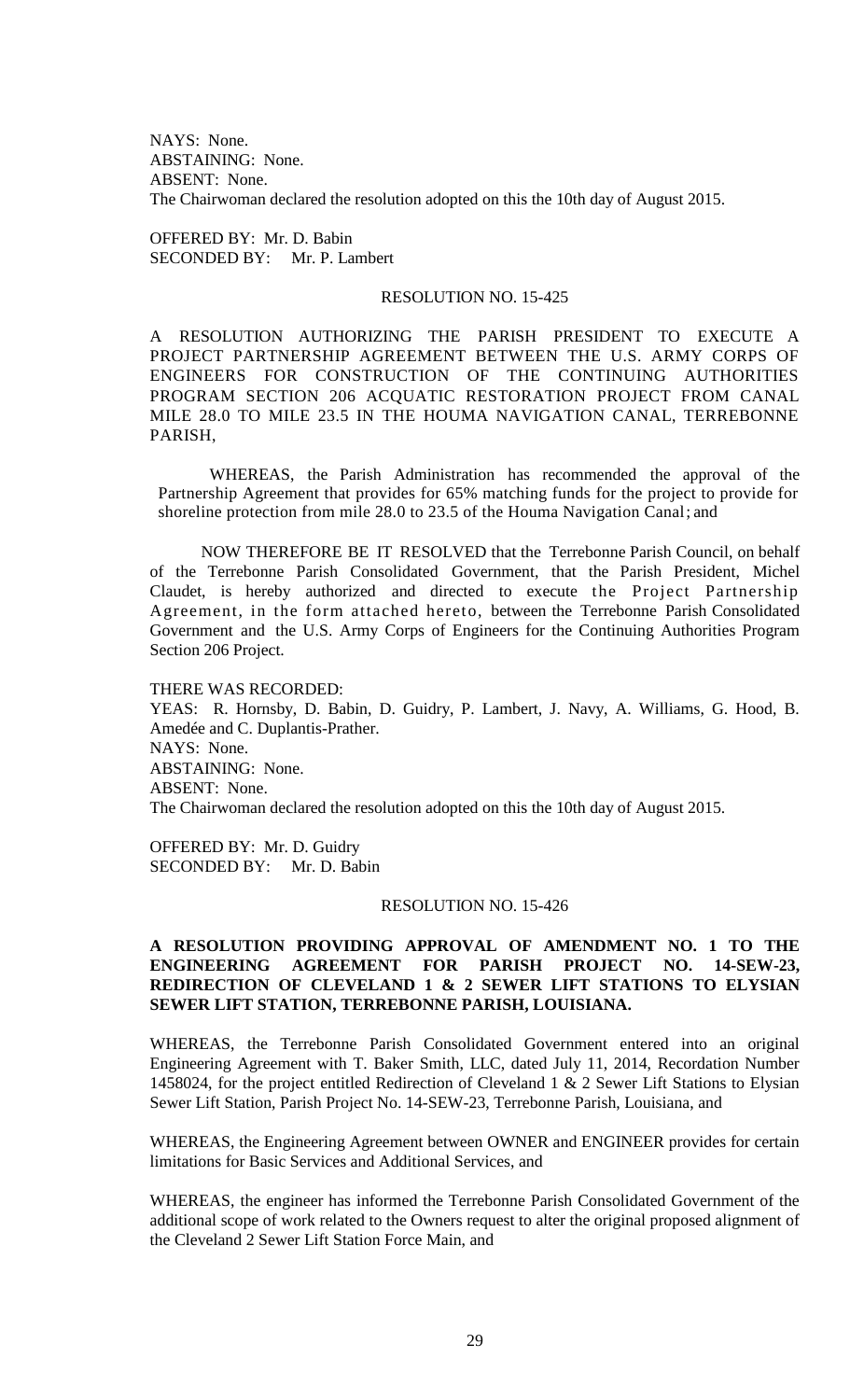NAYS: None.
ABSTAINING: None.
ABSENT: None.
The Chairwoman declared the resolution adopted on this the 10th day of August 2015.

OFFERED BY: Mr. D. Babin
SECONDED BY: Mr. P. Lambert

RESOLUTION NO. 15-425

A RESOLUTION AUTHORIZING THE PARISH PRESIDENT TO EXECUTE A PROJECT PARTNERSHIP AGREEMENT BETWEEN THE U.S. ARMY CORPS OF ENGINEERS FOR CONSTRUCTION OF THE CONTINUING AUTHORITIES PROGRAM SECTION 206 ACQUATIC RESTORATION PROJECT FROM CANAL MILE 28.0 TO MILE 23.5 IN THE HOUMA NAVIGATION CANAL, TERREBONNE PARISH,

WHEREAS, the Parish Administration has recommended the approval of the Partnership Agreement that provides for 65% matching funds for the project to provide for shoreline protection from mile 28.0 to 23.5 of the Houma Navigation Canal; and

NOW THEREFORE BE IT RESOLVED that the Terrebonne Parish Council, on behalf of the Terrebonne Parish Consolidated Government, that the Parish President, Michel Claudet, is hereby authorized and directed to execute the Project Partnership Agreement, in the form attached hereto, between the Terrebonne Parish Consolidated Government and the U.S. Army Corps of Engineers for the Continuing Authorities Program Section 206 Project.

THERE WAS RECORDED:
YEAS: R. Hornsby, D. Babin, D. Guidry, P. Lambert, J. Navy, A. Williams, G. Hood, B. Amedée and C. Duplantis-Prather.
NAYS: None.
ABSTAINING: None.
ABSENT: None.
The Chairwoman declared the resolution adopted on this the 10th day of August 2015.

OFFERED BY: Mr. D. Guidry
SECONDED BY: Mr. D. Babin

RESOLUTION NO. 15-426

**A RESOLUTION PROVIDING APPROVAL OF AMENDMENT NO. 1 TO THE ENGINEERING AGREEMENT FOR PARISH PROJECT NO. 14-SEW-23, REDIRECTION OF CLEVELAND 1 & 2 SEWER LIFT STATIONS TO ELYSIAN SEWER LIFT STATION, TERREBONNE PARISH, LOUISIANA.**

WHEREAS, the Terrebonne Parish Consolidated Government entered into an original Engineering Agreement with T. Baker Smith, LLC, dated July 11, 2014, Recordation Number 1458024, for the project entitled Redirection of Cleveland 1 & 2 Sewer Lift Stations to Elysian Sewer Lift Station, Parish Project No. 14-SEW-23, Terrebonne Parish, Louisiana, and

WHEREAS, the Engineering Agreement between OWNER and ENGINEER provides for certain limitations for Basic Services and Additional Services, and

WHEREAS, the engineer has informed the Terrebonne Parish Consolidated Government of the additional scope of work related to the Owners request to alter the original proposed alignment of the Cleveland 2 Sewer Lift Station Force Main, and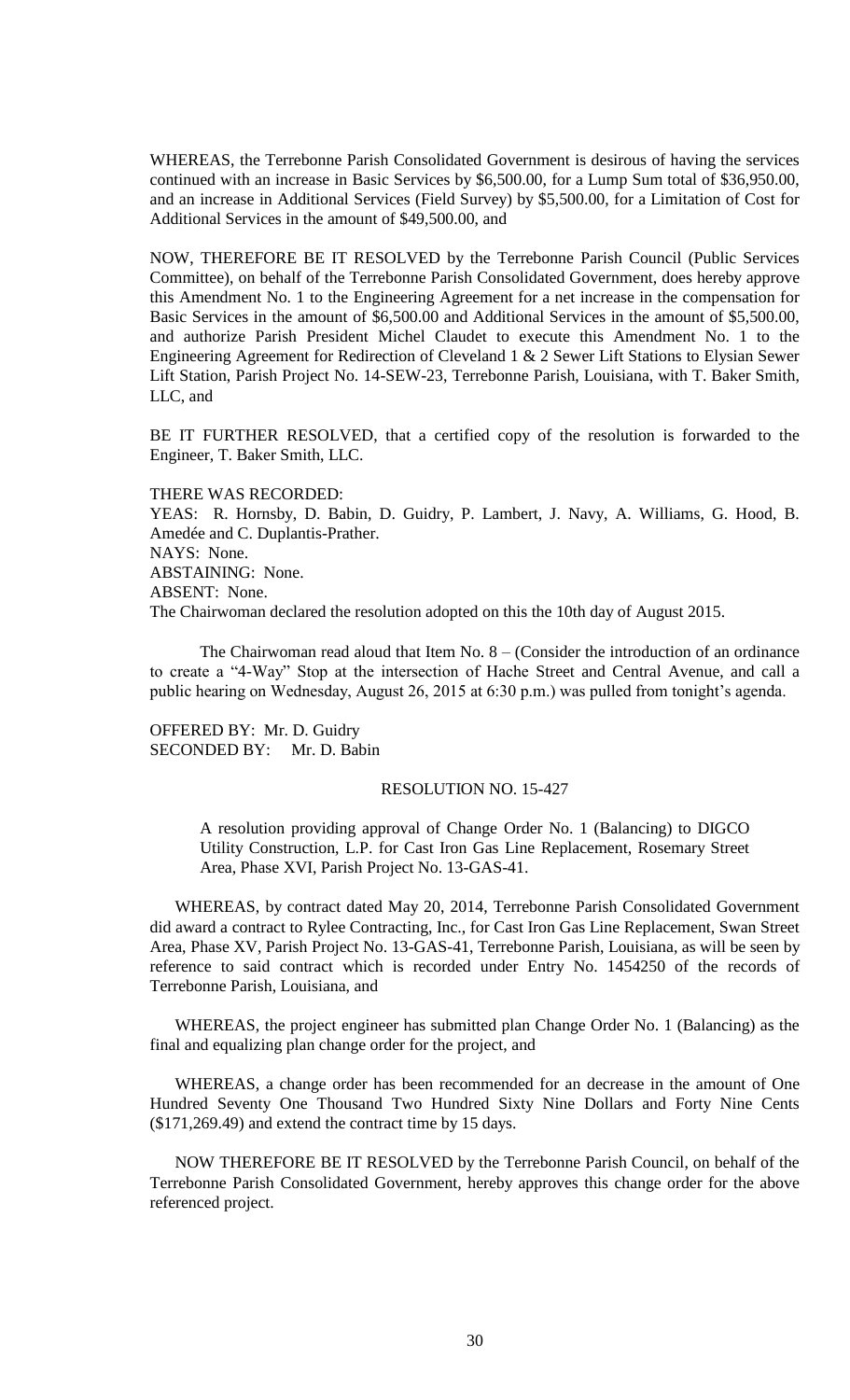WHEREAS, the Terrebonne Parish Consolidated Government is desirous of having the services continued with an increase in Basic Services by $6,500.00, for a Lump Sum total of $36,950.00, and an increase in Additional Services (Field Survey) by $5,500.00, for a Limitation of Cost for Additional Services in the amount of $49,500.00, and

NOW, THEREFORE BE IT RESOLVED by the Terrebonne Parish Council (Public Services Committee), on behalf of the Terrebonne Parish Consolidated Government, does hereby approve this Amendment No. 1 to the Engineering Agreement for a net increase in the compensation for Basic Services in the amount of $6,500.00 and Additional Services in the amount of $5,500.00, and authorize Parish President Michel Claudet to execute this Amendment No. 1 to the Engineering Agreement for Redirection of Cleveland 1 & 2 Sewer Lift Stations to Elysian Sewer Lift Station, Parish Project No. 14-SEW-23, Terrebonne Parish, Louisiana, with T. Baker Smith, LLC, and

BE IT FURTHER RESOLVED, that a certified copy of the resolution is forwarded to the Engineer, T. Baker Smith, LLC.

THERE WAS RECORDED:
YEAS: R. Hornsby, D. Babin, D. Guidry, P. Lambert, J. Navy, A. Williams, G. Hood, B. Amedée and C. Duplantis-Prather.
NAYS: None.
ABSTAINING: None.
ABSENT: None.
The Chairwoman declared the resolution adopted on this the 10th day of August 2015.

The Chairwoman read aloud that Item No. 8 – (Consider the introduction of an ordinance to create a "4-Way" Stop at the intersection of Hache Street and Central Avenue, and call a public hearing on Wednesday, August 26, 2015 at 6:30 p.m.) was pulled from tonight's agenda.

OFFERED BY: Mr. D. Guidry
SECONDED BY: Mr. D. Babin

RESOLUTION NO. 15-427

A resolution providing approval of Change Order No. 1 (Balancing) to DIGCO Utility Construction, L.P. for Cast Iron Gas Line Replacement, Rosemary Street Area, Phase XVI, Parish Project No. 13-GAS-41.

WHEREAS, by contract dated May 20, 2014, Terrebonne Parish Consolidated Government did award a contract to Rylee Contracting, Inc., for Cast Iron Gas Line Replacement, Swan Street Area, Phase XV, Parish Project No. 13-GAS-41, Terrebonne Parish, Louisiana, as will be seen by reference to said contract which is recorded under Entry No. 1454250 of the records of Terrebonne Parish, Louisiana, and

WHEREAS, the project engineer has submitted plan Change Order No. 1 (Balancing) as the final and equalizing plan change order for the project, and

WHEREAS, a change order has been recommended for an decrease in the amount of One Hundred Seventy One Thousand Two Hundred Sixty Nine Dollars and Forty Nine Cents ($171,269.49) and extend the contract time by 15 days.

NOW THEREFORE BE IT RESOLVED by the Terrebonne Parish Council, on behalf of the Terrebonne Parish Consolidated Government, hereby approves this change order for the above referenced project.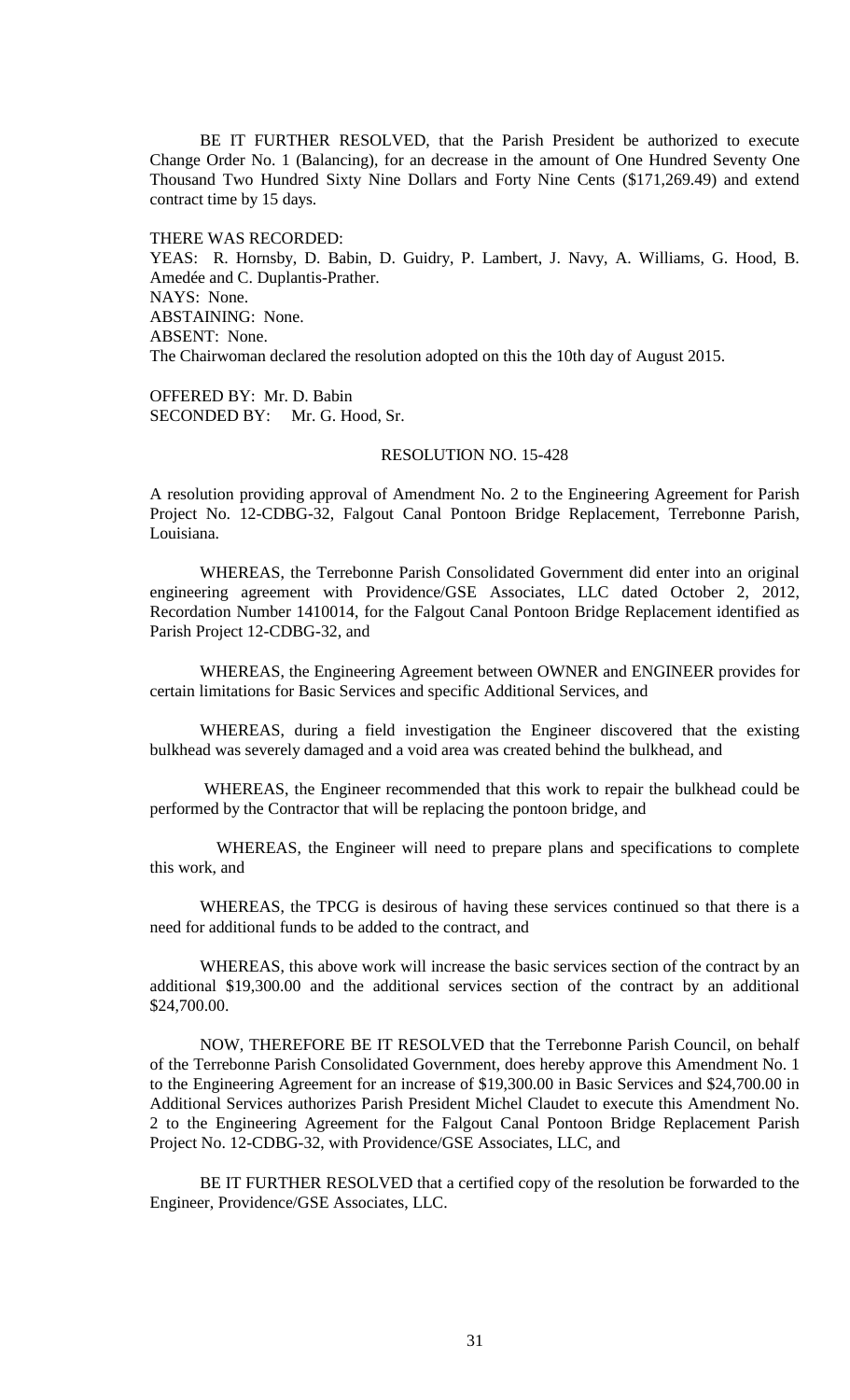BE IT FURTHER RESOLVED, that the Parish President be authorized to execute Change Order No. 1 (Balancing), for an decrease in the amount of One Hundred Seventy One Thousand Two Hundred Sixty Nine Dollars and Forty Nine Cents ($171,269.49) and extend contract time by 15 days.

THERE WAS RECORDED:
YEAS: R. Hornsby, D. Babin, D. Guidry, P. Lambert, J. Navy, A. Williams, G. Hood, B. Amedée and C. Duplantis-Prather.
NAYS: None.
ABSTAINING: None.
ABSENT: None.
The Chairwoman declared the resolution adopted on this the 10th day of August 2015.

OFFERED BY: Mr. D. Babin
SECONDED BY: Mr. G. Hood, Sr.

RESOLUTION NO. 15-428

A resolution providing approval of Amendment No. 2 to the Engineering Agreement for Parish Project No. 12-CDBG-32, Falgout Canal Pontoon Bridge Replacement, Terrebonne Parish, Louisiana.

WHEREAS, the Terrebonne Parish Consolidated Government did enter into an original engineering agreement with Providence/GSE Associates, LLC dated October 2, 2012, Recordation Number 1410014, for the Falgout Canal Pontoon Bridge Replacement identified as Parish Project 12-CDBG-32, and

WHEREAS, the Engineering Agreement between OWNER and ENGINEER provides for certain limitations for Basic Services and specific Additional Services, and

WHEREAS, during a field investigation the Engineer discovered that the existing bulkhead was severely damaged and a void area was created behind the bulkhead, and

WHEREAS, the Engineer recommended that this work to repair the bulkhead could be performed by the Contractor that will be replacing the pontoon bridge, and

WHEREAS, the Engineer will need to prepare plans and specifications to complete this work, and

WHEREAS, the TPCG is desirous of having these services continued so that there is a need for additional funds to be added to the contract, and

WHEREAS, this above work will increase the basic services section of the contract by an additional $19,300.00 and the additional services section of the contract by an additional $24,700.00.

NOW, THEREFORE BE IT RESOLVED that the Terrebonne Parish Council, on behalf of the Terrebonne Parish Consolidated Government, does hereby approve this Amendment No. 1 to the Engineering Agreement for an increase of $19,300.00 in Basic Services and $24,700.00 in Additional Services authorizes Parish President Michel Claudet to execute this Amendment No. 2 to the Engineering Agreement for the Falgout Canal Pontoon Bridge Replacement Parish Project No. 12-CDBG-32, with Providence/GSE Associates, LLC, and

BE IT FURTHER RESOLVED that a certified copy of the resolution be forwarded to the Engineer, Providence/GSE Associates, LLC.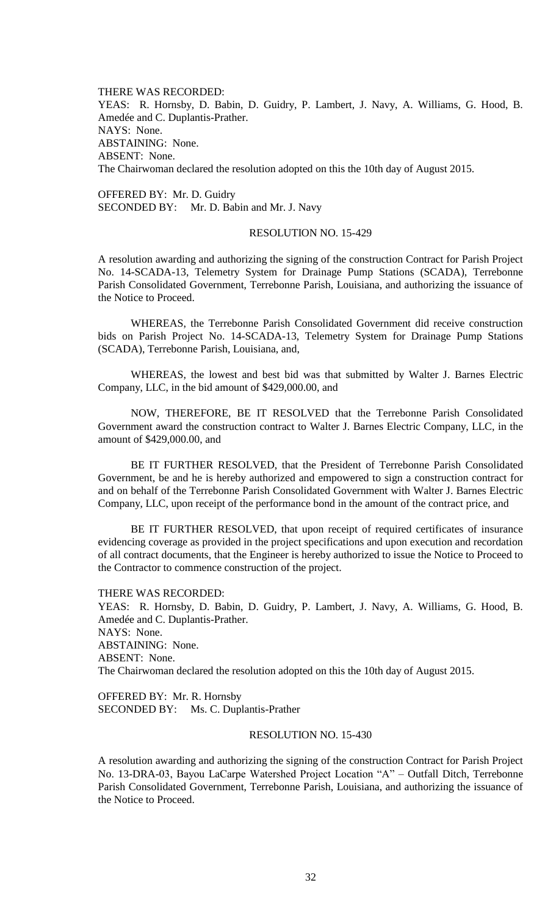THERE WAS RECORDED:
YEAS: R. Hornsby, D. Babin, D. Guidry, P. Lambert, J. Navy, A. Williams, G. Hood, B. Amedée and C. Duplantis-Prather.
NAYS: None.
ABSTAINING: None.
ABSENT: None.
The Chairwoman declared the resolution adopted on this the 10th day of August 2015.

OFFERED BY: Mr. D. Guidry
SECONDED BY: Mr. D. Babin and Mr. J. Navy

RESOLUTION NO. 15-429

A resolution awarding and authorizing the signing of the construction Contract for Parish Project No. 14-SCADA-13, Telemetry System for Drainage Pump Stations (SCADA), Terrebonne Parish Consolidated Government, Terrebonne Parish, Louisiana, and authorizing the issuance of the Notice to Proceed.

WHEREAS, the Terrebonne Parish Consolidated Government did receive construction bids on Parish Project No. 14-SCADA-13, Telemetry System for Drainage Pump Stations (SCADA), Terrebonne Parish, Louisiana, and,

WHEREAS, the lowest and best bid was that submitted by Walter J. Barnes Electric Company, LLC, in the bid amount of $429,000.00, and

NOW, THEREFORE, BE IT RESOLVED that the Terrebonne Parish Consolidated Government award the construction contract to Walter J. Barnes Electric Company, LLC, in the amount of $429,000.00, and

BE IT FURTHER RESOLVED, that the President of Terrebonne Parish Consolidated Government, be and he is hereby authorized and empowered to sign a construction contract for and on behalf of the Terrebonne Parish Consolidated Government with Walter J. Barnes Electric Company, LLC, upon receipt of the performance bond in the amount of the contract price, and

BE IT FURTHER RESOLVED, that upon receipt of required certificates of insurance evidencing coverage as provided in the project specifications and upon execution and recordation of all contract documents, that the Engineer is hereby authorized to issue the Notice to Proceed to the Contractor to commence construction of the project.

THERE WAS RECORDED:
YEAS: R. Hornsby, D. Babin, D. Guidry, P. Lambert, J. Navy, A. Williams, G. Hood, B. Amedée and C. Duplantis-Prather.
NAYS: None.
ABSTAINING: None.
ABSENT: None.
The Chairwoman declared the resolution adopted on this the 10th day of August 2015.

OFFERED BY: Mr. R. Hornsby
SECONDED BY: Ms. C. Duplantis-Prather

RESOLUTION NO. 15-430

A resolution awarding and authorizing the signing of the construction Contract for Parish Project No. 13-DRA-03, Bayou LaCarpe Watershed Project Location "A" – Outfall Ditch, Terrebonne Parish Consolidated Government, Terrebonne Parish, Louisiana, and authorizing the issuance of the Notice to Proceed.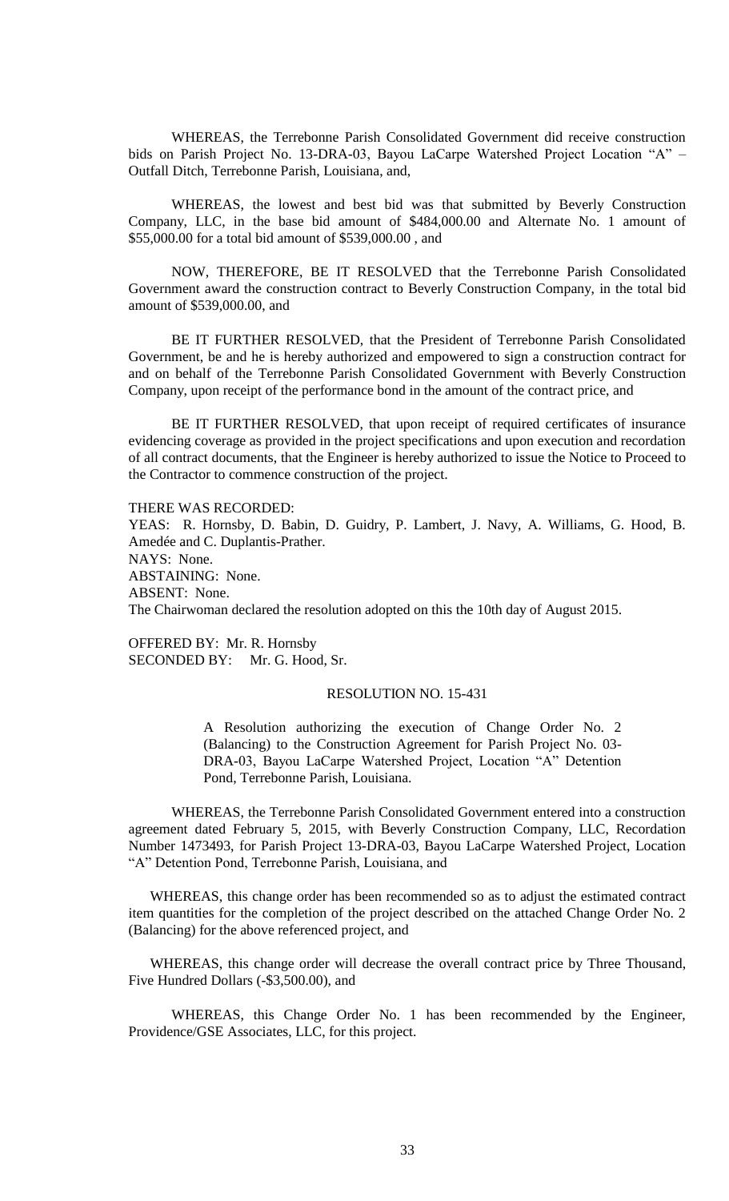WHEREAS, the Terrebonne Parish Consolidated Government did receive construction bids on Parish Project No. 13-DRA-03, Bayou LaCarpe Watershed Project Location "A" – Outfall Ditch, Terrebonne Parish, Louisiana, and,

WHEREAS, the lowest and best bid was that submitted by Beverly Construction Company, LLC, in the base bid amount of $484,000.00 and Alternate No. 1 amount of $55,000.00 for a total bid amount of $539,000.00 , and

NOW, THEREFORE, BE IT RESOLVED that the Terrebonne Parish Consolidated Government award the construction contract to Beverly Construction Company, in the total bid amount of $539,000.00, and

BE IT FURTHER RESOLVED, that the President of Terrebonne Parish Consolidated Government, be and he is hereby authorized and empowered to sign a construction contract for and on behalf of the Terrebonne Parish Consolidated Government with Beverly Construction Company, upon receipt of the performance bond in the amount of the contract price, and

BE IT FURTHER RESOLVED, that upon receipt of required certificates of insurance evidencing coverage as provided in the project specifications and upon execution and recordation of all contract documents, that the Engineer is hereby authorized to issue the Notice to Proceed to the Contractor to commence construction of the project.

THERE WAS RECORDED:
YEAS: R. Hornsby, D. Babin, D. Guidry, P. Lambert, J. Navy, A. Williams, G. Hood, B. Amedée and C. Duplantis-Prather.
NAYS: None.
ABSTAINING: None.
ABSENT: None.
The Chairwoman declared the resolution adopted on this the 10th day of August 2015.

OFFERED BY: Mr. R. Hornsby
SECONDED BY: Mr. G. Hood, Sr.

RESOLUTION NO. 15-431

A Resolution authorizing the execution of Change Order No. 2 (Balancing) to the Construction Agreement for Parish Project No. 03-DRA-03, Bayou LaCarpe Watershed Project, Location "A" Detention Pond, Terrebonne Parish, Louisiana.

WHEREAS, the Terrebonne Parish Consolidated Government entered into a construction agreement dated February 5, 2015, with Beverly Construction Company, LLC, Recordation Number 1473493, for Parish Project 13-DRA-03, Bayou LaCarpe Watershed Project, Location "A" Detention Pond, Terrebonne Parish, Louisiana, and

WHEREAS, this change order has been recommended so as to adjust the estimated contract item quantities for the completion of the project described on the attached Change Order No. 2 (Balancing) for the above referenced project, and

WHEREAS, this change order will decrease the overall contract price by Three Thousand, Five Hundred Dollars (-$3,500.00), and

WHEREAS, this Change Order No. 1 has been recommended by the Engineer, Providence/GSE Associates, LLC, for this project.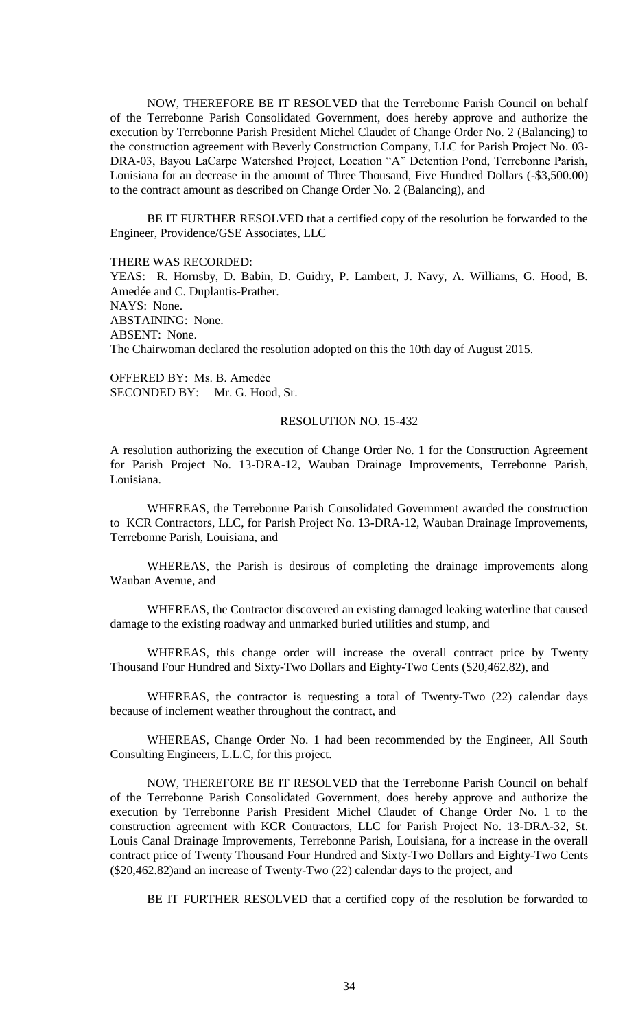NOW, THEREFORE BE IT RESOLVED that the Terrebonne Parish Council on behalf of the Terrebonne Parish Consolidated Government, does hereby approve and authorize the execution by Terrebonne Parish President Michel Claudet of Change Order No. 2 (Balancing) to the construction agreement with Beverly Construction Company, LLC for Parish Project No. 03-DRA-03, Bayou LaCarpe Watershed Project, Location "A" Detention Pond, Terrebonne Parish, Louisiana for an decrease in the amount of Three Thousand, Five Hundred Dollars (-$3,500.00) to the contract amount as described on Change Order No. 2 (Balancing), and

BE IT FURTHER RESOLVED that a certified copy of the resolution be forwarded to the Engineer, Providence/GSE Associates, LLC

THERE WAS RECORDED:
YEAS: R. Hornsby, D. Babin, D. Guidry, P. Lambert, J. Navy, A. Williams, G. Hood, B. Amedée and C. Duplantis-Prather.
NAYS: None.
ABSTAINING: None.
ABSENT: None.
The Chairwoman declared the resolution adopted on this the 10th day of August 2015.

OFFERED BY: Ms. B. Amedẻe
SECONDED BY: Mr. G. Hood, Sr.

RESOLUTION NO. 15-432

A resolution authorizing the execution of Change Order No. 1 for the Construction Agreement for Parish Project No. 13-DRA-12, Wauban Drainage Improvements, Terrebonne Parish, Louisiana.

WHEREAS, the Terrebonne Parish Consolidated Government awarded the construction to KCR Contractors, LLC, for Parish Project No. 13-DRA-12, Wauban Drainage Improvements, Terrebonne Parish, Louisiana, and

WHEREAS, the Parish is desirous of completing the drainage improvements along Wauban Avenue, and

WHEREAS, the Contractor discovered an existing damaged leaking waterline that caused damage to the existing roadway and unmarked buried utilities and stump, and

WHEREAS, this change order will increase the overall contract price by Twenty Thousand Four Hundred and Sixty-Two Dollars and Eighty-Two Cents ($20,462.82), and

WHEREAS, the contractor is requesting a total of Twenty-Two (22) calendar days because of inclement weather throughout the contract, and

WHEREAS, Change Order No. 1 had been recommended by the Engineer, All South Consulting Engineers, L.L.C, for this project.

NOW, THEREFORE BE IT RESOLVED that the Terrebonne Parish Council on behalf of the Terrebonne Parish Consolidated Government, does hereby approve and authorize the execution by Terrebonne Parish President Michel Claudet of Change Order No. 1 to the construction agreement with KCR Contractors, LLC for Parish Project No. 13-DRA-32, St. Louis Canal Drainage Improvements, Terrebonne Parish, Louisiana, for a increase in the overall contract price of Twenty Thousand Four Hundred and Sixty-Two Dollars and Eighty-Two Cents ($20,462.82)and an increase of Twenty-Two (22) calendar days to the project, and

BE IT FURTHER RESOLVED that a certified copy of the resolution be forwarded to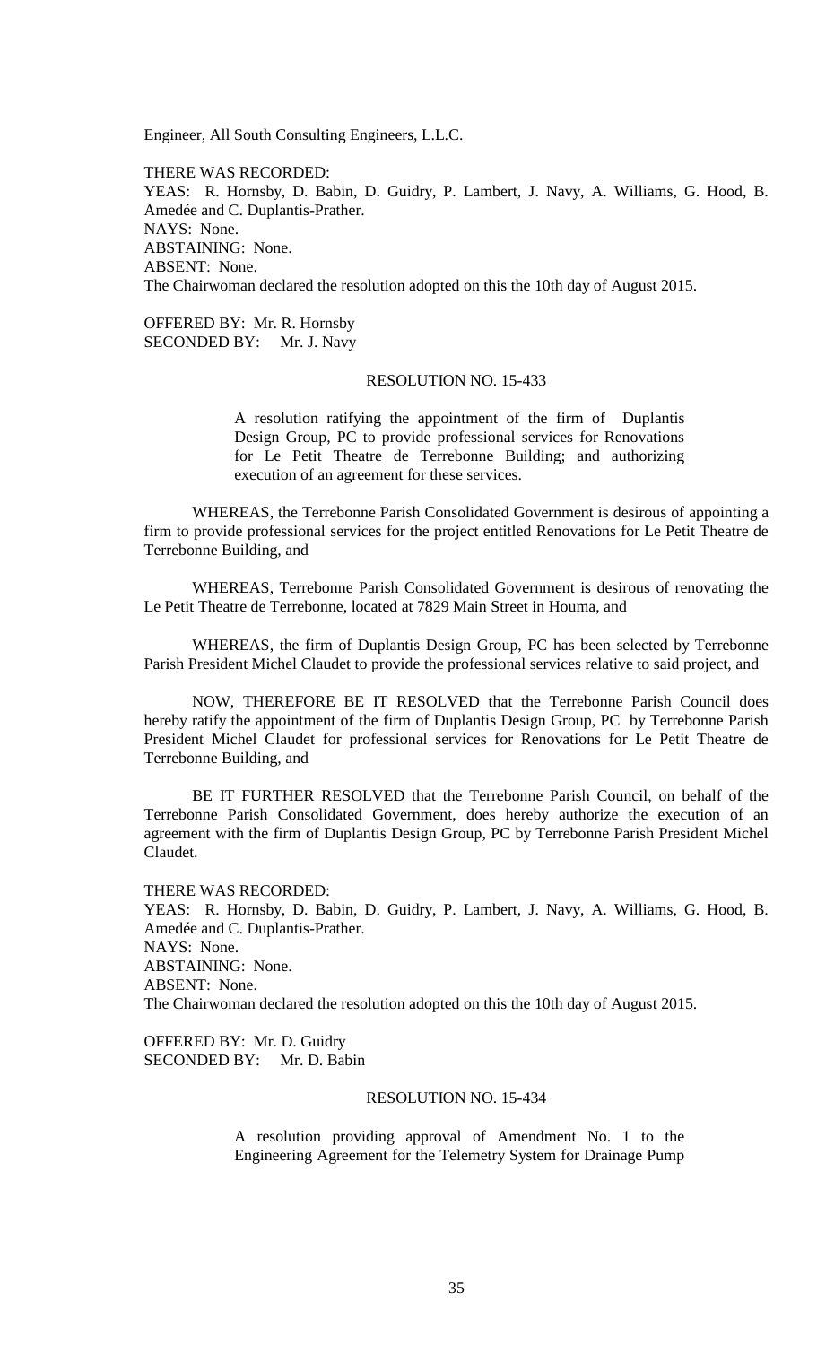Engineer, All South Consulting Engineers, L.L.C.

THERE WAS RECORDED:
YEAS: R. Hornsby, D. Babin, D. Guidry, P. Lambert, J. Navy, A. Williams, G. Hood, B. Amedée and C. Duplantis-Prather.
NAYS: None.
ABSTAINING: None.
ABSENT: None.
The Chairwoman declared the resolution adopted on this the 10th day of August 2015.

OFFERED BY: Mr. R. Hornsby
SECONDED BY: Mr. J. Navy

RESOLUTION NO. 15-433

A resolution ratifying the appointment of the firm of Duplantis Design Group, PC to provide professional services for Renovations for Le Petit Theatre de Terrebonne Building; and authorizing execution of an agreement for these services.

WHEREAS, the Terrebonne Parish Consolidated Government is desirous of appointing a firm to provide professional services for the project entitled Renovations for Le Petit Theatre de Terrebonne Building, and

WHEREAS, Terrebonne Parish Consolidated Government is desirous of renovating the Le Petit Theatre de Terrebonne, located at 7829 Main Street in Houma, and

WHEREAS, the firm of Duplantis Design Group, PC has been selected by Terrebonne Parish President Michel Claudet to provide the professional services relative to said project, and

NOW, THEREFORE BE IT RESOLVED that the Terrebonne Parish Council does hereby ratify the appointment of the firm of Duplantis Design Group, PC by Terrebonne Parish President Michel Claudet for professional services for Renovations for Le Petit Theatre de Terrebonne Building, and

BE IT FURTHER RESOLVED that the Terrebonne Parish Council, on behalf of the Terrebonne Parish Consolidated Government, does hereby authorize the execution of an agreement with the firm of Duplantis Design Group, PC by Terrebonne Parish President Michel Claudet.

THERE WAS RECORDED:
YEAS: R. Hornsby, D. Babin, D. Guidry, P. Lambert, J. Navy, A. Williams, G. Hood, B. Amedée and C. Duplantis-Prather.
NAYS: None.
ABSTAINING: None.
ABSENT: None.
The Chairwoman declared the resolution adopted on this the 10th day of August 2015.

OFFERED BY: Mr. D. Guidry
SECONDED BY: Mr. D. Babin

RESOLUTION NO. 15-434

A resolution providing approval of Amendment No. 1 to the Engineering Agreement for the Telemetry System for Drainage Pump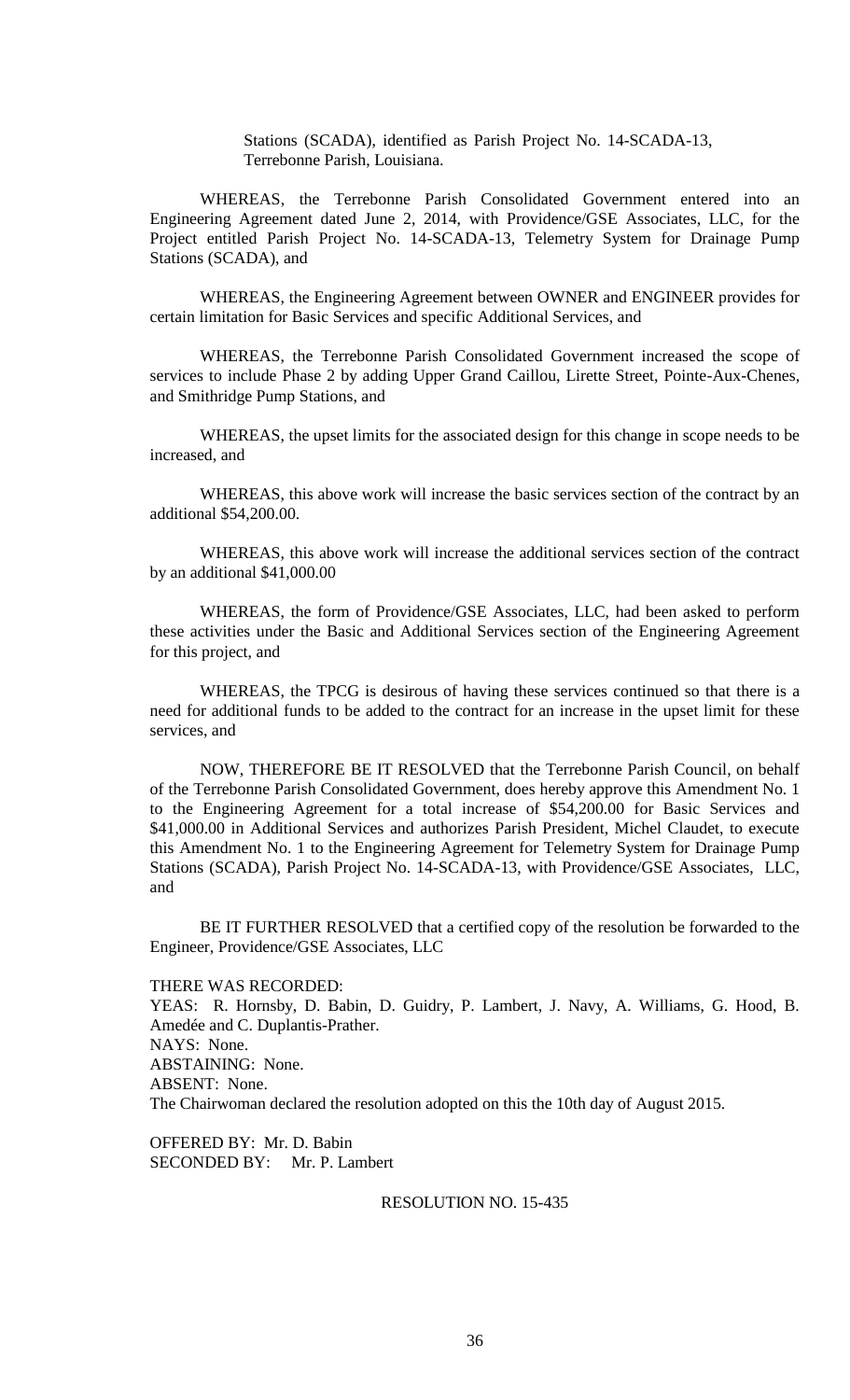Stations (SCADA), identified as Parish Project No. 14-SCADA-13, Terrebonne Parish, Louisiana.

WHEREAS, the Terrebonne Parish Consolidated Government entered into an Engineering Agreement dated June 2, 2014, with Providence/GSE Associates, LLC, for the Project entitled Parish Project No. 14-SCADA-13, Telemetry System for Drainage Pump Stations (SCADA), and

WHEREAS, the Engineering Agreement between OWNER and ENGINEER provides for certain limitation for Basic Services and specific Additional Services, and

WHEREAS, the Terrebonne Parish Consolidated Government increased the scope of services to include Phase 2 by adding Upper Grand Caillou, Lirette Street, Pointe-Aux-Chenes, and Smithridge Pump Stations, and

WHEREAS, the upset limits for the associated design for this change in scope needs to be increased, and

WHEREAS, this above work will increase the basic services section of the contract by an additional $54,200.00.

WHEREAS, this above work will increase the additional services section of the contract by an additional $41,000.00

WHEREAS, the form of Providence/GSE Associates, LLC, had been asked to perform these activities under the Basic and Additional Services section of the Engineering Agreement for this project, and

WHEREAS, the TPCG is desirous of having these services continued so that there is a need for additional funds to be added to the contract for an increase in the upset limit for these services, and

NOW, THEREFORE BE IT RESOLVED that the Terrebonne Parish Council, on behalf of the Terrebonne Parish Consolidated Government, does hereby approve this Amendment No. 1 to the Engineering Agreement for a total increase of $54,200.00 for Basic Services and $41,000.00 in Additional Services and authorizes Parish President, Michel Claudet, to execute this Amendment No. 1 to the Engineering Agreement for Telemetry System for Drainage Pump Stations (SCADA), Parish Project No. 14-SCADA-13, with Providence/GSE Associates, LLC, and

BE IT FURTHER RESOLVED that a certified copy of the resolution be forwarded to the Engineer, Providence/GSE Associates, LLC

THERE WAS RECORDED:
YEAS: R. Hornsby, D. Babin, D. Guidry, P. Lambert, J. Navy, A. Williams, G. Hood, B. Amedée and C. Duplantis-Prather.
NAYS: None.
ABSTAINING: None.
ABSENT: None.
The Chairwoman declared the resolution adopted on this the 10th day of August 2015.

OFFERED BY: Mr. D. Babin
SECONDED BY: Mr. P. Lambert

RESOLUTION NO. 15-435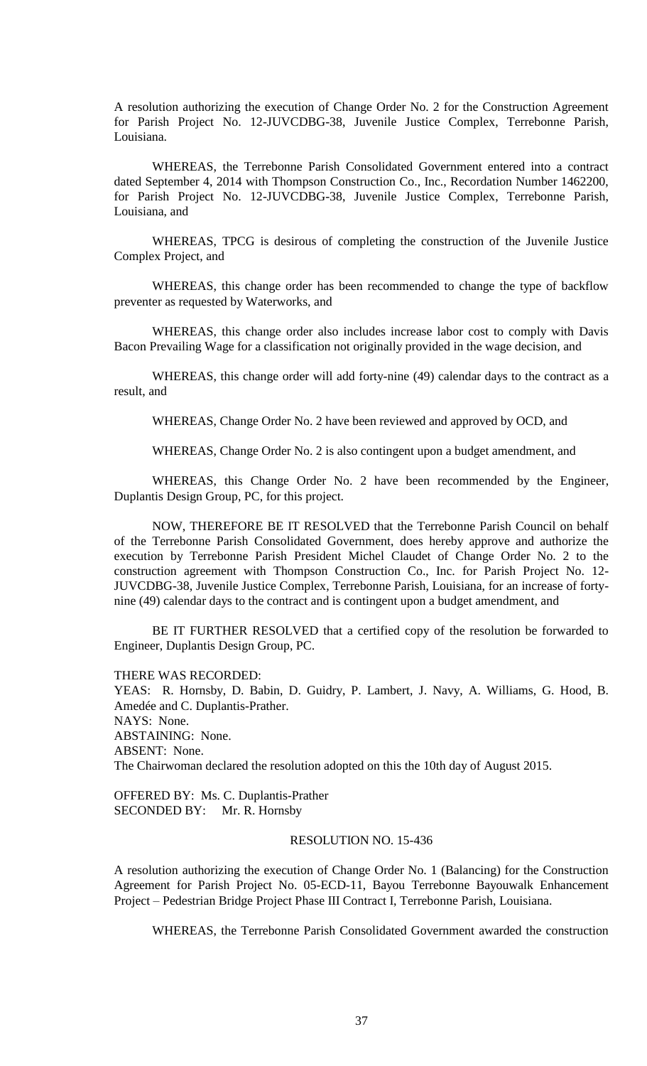A resolution authorizing the execution of Change Order No. 2 for the Construction Agreement for Parish Project No. 12-JUVCDBG-38, Juvenile Justice Complex, Terrebonne Parish, Louisiana.

WHEREAS, the Terrebonne Parish Consolidated Government entered into a contract dated September 4, 2014 with Thompson Construction Co., Inc., Recordation Number 1462200, for Parish Project No. 12-JUVCDBG-38, Juvenile Justice Complex, Terrebonne Parish, Louisiana, and

WHEREAS, TPCG is desirous of completing the construction of the Juvenile Justice Complex Project, and

WHEREAS, this change order has been recommended to change the type of backflow preventer as requested by Waterworks, and

WHEREAS, this change order also includes increase labor cost to comply with Davis Bacon Prevailing Wage for a classification not originally provided in the wage decision, and

WHEREAS, this change order will add forty-nine (49) calendar days to the contract as a result, and

WHEREAS, Change Order No. 2 have been reviewed and approved by OCD, and

WHEREAS, Change Order No. 2 is also contingent upon a budget amendment, and

WHEREAS, this Change Order No. 2 have been recommended by the Engineer, Duplantis Design Group, PC, for this project.

NOW, THEREFORE BE IT RESOLVED that the Terrebonne Parish Council on behalf of the Terrebonne Parish Consolidated Government, does hereby approve and authorize the execution by Terrebonne Parish President Michel Claudet of Change Order No. 2 to the construction agreement with Thompson Construction Co., Inc. for Parish Project No. 12-JUVCDBG-38, Juvenile Justice Complex, Terrebonne Parish, Louisiana, for an increase of forty-nine (49) calendar days to the contract and is contingent upon a budget amendment, and

BE IT FURTHER RESOLVED that a certified copy of the resolution be forwarded to Engineer, Duplantis Design Group, PC.

THERE WAS RECORDED:
YEAS: R. Hornsby, D. Babin, D. Guidry, P. Lambert, J. Navy, A. Williams, G. Hood, B. Amedée and C. Duplantis-Prather.
NAYS: None.
ABSTAINING: None.
ABSENT: None.
The Chairwoman declared the resolution adopted on this the 10th day of August 2015.

OFFERED BY: Ms. C. Duplantis-Prather
SECONDED BY: Mr. R. Hornsby

RESOLUTION NO. 15-436

A resolution authorizing the execution of Change Order No. 1 (Balancing) for the Construction Agreement for Parish Project No. 05-ECD-11, Bayou Terrebonne Bayouwalk Enhancement Project – Pedestrian Bridge Project Phase III Contract I, Terrebonne Parish, Louisiana.

WHEREAS, the Terrebonne Parish Consolidated Government awarded the construction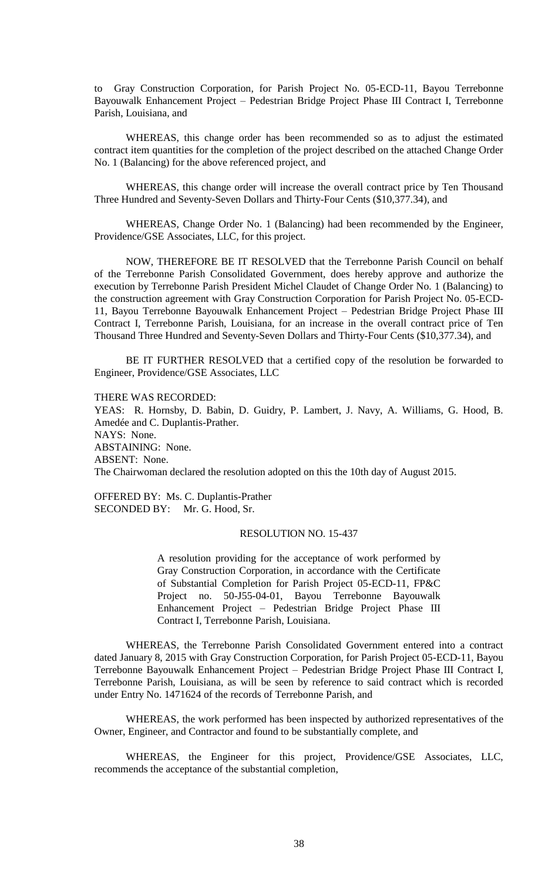to Gray Construction Corporation, for Parish Project No. 05-ECD-11, Bayou Terrebonne Bayouwalk Enhancement Project – Pedestrian Bridge Project Phase III Contract I, Terrebonne Parish, Louisiana, and

WHEREAS, this change order has been recommended so as to adjust the estimated contract item quantities for the completion of the project described on the attached Change Order No. 1 (Balancing) for the above referenced project, and

WHEREAS, this change order will increase the overall contract price by Ten Thousand Three Hundred and Seventy-Seven Dollars and Thirty-Four Cents ($10,377.34), and

WHEREAS, Change Order No. 1 (Balancing) had been recommended by the Engineer, Providence/GSE Associates, LLC, for this project.

NOW, THEREFORE BE IT RESOLVED that the Terrebonne Parish Council on behalf of the Terrebonne Parish Consolidated Government, does hereby approve and authorize the execution by Terrebonne Parish President Michel Claudet of Change Order No. 1 (Balancing) to the construction agreement with Gray Construction Corporation for Parish Project No. 05-ECD-11, Bayou Terrebonne Bayouwalk Enhancement Project – Pedestrian Bridge Project Phase III Contract I, Terrebonne Parish, Louisiana, for an increase in the overall contract price of Ten Thousand Three Hundred and Seventy-Seven Dollars and Thirty-Four Cents ($10,377.34), and

BE IT FURTHER RESOLVED that a certified copy of the resolution be forwarded to Engineer, Providence/GSE Associates, LLC

THERE WAS RECORDED:
YEAS: R. Hornsby, D. Babin, D. Guidry, P. Lambert, J. Navy, A. Williams, G. Hood, B. Amedée and C. Duplantis-Prather.
NAYS: None.
ABSTAINING: None.
ABSENT: None.
The Chairwoman declared the resolution adopted on this the 10th day of August 2015.

OFFERED BY: Ms. C. Duplantis-Prather
SECONDED BY: Mr. G. Hood, Sr.

RESOLUTION NO. 15-437

> A resolution providing for the acceptance of work performed by Gray Construction Corporation, in accordance with the Certificate of Substantial Completion for Parish Project 05-ECD-11, FP&C Project no. 50-J55-04-01, Bayou Terrebonne Bayouwalk Enhancement Project – Pedestrian Bridge Project Phase III Contract I, Terrebonne Parish, Louisiana.

WHEREAS, the Terrebonne Parish Consolidated Government entered into a contract dated January 8, 2015 with Gray Construction Corporation, for Parish Project 05-ECD-11, Bayou Terrebonne Bayouwalk Enhancement Project – Pedestrian Bridge Project Phase III Contract I, Terrebonne Parish, Louisiana, as will be seen by reference to said contract which is recorded under Entry No. 1471624 of the records of Terrebonne Parish, and

WHEREAS, the work performed has been inspected by authorized representatives of the Owner, Engineer, and Contractor and found to be substantially complete, and

WHEREAS, the Engineer for this project, Providence/GSE Associates, LLC, recommends the acceptance of the substantial completion,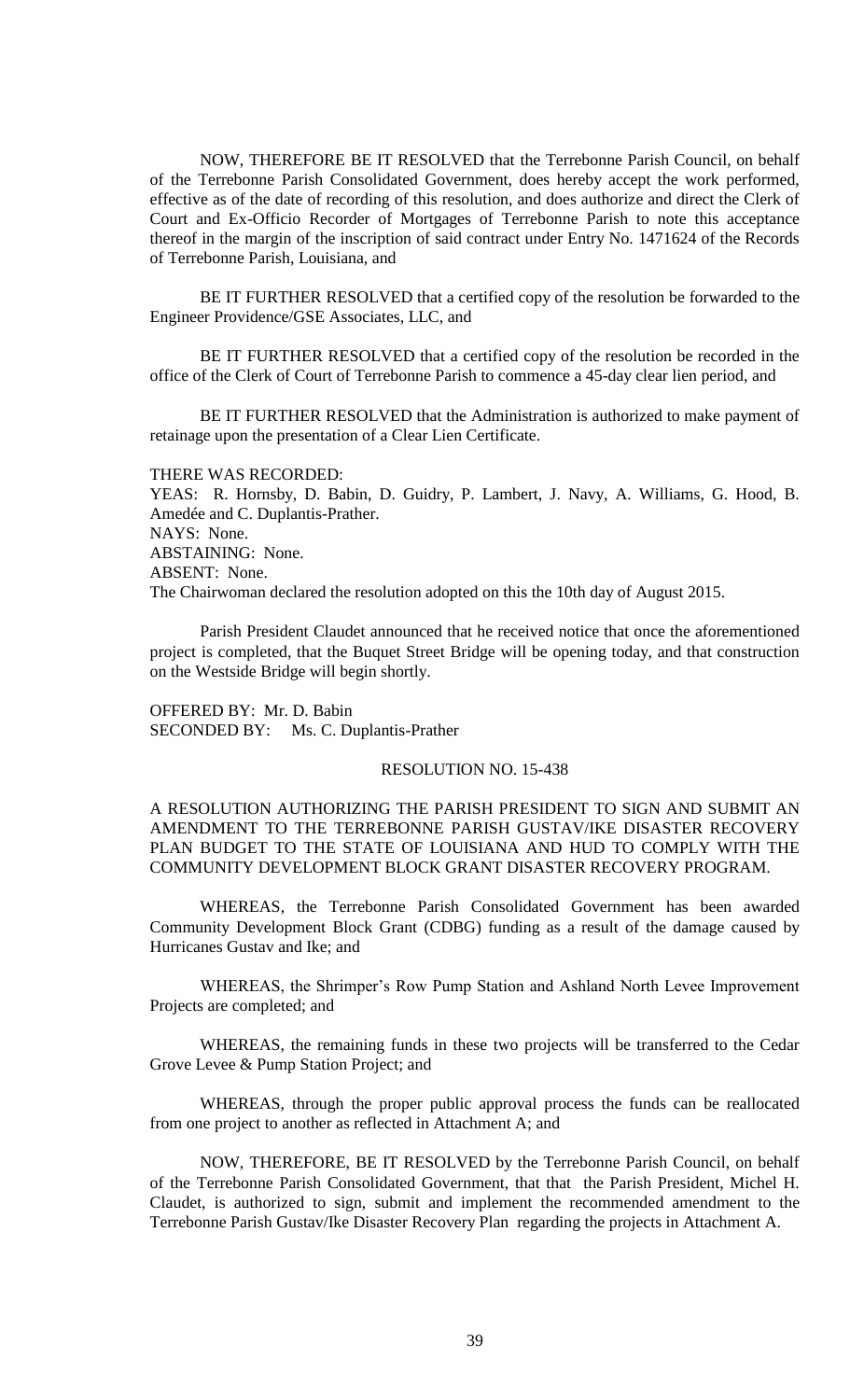NOW, THEREFORE BE IT RESOLVED that the Terrebonne Parish Council, on behalf of the Terrebonne Parish Consolidated Government, does hereby accept the work performed, effective as of the date of recording of this resolution, and does authorize and direct the Clerk of Court and Ex-Officio Recorder of Mortgages of Terrebonne Parish to note this acceptance thereof in the margin of the inscription of said contract under Entry No. 1471624 of the Records of Terrebonne Parish, Louisiana, and

BE IT FURTHER RESOLVED that a certified copy of the resolution be forwarded to the Engineer Providence/GSE Associates, LLC, and

BE IT FURTHER RESOLVED that a certified copy of the resolution be recorded in the office of the Clerk of Court of Terrebonne Parish to commence a 45-day clear lien period, and

BE IT FURTHER RESOLVED that the Administration is authorized to make payment of retainage upon the presentation of a Clear Lien Certificate.

THERE WAS RECORDED:
YEAS: R. Hornsby, D. Babin, D. Guidry, P. Lambert, J. Navy, A. Williams, G. Hood, B. Amedée and C. Duplantis-Prather.
NAYS: None.
ABSTAINING: None.
ABSENT: None.
The Chairwoman declared the resolution adopted on this the 10th day of August 2015.

Parish President Claudet announced that he received notice that once the aforementioned project is completed, that the Buquet Street Bridge will be opening today, and that construction on the Westside Bridge will begin shortly.

OFFERED BY: Mr. D. Babin
SECONDED BY: Ms. C. Duplantis-Prather

RESOLUTION NO. 15-438

A RESOLUTION AUTHORIZING THE PARISH PRESIDENT TO SIGN AND SUBMIT AN AMENDMENT TO THE TERREBONNE PARISH GUSTAV/IKE DISASTER RECOVERY PLAN BUDGET TO THE STATE OF LOUISIANA AND HUD TO COMPLY WITH THE COMMUNITY DEVELOPMENT BLOCK GRANT DISASTER RECOVERY PROGRAM.

WHEREAS, the Terrebonne Parish Consolidated Government has been awarded Community Development Block Grant (CDBG) funding as a result of the damage caused by Hurricanes Gustav and Ike; and

WHEREAS, the Shrimper's Row Pump Station and Ashland North Levee Improvement Projects are completed; and

WHEREAS, the remaining funds in these two projects will be transferred to the Cedar Grove Levee & Pump Station Project; and

WHEREAS, through the proper public approval process the funds can be reallocated from one project to another as reflected in Attachment A; and

NOW, THEREFORE, BE IT RESOLVED by the Terrebonne Parish Council, on behalf of the Terrebonne Parish Consolidated Government, that that the Parish President, Michel H. Claudet, is authorized to sign, submit and implement the recommended amendment to the Terrebonne Parish Gustav/Ike Disaster Recovery Plan regarding the projects in Attachment A.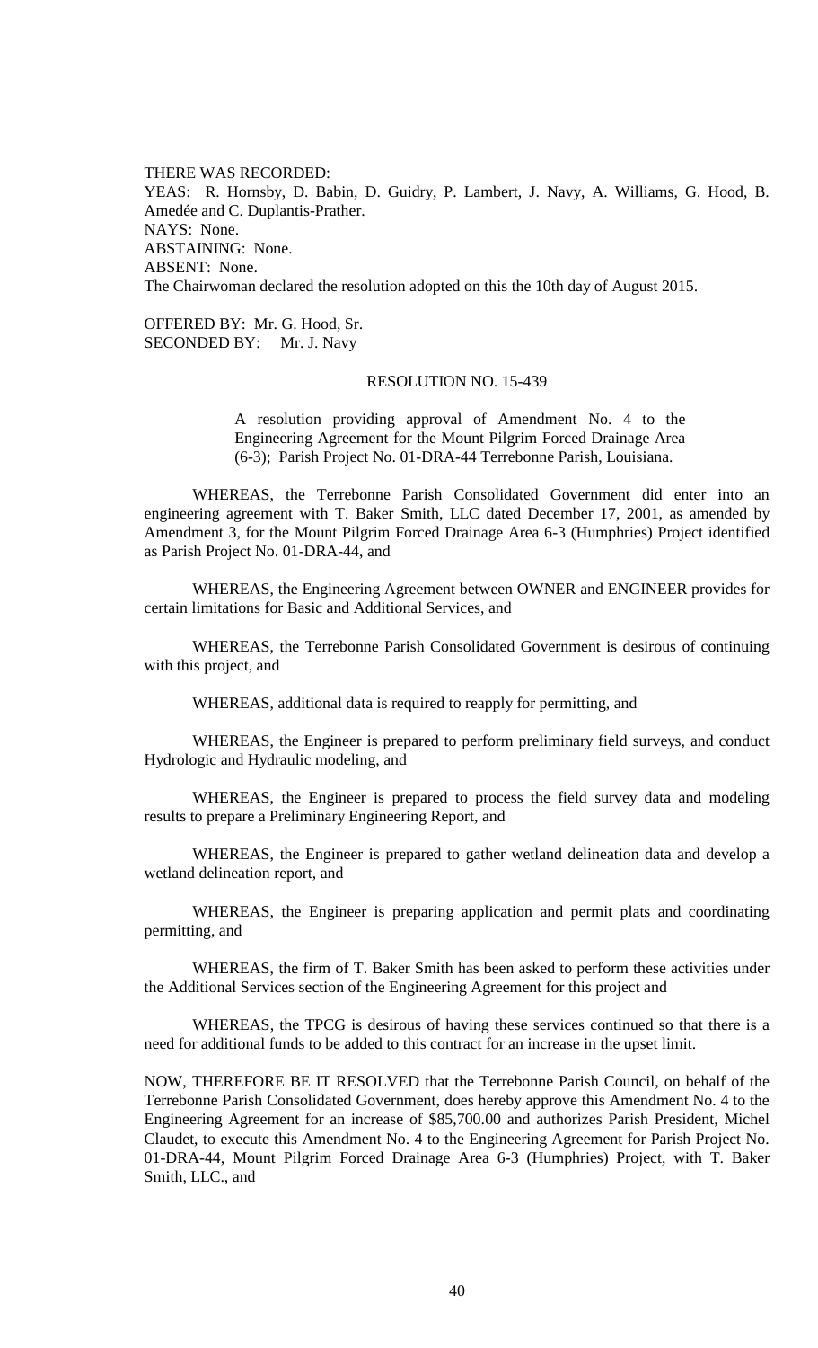THERE WAS RECORDED:
YEAS: R. Hornsby, D. Babin, D. Guidry, P. Lambert, J. Navy, A. Williams, G. Hood, B. Amedée and C. Duplantis-Prather.
NAYS: None.
ABSTAINING: None.
ABSENT: None.
The Chairwoman declared the resolution adopted on this the 10th day of August 2015.

OFFERED BY: Mr. G. Hood, Sr.
SECONDED BY: Mr. J. Navy

RESOLUTION NO. 15-439

A resolution providing approval of Amendment No. 4 to the Engineering Agreement for the Mount Pilgrim Forced Drainage Area (6-3); Parish Project No. 01-DRA-44 Terrebonne Parish, Louisiana.

WHEREAS, the Terrebonne Parish Consolidated Government did enter into an engineering agreement with T. Baker Smith, LLC dated December 17, 2001, as amended by Amendment 3, for the Mount Pilgrim Forced Drainage Area 6-3 (Humphries) Project identified as Parish Project No. 01-DRA-44, and

WHEREAS, the Engineering Agreement between OWNER and ENGINEER provides for certain limitations for Basic and Additional Services, and

WHEREAS, the Terrebonne Parish Consolidated Government is desirous of continuing with this project, and

WHEREAS, additional data is required to reapply for permitting, and

WHEREAS, the Engineer is prepared to perform preliminary field surveys, and conduct Hydrologic and Hydraulic modeling, and

WHEREAS, the Engineer is prepared to process the field survey data and modeling results to prepare a Preliminary Engineering Report, and

WHEREAS, the Engineer is prepared to gather wetland delineation data and develop a wetland delineation report, and

WHEREAS, the Engineer is preparing application and permit plats and coordinating permitting, and

WHEREAS, the firm of T. Baker Smith has been asked to perform these activities under the Additional Services section of the Engineering Agreement for this project and

WHEREAS, the TPCG is desirous of having these services continued so that there is a need for additional funds to be added to this contract for an increase in the upset limit.

NOW, THEREFORE BE IT RESOLVED that the Terrebonne Parish Council, on behalf of the Terrebonne Parish Consolidated Government, does hereby approve this Amendment No. 4 to the Engineering Agreement for an increase of $85,700.00 and authorizes Parish President, Michel Claudet, to execute this Amendment No. 4 to the Engineering Agreement for Parish Project No. 01-DRA-44, Mount Pilgrim Forced Drainage Area 6-3 (Humphries) Project, with T. Baker Smith, LLC., and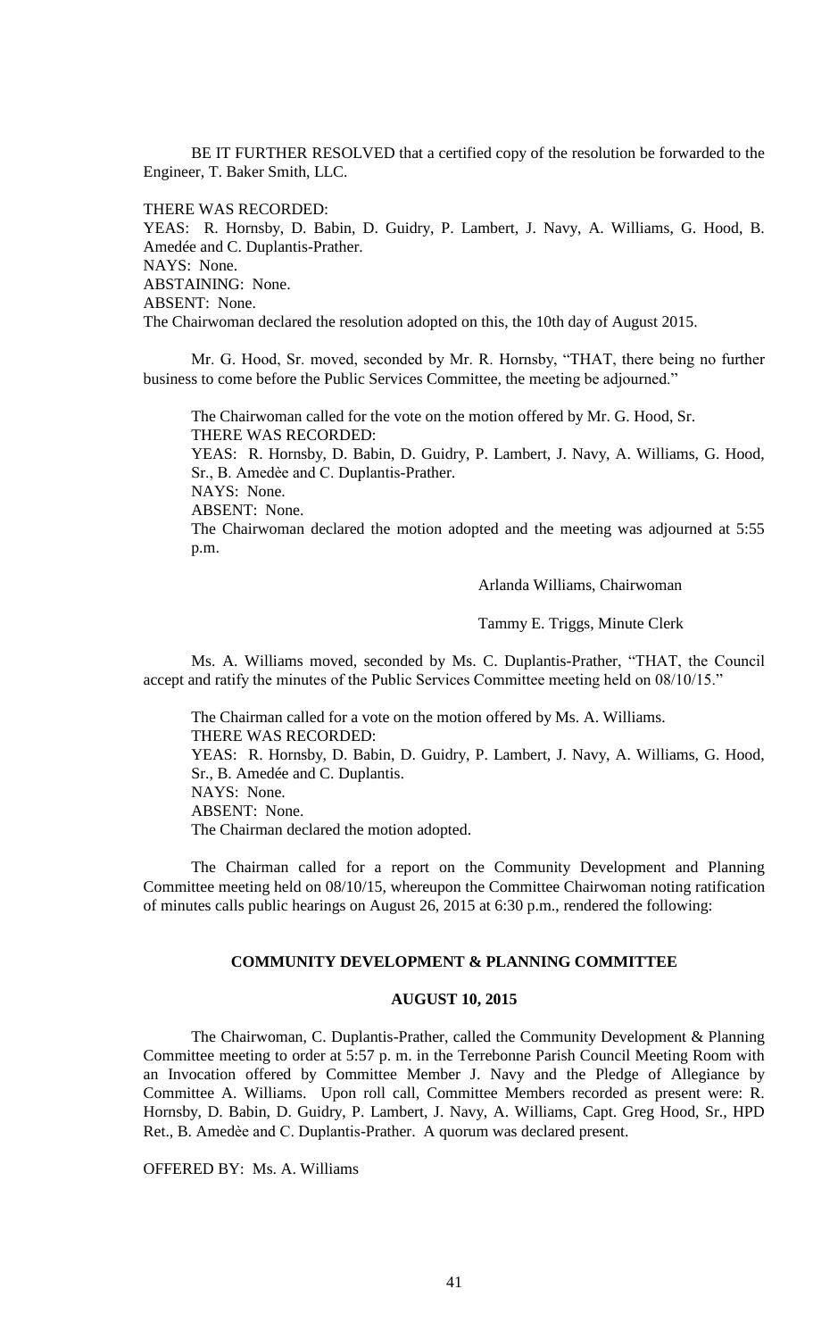BE IT FURTHER RESOLVED that a certified copy of the resolution be forwarded to the Engineer, T. Baker Smith, LLC.

THERE WAS RECORDED:
YEAS: R. Hornsby, D. Babin, D. Guidry, P. Lambert, J. Navy, A. Williams, G. Hood, B. Amedée and C. Duplantis-Prather.
NAYS: None.
ABSTAINING: None.
ABSENT: None.
The Chairwoman declared the resolution adopted on this, the 10th day of August 2015.

Mr. G. Hood, Sr. moved, seconded by Mr. R. Hornsby, "THAT, there being no further business to come before the Public Services Committee, the meeting be adjourned."

The Chairwoman called for the vote on the motion offered by Mr. G. Hood, Sr.
THERE WAS RECORDED:
YEAS: R. Hornsby, D. Babin, D. Guidry, P. Lambert, J. Navy, A. Williams, G. Hood, Sr., B. Amedèe and C. Duplantis-Prather.
NAYS: None.
ABSENT: None.
The Chairwoman declared the motion adopted and the meeting was adjourned at 5:55 p.m.

Arlanda Williams, Chairwoman

Tammy E. Triggs, Minute Clerk

Ms. A. Williams moved, seconded by Ms. C. Duplantis-Prather, "THAT, the Council accept and ratify the minutes of the Public Services Committee meeting held on 08/10/15."

The Chairman called for a vote on the motion offered by Ms. A. Williams.
THERE WAS RECORDED:
YEAS: R. Hornsby, D. Babin, D. Guidry, P. Lambert, J. Navy, A. Williams, G. Hood, Sr., B. Amedée and C. Duplantis.
NAYS: None.
ABSENT: None.
The Chairman declared the motion adopted.

The Chairman called for a report on the Community Development and Planning Committee meeting held on 08/10/15, whereupon the Committee Chairwoman noting ratification of minutes calls public hearings on August 26, 2015 at 6:30 p.m., rendered the following:

**COMMUNITY DEVELOPMENT & PLANNING COMMITTEE**

**AUGUST 10, 2015**

The Chairwoman, C. Duplantis-Prather, called the Community Development & Planning Committee meeting to order at 5:57 p. m. in the Terrebonne Parish Council Meeting Room with an Invocation offered by Committee Member J. Navy and the Pledge of Allegiance by Committee A. Williams. Upon roll call, Committee Members recorded as present were: R. Hornsby, D. Babin, D. Guidry, P. Lambert, J. Navy, A. Williams, Capt. Greg Hood, Sr., HPD Ret., B. Amedèe and C. Duplantis-Prather. A quorum was declared present.

OFFERED BY: Ms. A. Williams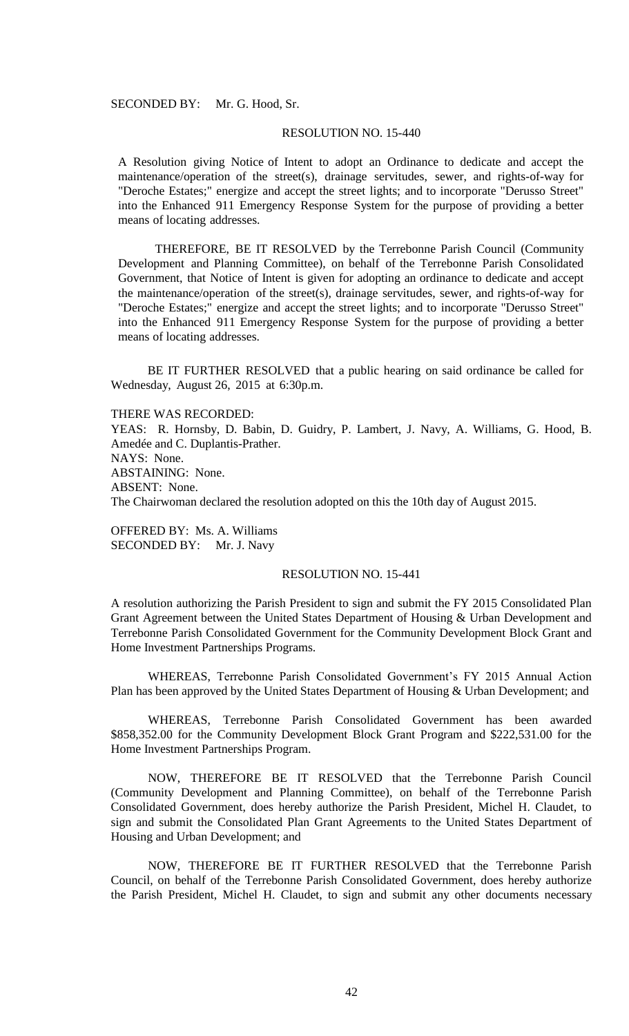SECONDED BY: Mr. G. Hood, Sr.

RESOLUTION NO. 15-440

A Resolution giving Notice of Intent to adopt an Ordinance to dedicate and accept the maintenance/operation of the street(s), drainage servitudes, sewer, and rights-of-way for "Deroche Estates;" energize and accept the street lights; and to incorporate "Derusso Street" into the Enhanced 911 Emergency Response System for the purpose of providing a better means of locating addresses.

THEREFORE, BE IT RESOLVED by the Terrebonne Parish Council (Community Development and Planning Committee), on behalf of the Terrebonne Parish Consolidated Government, that Notice of Intent is given for adopting an ordinance to dedicate and accept the maintenance/operation of the street(s), drainage servitudes, sewer, and rights-of-way for "Deroche Estates;" energize and accept the street lights; and to incorporate "Derusso Street" into the Enhanced 911 Emergency Response System for the purpose of providing a better means of locating addresses.

BE IT FURTHER RESOLVED that a public hearing on said ordinance be called for Wednesday, August 26, 2015 at 6:30p.m.

THERE WAS RECORDED:
YEAS: R. Hornsby, D. Babin, D. Guidry, P. Lambert, J. Navy, A. Williams, G. Hood, B. Amedée and C. Duplantis-Prather.
NAYS: None.
ABSTAINING: None.
ABSENT: None.
The Chairwoman declared the resolution adopted on this the 10th day of August 2015.

OFFERED BY: Ms. A. Williams
SECONDED BY: Mr. J. Navy

RESOLUTION NO. 15-441

A resolution authorizing the Parish President to sign and submit the FY 2015 Consolidated Plan Grant Agreement between the United States Department of Housing & Urban Development and Terrebonne Parish Consolidated Government for the Community Development Block Grant and Home Investment Partnerships Programs.

WHEREAS, Terrebonne Parish Consolidated Government's FY 2015 Annual Action Plan has been approved by the United States Department of Housing & Urban Development; and

WHEREAS, Terrebonne Parish Consolidated Government has been awarded \$858,352.00 for the Community Development Block Grant Program and \$222,531.00 for the Home Investment Partnerships Program.

NOW, THEREFORE BE IT RESOLVED that the Terrebonne Parish Council (Community Development and Planning Committee), on behalf of the Terrebonne Parish Consolidated Government, does hereby authorize the Parish President, Michel H. Claudet, to sign and submit the Consolidated Plan Grant Agreements to the United States Department of Housing and Urban Development; and

NOW, THEREFORE BE IT FURTHER RESOLVED that the Terrebonne Parish Council, on behalf of the Terrebonne Parish Consolidated Government, does hereby authorize the Parish President, Michel H. Claudet, to sign and submit any other documents necessary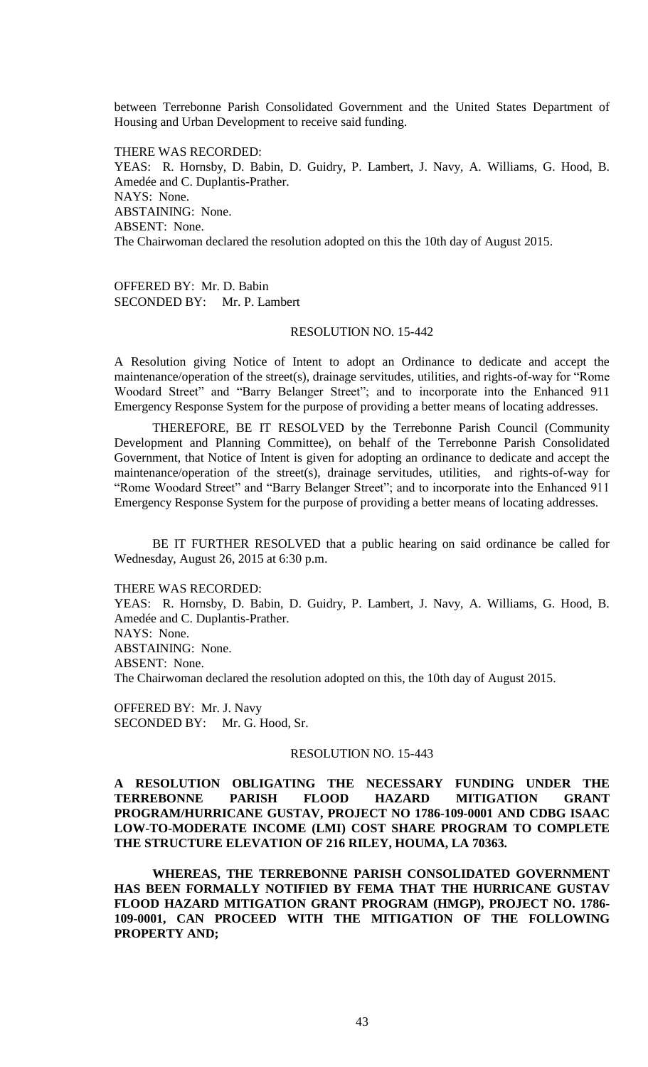between Terrebonne Parish Consolidated Government and the United States Department of Housing and Urban Development to receive said funding.

THERE WAS RECORDED:
YEAS: R. Hornsby, D. Babin, D. Guidry, P. Lambert, J. Navy, A. Williams, G. Hood, B. Amedée and C. Duplantis-Prather.
NAYS: None.
ABSTAINING: None.
ABSENT: None.
The Chairwoman declared the resolution adopted on this the 10th day of August 2015.

OFFERED BY: Mr. D. Babin
SECONDED BY: Mr. P. Lambert

RESOLUTION NO. 15-442

A Resolution giving Notice of Intent to adopt an Ordinance to dedicate and accept the maintenance/operation of the street(s), drainage servitudes, utilities, and rights-of-way for "Rome Woodard Street" and "Barry Belanger Street"; and to incorporate into the Enhanced 911 Emergency Response System for the purpose of providing a better means of locating addresses.

THEREFORE, BE IT RESOLVED by the Terrebonne Parish Council (Community Development and Planning Committee), on behalf of the Terrebonne Parish Consolidated Government, that Notice of Intent is given for adopting an ordinance to dedicate and accept the maintenance/operation of the street(s), drainage servitudes, utilities, and rights-of-way for "Rome Woodard Street" and "Barry Belanger Street"; and to incorporate into the Enhanced 911 Emergency Response System for the purpose of providing a better means of locating addresses.

BE IT FURTHER RESOLVED that a public hearing on said ordinance be called for Wednesday, August 26, 2015 at 6:30 p.m.

THERE WAS RECORDED:
YEAS: R. Hornsby, D. Babin, D. Guidry, P. Lambert, J. Navy, A. Williams, G. Hood, B. Amedée and C. Duplantis-Prather.
NAYS: None.
ABSTAINING: None.
ABSENT: None.
The Chairwoman declared the resolution adopted on this, the 10th day of August 2015.

OFFERED BY: Mr. J. Navy
SECONDED BY: Mr. G. Hood, Sr.

RESOLUTION NO. 15-443

**A RESOLUTION OBLIGATING THE NECESSARY FUNDING UNDER THE TERREBONNE PARISH FLOOD HAZARD MITIGATION GRANT PROGRAM/HURRICANE GUSTAV, PROJECT NO 1786-109-0001 AND CDBG ISAAC LOW-TO-MODERATE INCOME (LMI) COST SHARE PROGRAM TO COMPLETE THE STRUCTURE ELEVATION OF 216 RILEY, HOUMA, LA 70363.**

**WHEREAS, THE TERREBONNE PARISH CONSOLIDATED GOVERNMENT HAS BEEN FORMALLY NOTIFIED BY FEMA THAT THE HURRICANE GUSTAV FLOOD HAZARD MITIGATION GRANT PROGRAM (HMGP), PROJECT NO. 1786-109-0001, CAN PROCEED WITH THE MITIGATION OF THE FOLLOWING PROPERTY AND;**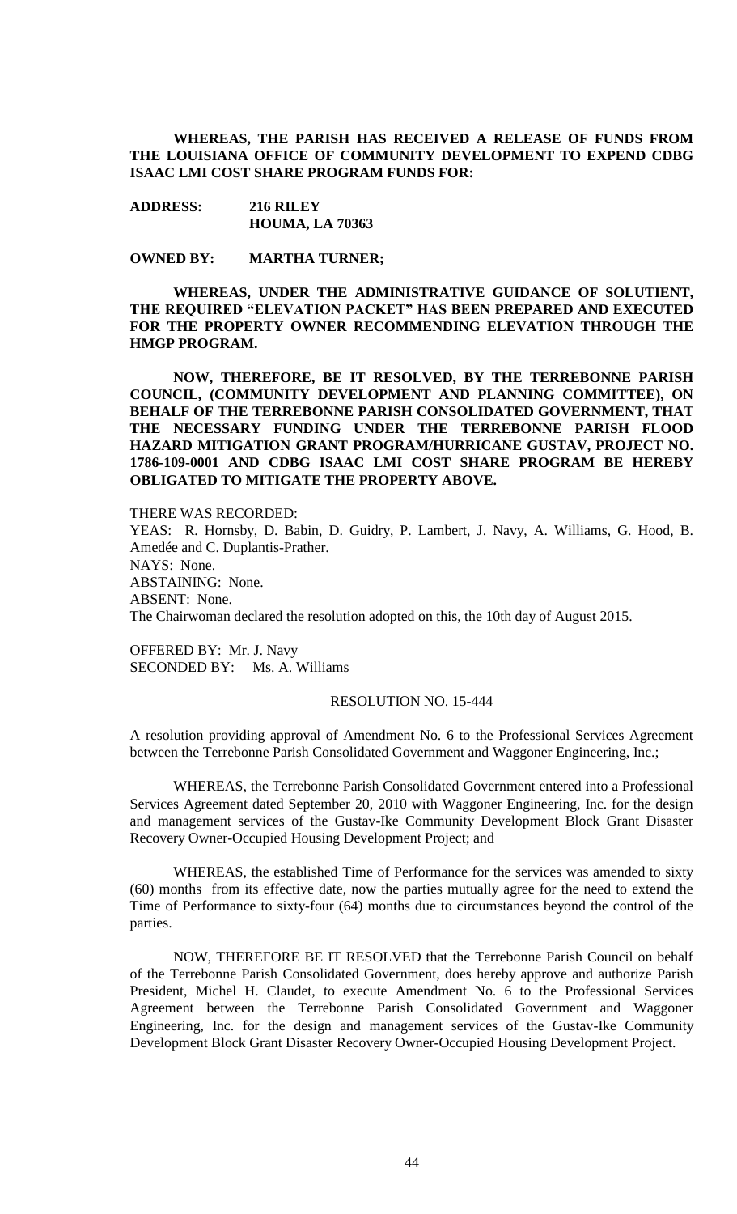**WHEREAS, THE PARISH HAS RECEIVED A RELEASE OF FUNDS FROM THE LOUISIANA OFFICE OF COMMUNITY DEVELOPMENT TO EXPEND CDBG ISAAC LMI COST SHARE PROGRAM FUNDS FOR:**

**ADDRESS: 216 RILEY**
**HOUMA, LA 70363**

**OWNED BY: MARTHA TURNER;**

**WHEREAS, UNDER THE ADMINISTRATIVE GUIDANCE OF SOLUTIENT, THE REQUIRED "ELEVATION PACKET" HAS BEEN PREPARED AND EXECUTED FOR THE PROPERTY OWNER RECOMMENDING ELEVATION THROUGH THE HMGP PROGRAM.**

**NOW, THEREFORE, BE IT RESOLVED, BY THE TERREBONNE PARISH COUNCIL, (COMMUNITY DEVELOPMENT AND PLANNING COMMITTEE), ON BEHALF OF THE TERREBONNE PARISH CONSOLIDATED GOVERNMENT, THAT THE NECESSARY FUNDING UNDER THE TERREBONNE PARISH FLOOD HAZARD MITIGATION GRANT PROGRAM/HURRICANE GUSTAV, PROJECT NO. 1786-109-0001 AND CDBG ISAAC LMI COST SHARE PROGRAM BE HEREBY OBLIGATED TO MITIGATE THE PROPERTY ABOVE.**

THERE WAS RECORDED:
YEAS: R. Hornsby, D. Babin, D. Guidry, P. Lambert, J. Navy, A. Williams, G. Hood, B. Amedée and C. Duplantis-Prather.
NAYS: None.
ABSTAINING: None.
ABSENT: None.
The Chairwoman declared the resolution adopted on this, the 10th day of August 2015.

OFFERED BY: Mr. J. Navy
SECONDED BY: Ms. A. Williams

RESOLUTION NO. 15-444

A resolution providing approval of Amendment No. 6 to the Professional Services Agreement between the Terrebonne Parish Consolidated Government and Waggoner Engineering, Inc.;

WHEREAS, the Terrebonne Parish Consolidated Government entered into a Professional Services Agreement dated September 20, 2010 with Waggoner Engineering, Inc. for the design and management services of the Gustav-Ike Community Development Block Grant Disaster Recovery Owner-Occupied Housing Development Project; and

WHEREAS, the established Time of Performance for the services was amended to sixty (60) months from its effective date, now the parties mutually agree for the need to extend the Time of Performance to sixty-four (64) months due to circumstances beyond the control of the parties.

NOW, THEREFORE BE IT RESOLVED that the Terrebonne Parish Council on behalf of the Terrebonne Parish Consolidated Government, does hereby approve and authorize Parish President, Michel H. Claudet, to execute Amendment No. 6 to the Professional Services Agreement between the Terrebonne Parish Consolidated Government and Waggoner Engineering, Inc. for the design and management services of the Gustav-Ike Community Development Block Grant Disaster Recovery Owner-Occupied Housing Development Project.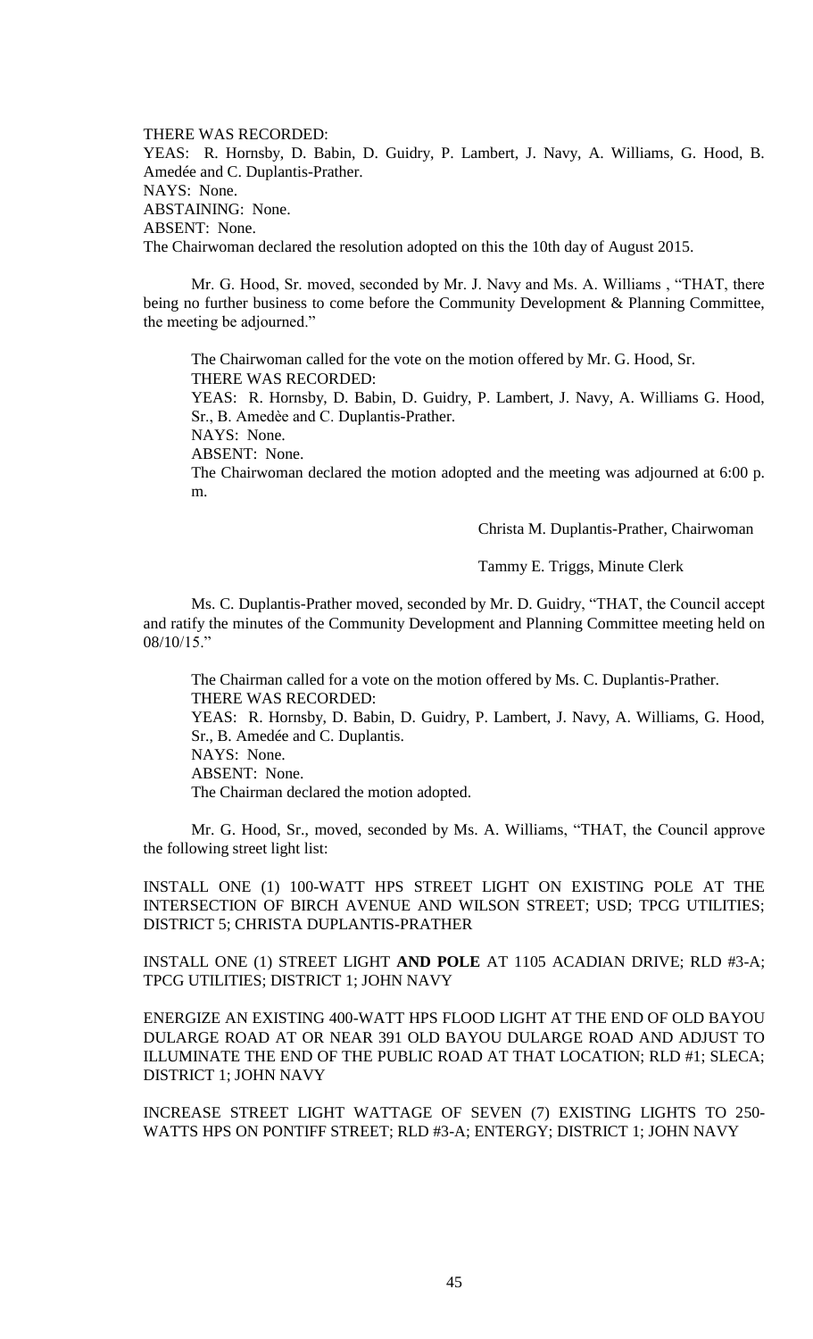THERE WAS RECORDED:
YEAS: R. Hornsby, D. Babin, D. Guidry, P. Lambert, J. Navy, A. Williams, G. Hood, B. Amedée and C. Duplantis-Prather.
NAYS: None.
ABSTAINING: None.
ABSENT: None.
The Chairwoman declared the resolution adopted on this the 10th day of August 2015.

Mr. G. Hood, Sr. moved, seconded by Mr. J. Navy and Ms. A. Williams , "THAT, there being no further business to come before the Community Development & Planning Committee, the meeting be adjourned."

The Chairwoman called for the vote on the motion offered by Mr. G. Hood, Sr.
THERE WAS RECORDED:
YEAS: R. Hornsby, D. Babin, D. Guidry, P. Lambert, J. Navy, A. Williams G. Hood, Sr., B. Amedèe and C. Duplantis-Prather.
NAYS: None.
ABSENT: None.
The Chairwoman declared the motion adopted and the meeting was adjourned at 6:00 p. m.

Christa M. Duplantis-Prather, Chairwoman

Tammy E. Triggs, Minute Clerk

Ms. C. Duplantis-Prather moved, seconded by Mr. D. Guidry, "THAT, the Council accept and ratify the minutes of the Community Development and Planning Committee meeting held on 08/10/15."

The Chairman called for a vote on the motion offered by Ms. C. Duplantis-Prather.
THERE WAS RECORDED:
YEAS: R. Hornsby, D. Babin, D. Guidry, P. Lambert, J. Navy, A. Williams, G. Hood, Sr., B. Amedée and C. Duplantis.
NAYS: None.
ABSENT: None.
The Chairman declared the motion adopted.

Mr. G. Hood, Sr., moved, seconded by Ms. A. Williams, "THAT, the Council approve the following street light list:

INSTALL ONE (1) 100-WATT HPS STREET LIGHT ON EXISTING POLE AT THE INTERSECTION OF BIRCH AVENUE AND WILSON STREET; USD; TPCG UTILITIES; DISTRICT 5; CHRISTA DUPLANTIS-PRATHER

INSTALL ONE (1) STREET LIGHT **AND POLE** AT 1105 ACADIAN DRIVE; RLD #3-A; TPCG UTILITIES; DISTRICT 1; JOHN NAVY

ENERGIZE AN EXISTING 400-WATT HPS FLOOD LIGHT AT THE END OF OLD BAYOU DULARGE ROAD AT OR NEAR 391 OLD BAYOU DULARGE ROAD AND ADJUST TO ILLUMINATE THE END OF THE PUBLIC ROAD AT THAT LOCATION; RLD #1; SLECA; DISTRICT 1; JOHN NAVY

INCREASE STREET LIGHT WATTAGE OF SEVEN (7) EXISTING LIGHTS TO 250-WATTS HPS ON PONTIFF STREET; RLD #3-A; ENTERGY; DISTRICT 1; JOHN NAVY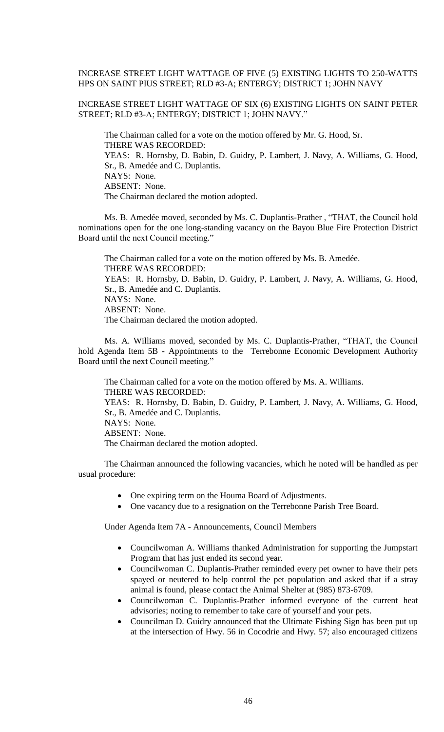INCREASE STREET LIGHT WATTAGE OF FIVE (5) EXISTING LIGHTS TO 250-WATTS HPS ON SAINT PIUS STREET; RLD #3-A; ENTERGY; DISTRICT 1; JOHN NAVY

INCREASE STREET LIGHT WATTAGE OF SIX (6) EXISTING LIGHTS ON SAINT PETER STREET; RLD #3-A; ENTERGY; DISTRICT 1; JOHN NAVY."

The Chairman called for a vote on the motion offered by Mr. G. Hood, Sr.
THERE WAS RECORDED:
YEAS: R. Hornsby, D. Babin, D. Guidry, P. Lambert, J. Navy, A. Williams, G. Hood, Sr., B. Amedée and C. Duplantis.
NAYS: None.
ABSENT: None.
The Chairman declared the motion adopted.

Ms. B. Amedée moved, seconded by Ms. C. Duplantis-Prather , "THAT, the Council hold nominations open for the one long-standing vacancy on the Bayou Blue Fire Protection District Board until the next Council meeting."

The Chairman called for a vote on the motion offered by Ms. B. Amedée.
THERE WAS RECORDED:
YEAS: R. Hornsby, D. Babin, D. Guidry, P. Lambert, J. Navy, A. Williams, G. Hood, Sr., B. Amedée and C. Duplantis.
NAYS: None.
ABSENT: None.
The Chairman declared the motion adopted.

Ms. A. Williams moved, seconded by Ms. C. Duplantis-Prather, "THAT, the Council hold Agenda Item 5B - Appointments to the Terrebonne Economic Development Authority Board until the next Council meeting."

The Chairman called for a vote on the motion offered by Ms. A. Williams.
THERE WAS RECORDED:
YEAS: R. Hornsby, D. Babin, D. Guidry, P. Lambert, J. Navy, A. Williams, G. Hood, Sr., B. Amedée and C. Duplantis.
NAYS: None.
ABSENT: None.
The Chairman declared the motion adopted.

The Chairman announced the following vacancies, which he noted will be handled as per usual procedure:

- One expiring term on the Houma Board of Adjustments.
- One vacancy due to a resignation on the Terrebonne Parish Tree Board.

Under Agenda Item 7A - Announcements, Council Members

- Councilwoman A. Williams thanked Administration for supporting the Jumpstart Program that has just ended its second year.
- Councilwoman C. Duplantis-Prather reminded every pet owner to have their pets spayed or neutered to help control the pet population and asked that if a stray animal is found, please contact the Animal Shelter at (985) 873-6709.
- Councilwoman C. Duplantis-Prather informed everyone of the current heat advisories; noting to remember to take care of yourself and your pets.
- Councilman D. Guidry announced that the Ultimate Fishing Sign has been put up at the intersection of Hwy. 56 in Cocodrie and Hwy. 57; also encouraged citizens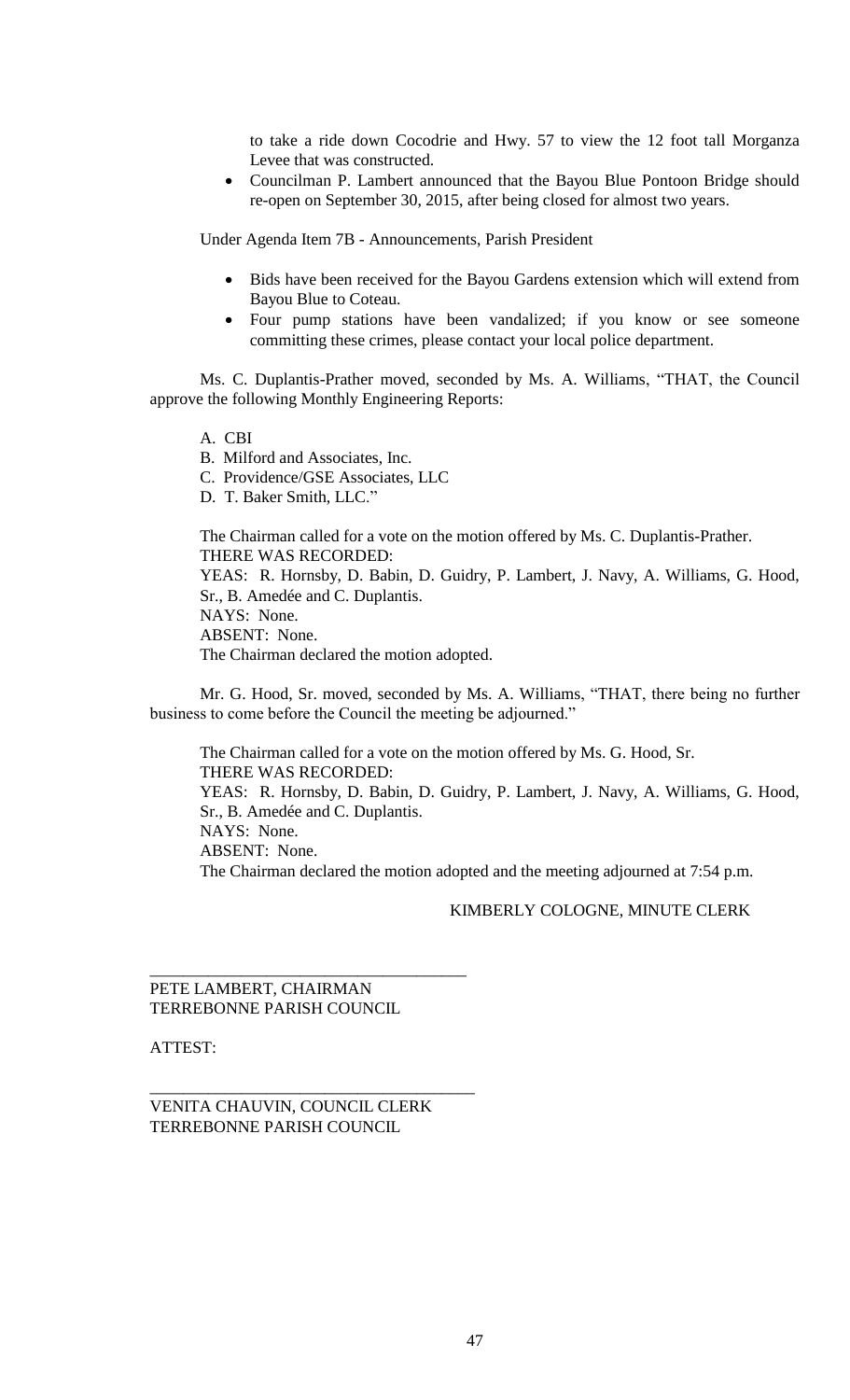to take a ride down Cocodrie and Hwy. 57 to view the 12 foot tall Morganza Levee that was constructed.

- Councilman P. Lambert announced that the Bayou Blue Pontoon Bridge should re-open on September 30, 2015, after being closed for almost two years.

Under Agenda Item 7B - Announcements, Parish President

- Bids have been received for the Bayou Gardens extension which will extend from Bayou Blue to Coteau.
- Four pump stations have been vandalized; if you know or see someone committing these crimes, please contact your local police department.

Ms. C. Duplantis-Prather moved, seconded by Ms. A. Williams, "THAT, the Council approve the following Monthly Engineering Reports:

A. CBI
B. Milford and Associates, Inc.
C. Providence/GSE Associates, LLC
D. T. Baker Smith, LLC."

The Chairman called for a vote on the motion offered by Ms. C. Duplantis-Prather.
THERE WAS RECORDED:
YEAS: R. Hornsby, D. Babin, D. Guidry, P. Lambert, J. Navy, A. Williams, G. Hood, Sr., B. Amedée and C. Duplantis.
NAYS: None.
ABSENT: None.
The Chairman declared the motion adopted.

Mr. G. Hood, Sr. moved, seconded by Ms. A. Williams, "THAT, there being no further business to come before the Council the meeting be adjourned."

The Chairman called for a vote on the motion offered by Ms. G. Hood, Sr.
THERE WAS RECORDED:
YEAS: R. Hornsby, D. Babin, D. Guidry, P. Lambert, J. Navy, A. Williams, G. Hood, Sr., B. Amedée and C. Duplantis.
NAYS: None.
ABSENT: None.
The Chairman declared the motion adopted and the meeting adjourned at 7:54 p.m.

KIMBERLY COLOGNE, MINUTE CLERK

\_\_\_\_\_\_\_\_\_\_\_\_\_\_\_\_\_\_\_\_\_\_\_\_\_\_\_\_\_\_\_\_\_\_\_\_\_\_
PETE LAMBERT, CHAIRMAN
TERREBONNE PARISH COUNCIL

ATTEST:

\_\_\_\_\_\_\_\_\_\_\_\_\_\_\_\_\_\_\_\_\_\_\_\_\_\_\_\_\_\_\_\_\_\_\_\_\_\_
VENITA CHAUVIN, COUNCIL CLERK
TERREBONNE PARISH COUNCIL